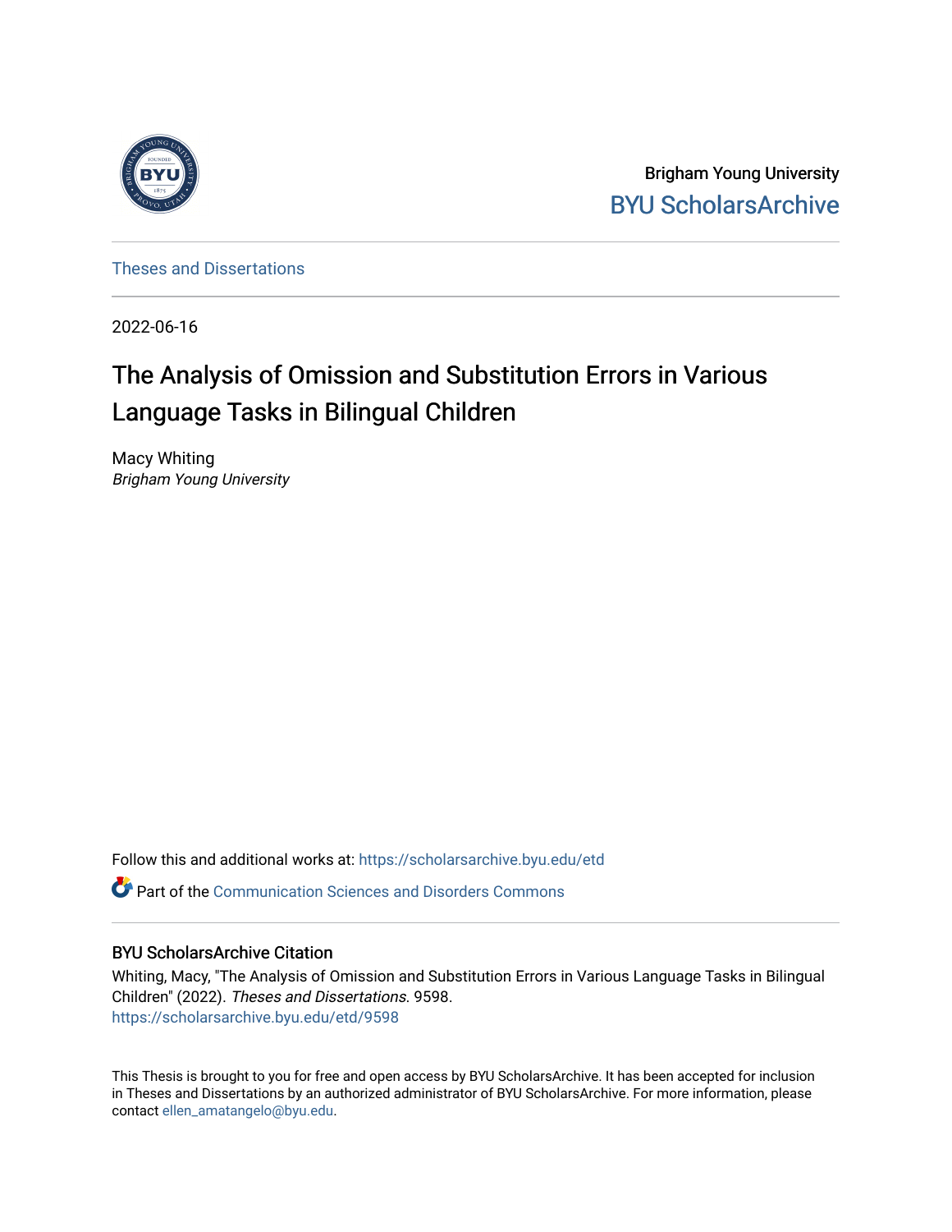Brigham Young University

BYU ScholarsArchive

Theses and Dissertations

2022-06-16

# The Analysis of Omission and Substitution Errors in Various Language Tasks in Bilingual Children

Macy Whiting
*Brigham Young University*

Follow this and additional works at: https://scholarsarchive.byu.edu/etd

Part of the Communication Sciences and Disorders Commons

## BYU ScholarsArchive Citation

Whiting, Macy, "The Analysis of Omission and Substitution Errors in Various Language Tasks in Bilingual Children" (2022). *Theses and Dissertations*. 9598.
https://scholarsarchive.byu.edu/etd/9598

This Thesis is brought to you for free and open access by BYU ScholarsArchive. It has been accepted for inclusion in Theses and Dissertations by an authorized administrator of BYU ScholarsArchive. For more information, please contact ellen_amatangelo@byu.edu.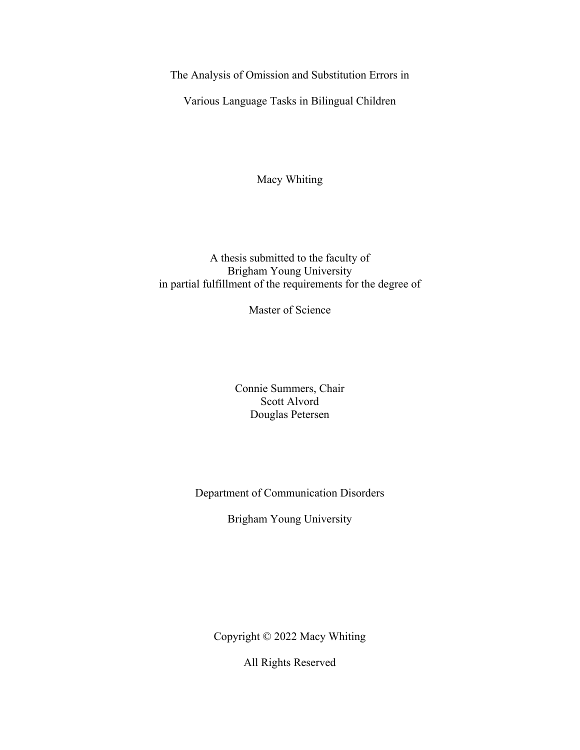# The Analysis of Omission and Substitution Errors in Various Language Tasks in Bilingual Children

Macy Whiting

A thesis submitted to the faculty of
Brigham Young University
in partial fulfillment of the requirements for the degree of

Master of Science

Connie Summers, Chair
Scott Alvord
Douglas Petersen

Department of Communication Disorders

Brigham Young University

Copyright © 2022 Macy Whiting

All Rights Reserved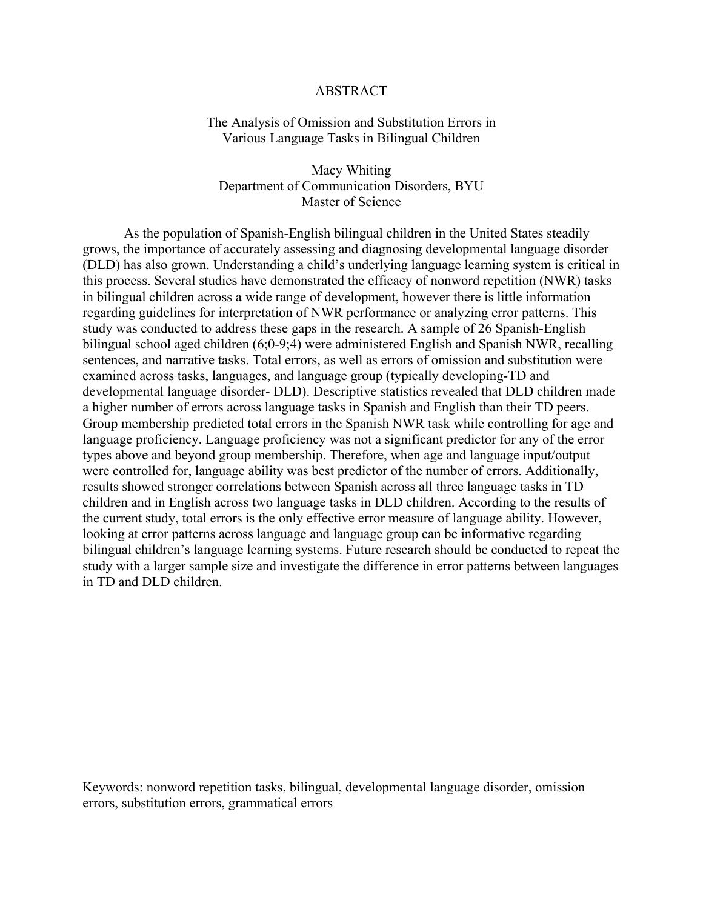# ABSTRACT

## The Analysis of Omission and Substitution Errors in Various Language Tasks in Bilingual Children

Macy Whiting
Department of Communication Disorders, BYU
Master of Science

As the population of Spanish-English bilingual children in the United States steadily grows, the importance of accurately assessing and diagnosing developmental language disorder (DLD) has also grown. Understanding a child's underlying language learning system is critical in this process. Several studies have demonstrated the efficacy of nonword repetition (NWR) tasks in bilingual children across a wide range of development, however there is little information regarding guidelines for interpretation of NWR performance or analyzing error patterns. This study was conducted to address these gaps in the research. A sample of 26 Spanish-English bilingual school aged children (6;0-9;4) were administered English and Spanish NWR, recalling sentences, and narrative tasks. Total errors, as well as errors of omission and substitution were examined across tasks, languages, and language group (typically developing-TD and developmental language disorder- DLD). Descriptive statistics revealed that DLD children made a higher number of errors across language tasks in Spanish and English than their TD peers. Group membership predicted total errors in the Spanish NWR task while controlling for age and language proficiency. Language proficiency was not a significant predictor for any of the error types above and beyond group membership. Therefore, when age and language input/output were controlled for, language ability was best predictor of the number of errors. Additionally, results showed stronger correlations between Spanish across all three language tasks in TD children and in English across two language tasks in DLD children. According to the results of the current study, total errors is the only effective error measure of language ability. However, looking at error patterns across language and language group can be informative regarding bilingual children's language learning systems. Future research should be conducted to repeat the study with a larger sample size and investigate the difference in error patterns between languages in TD and DLD children.

Keywords: nonword repetition tasks, bilingual, developmental language disorder, omission errors, substitution errors, grammatical errors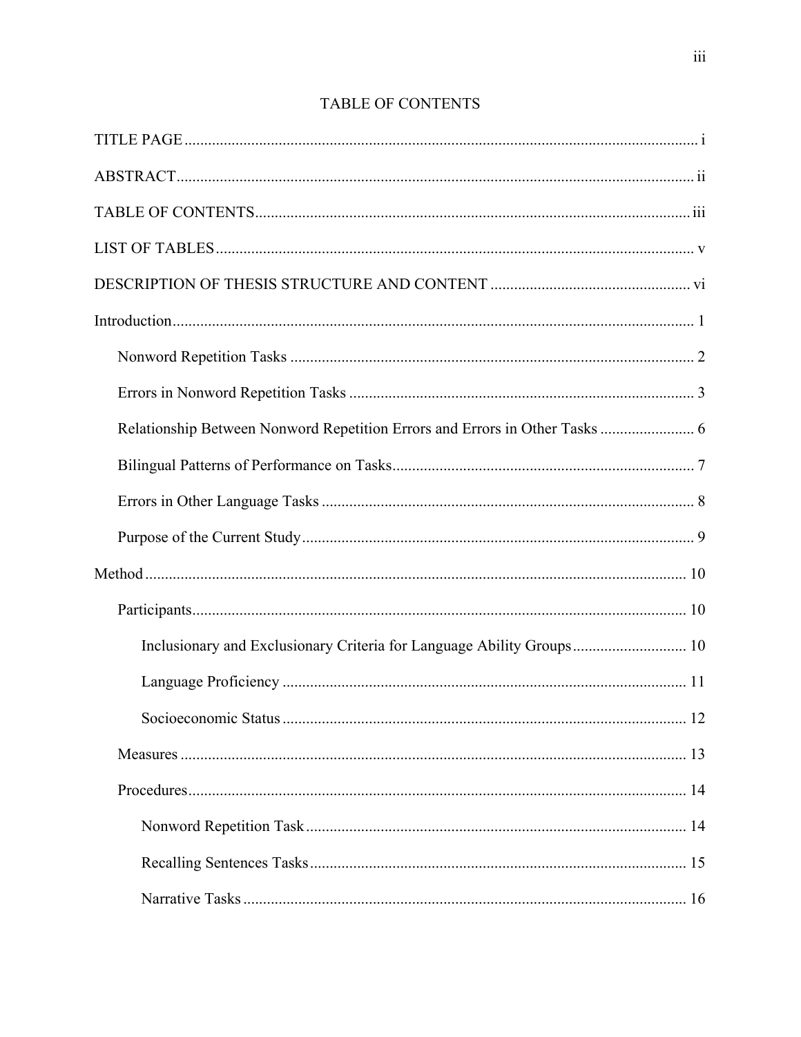# TABLE OF CONTENTS

TITLE PAGE ..................................................... i

ABSTRACT ..................................................... ii

TABLE OF CONTENTS ..................................................... iii

LIST OF TABLES ..................................................... v

DESCRIPTION OF THESIS STRUCTURE AND CONTENT ..................................................... vi

Introduction ..................................................... 1

- Nonword Repetition Tasks ..................................................... 2
- Errors in Nonword Repetition Tasks ..................................................... 3
- Relationship Between Nonword Repetition Errors and Errors in Other Tasks ..................................................... 6
- Bilingual Patterns of Performance on Tasks ..................................................... 7
- Errors in Other Language Tasks ..................................................... 8
- Purpose of the Current Study ..................................................... 9

Method ..................................................... 10

- Participants ..................................................... 10
  - Inclusionary and Exclusionary Criteria for Language Ability Groups ..................................................... 10
  - Language Proficiency ..................................................... 11
  - Socioeconomic Status ..................................................... 12
- Measures ..................................................... 13
- Procedures ..................................................... 14
  - Nonword Repetition Task ..................................................... 14
  - Recalling Sentences Tasks ..................................................... 15
  - Narrative Tasks ..................................................... 16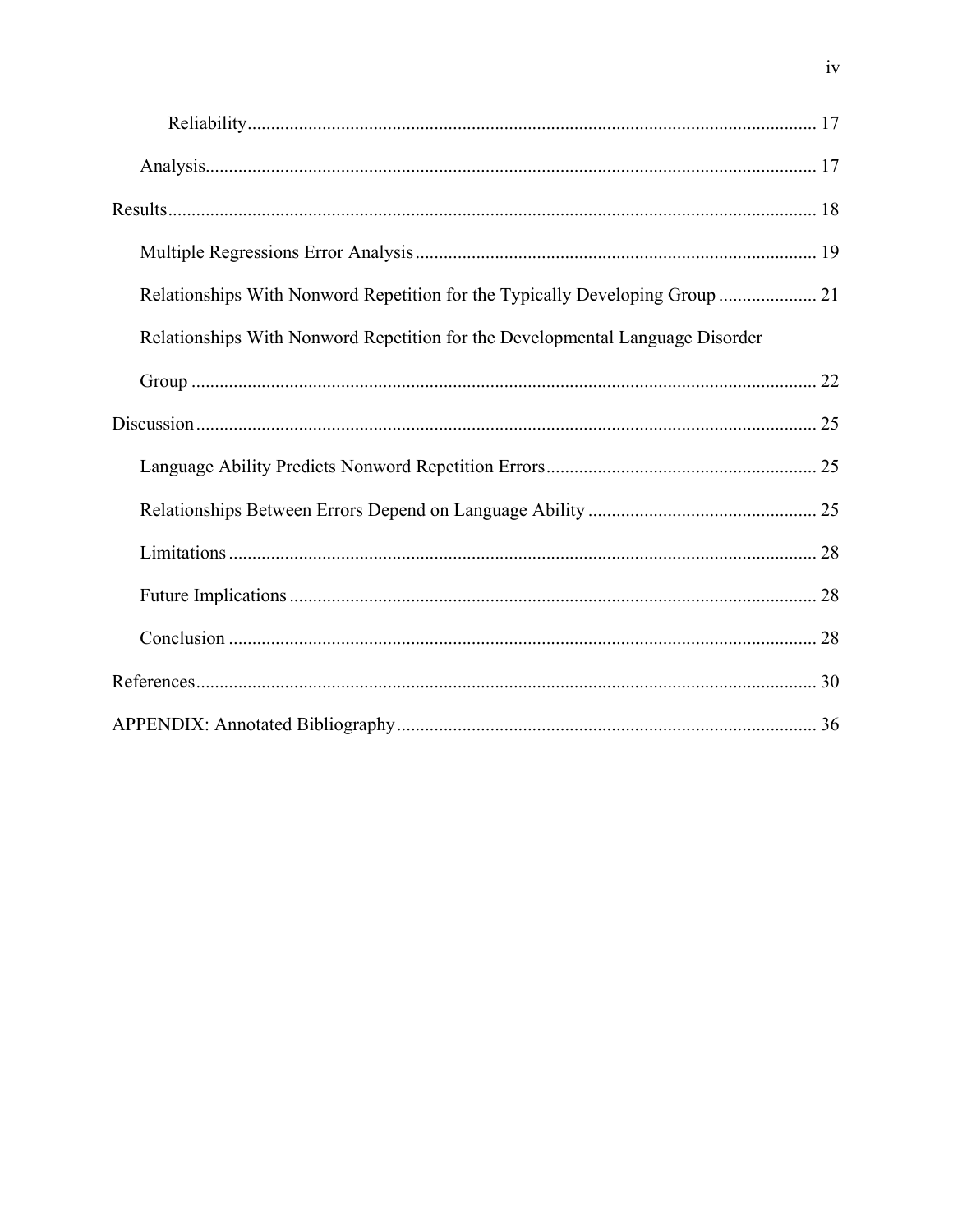Reliability ........................................................................................................ 17

Analysis ................................................................................................................ 17

Results ......................................................................................................................... 18

Multiple Regressions Error Analysis .................................................................... 19

Relationships With Nonword Repetition for the Typically Developing Group ..................... 21

Relationships With Nonword Repetition for the Developmental Language Disorder Group ......................................................................................................................... 22

Discussion ................................................................................................................... 25

Language Ability Predicts Nonword Repetition Errors .......................................................... 25

Relationships Between Errors Depend on Language Ability ................................................ 25

Limitations ........................................................................................................... 28

Future Implications ............................................................................................... 28

Conclusion ............................................................................................................ 28

References ................................................................................................................... 30

APPENDIX: Annotated Bibliography ......................................................................... 36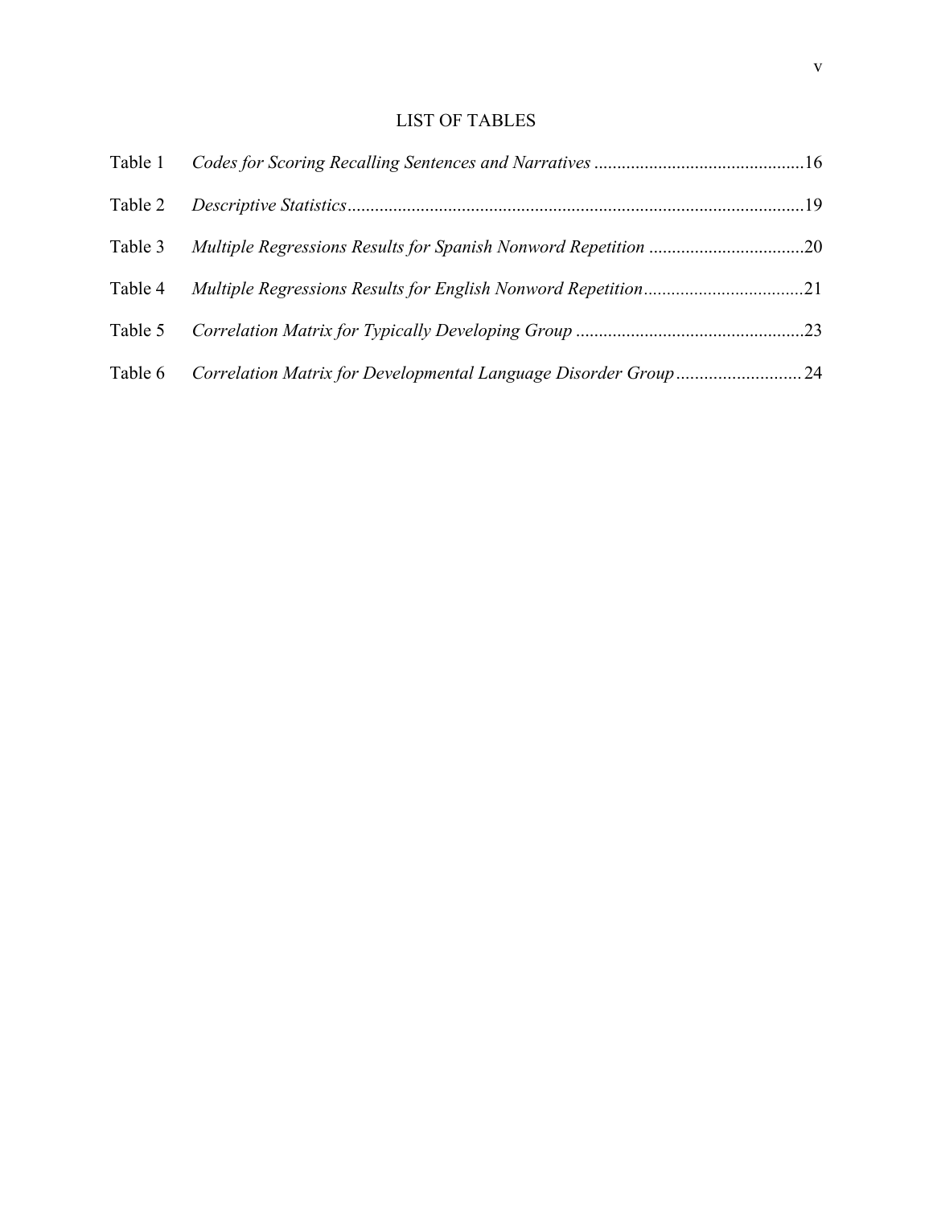## LIST OF TABLES

Table 1 *Codes for Scoring Recalling Sentences and Narratives* .............................................16

Table 2 *Descriptive Statistics*...................................................................................................19

Table 3 *Multiple Regressions Results for Spanish Nonword Repetition* ..................................20

Table 4 *Multiple Regressions Results for English Nonword Repetition*...................................21

Table 5 *Correlation Matrix for Typically Developing Group* ..................................................23

Table 6 *Correlation Matrix for Developmental Language Disorder Group*............................24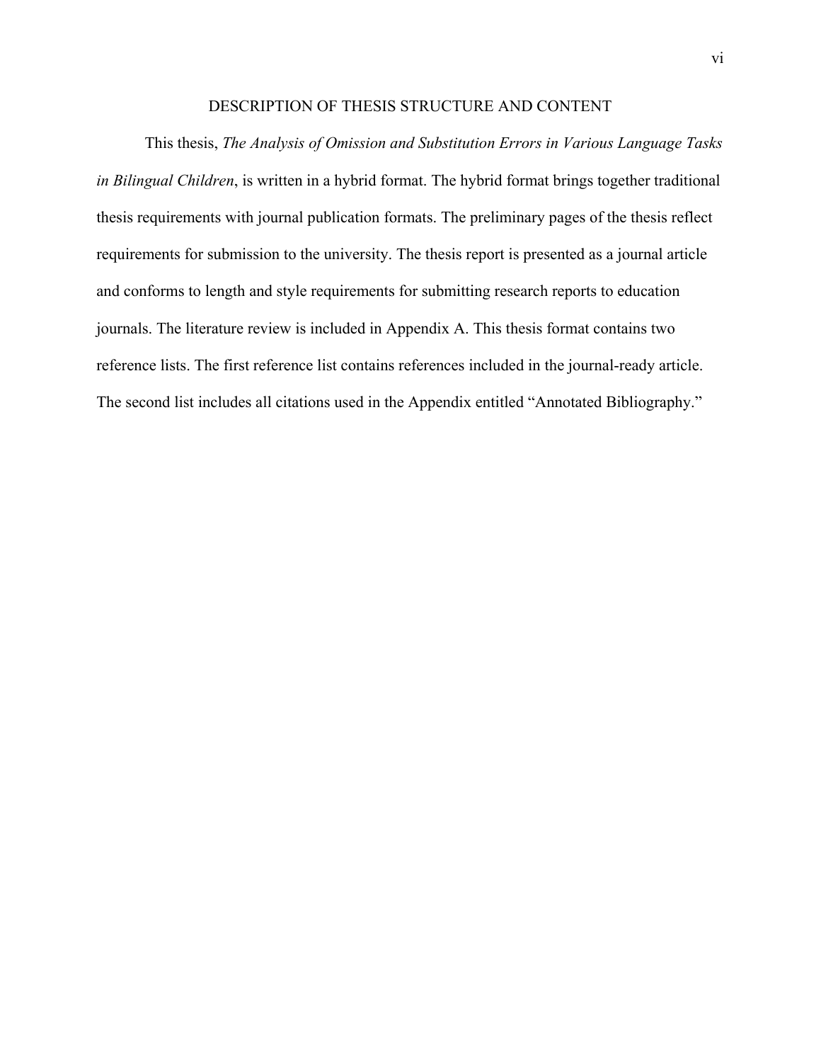# DESCRIPTION OF THESIS STRUCTURE AND CONTENT

This thesis, *The Analysis of Omission and Substitution Errors in Various Language Tasks in Bilingual Children*, is written in a hybrid format. The hybrid format brings together traditional thesis requirements with journal publication formats. The preliminary pages of the thesis reflect requirements for submission to the university. The thesis report is presented as a journal article and conforms to length and style requirements for submitting research reports to education journals. The literature review is included in Appendix A. This thesis format contains two reference lists. The first reference list contains references included in the journal-ready article. The second list includes all citations used in the Appendix entitled "Annotated Bibliography."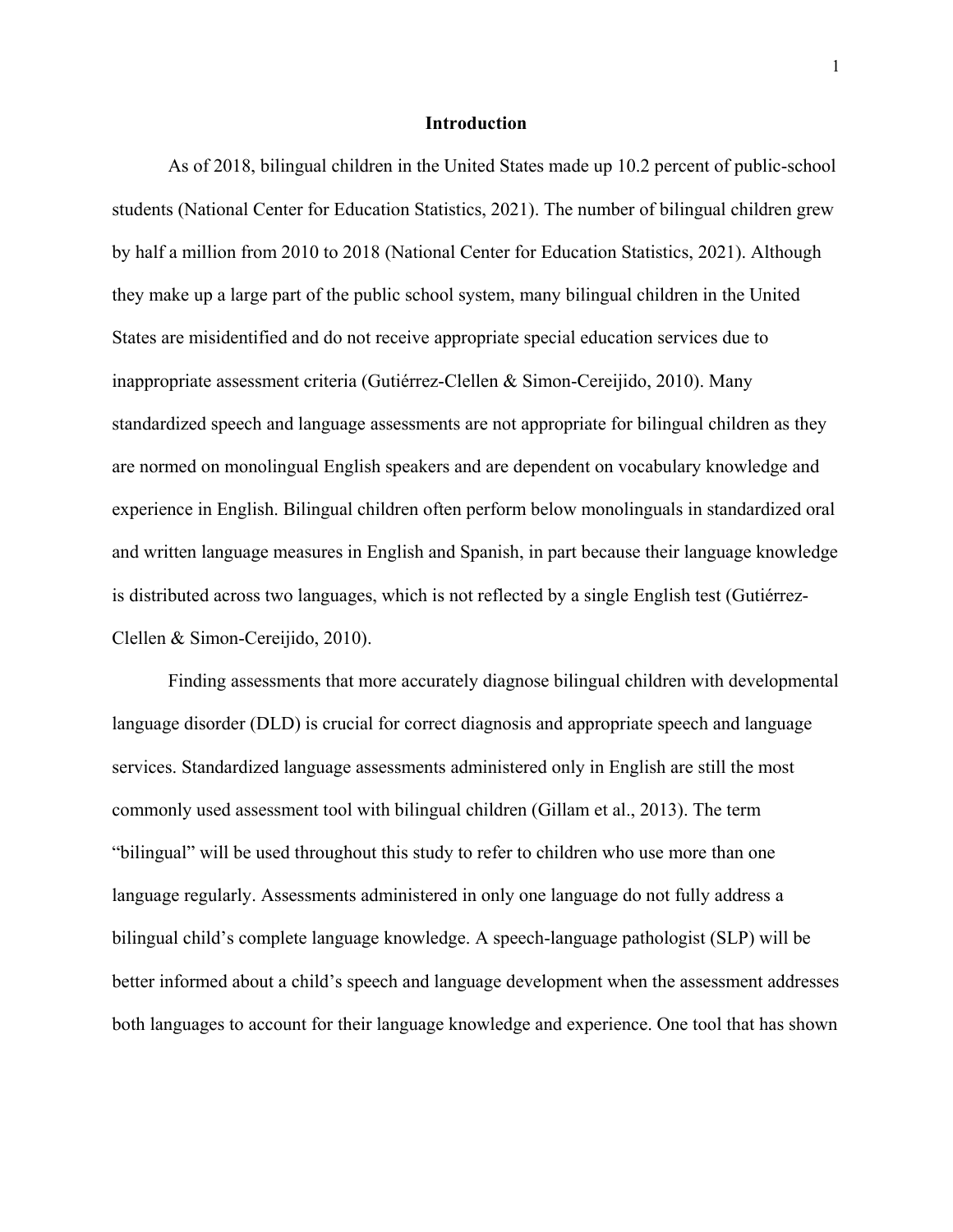## Introduction

As of 2018, bilingual children in the United States made up 10.2 percent of public-school students (National Center for Education Statistics, 2021). The number of bilingual children grew by half a million from 2010 to 2018 (National Center for Education Statistics, 2021). Although they make up a large part of the public school system, many bilingual children in the United States are misidentified and do not receive appropriate special education services due to inappropriate assessment criteria (Gutiérrez-Clellen & Simon-Cereijido, 2010). Many standardized speech and language assessments are not appropriate for bilingual children as they are normed on monolingual English speakers and are dependent on vocabulary knowledge and experience in English. Bilingual children often perform below monolinguals in standardized oral and written language measures in English and Spanish, in part because their language knowledge is distributed across two languages, which is not reflected by a single English test (Gutiérrez-Clellen & Simon-Cereijido, 2010).

Finding assessments that more accurately diagnose bilingual children with developmental language disorder (DLD) is crucial for correct diagnosis and appropriate speech and language services. Standardized language assessments administered only in English are still the most commonly used assessment tool with bilingual children (Gillam et al., 2013). The term "bilingual" will be used throughout this study to refer to children who use more than one language regularly. Assessments administered in only one language do not fully address a bilingual child's complete language knowledge. A speech-language pathologist (SLP) will be better informed about a child's speech and language development when the assessment addresses both languages to account for their language knowledge and experience. One tool that has shown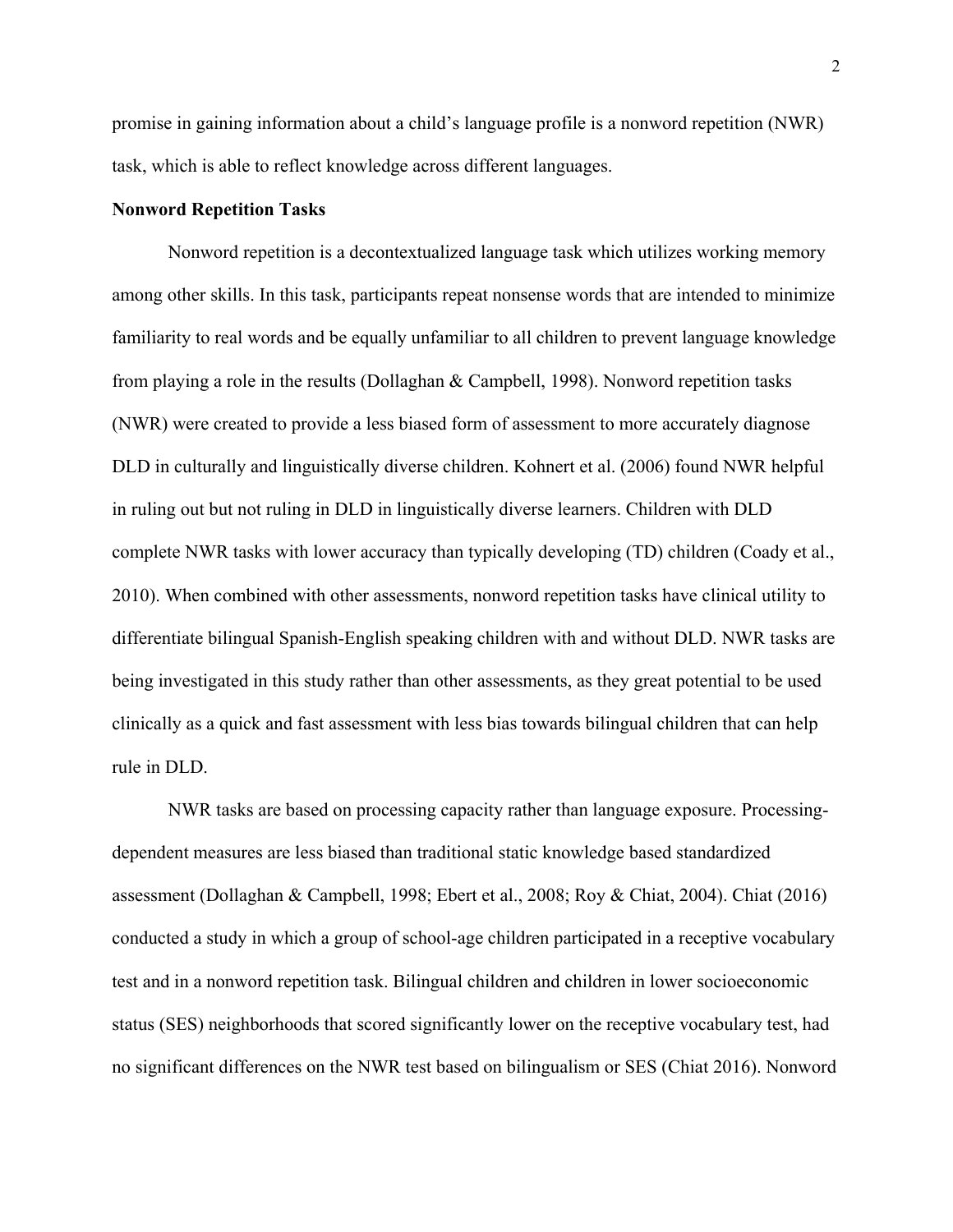promise in gaining information about a child's language profile is a nonword repetition (NWR) task, which is able to reflect knowledge across different languages.

**Nonword Repetition Tasks**

Nonword repetition is a decontextualized language task which utilizes working memory among other skills. In this task, participants repeat nonsense words that are intended to minimize familiarity to real words and be equally unfamiliar to all children to prevent language knowledge from playing a role in the results (Dollaghan & Campbell, 1998). Nonword repetition tasks (NWR) were created to provide a less biased form of assessment to more accurately diagnose DLD in culturally and linguistically diverse children. Kohnert et al. (2006) found NWR helpful in ruling out but not ruling in DLD in linguistically diverse learners. Children with DLD complete NWR tasks with lower accuracy than typically developing (TD) children (Coady et al., 2010). When combined with other assessments, nonword repetition tasks have clinical utility to differentiate bilingual Spanish-English speaking children with and without DLD. NWR tasks are being investigated in this study rather than other assessments, as they great potential to be used clinically as a quick and fast assessment with less bias towards bilingual children that can help rule in DLD.

NWR tasks are based on processing capacity rather than language exposure. Processing-dependent measures are less biased than traditional static knowledge based standardized assessment (Dollaghan & Campbell, 1998; Ebert et al., 2008; Roy & Chiat, 2004). Chiat (2016) conducted a study in which a group of school-age children participated in a receptive vocabulary test and in a nonword repetition task. Bilingual children and children in lower socioeconomic status (SES) neighborhoods that scored significantly lower on the receptive vocabulary test, had no significant differences on the NWR test based on bilingualism or SES (Chiat 2016). Nonword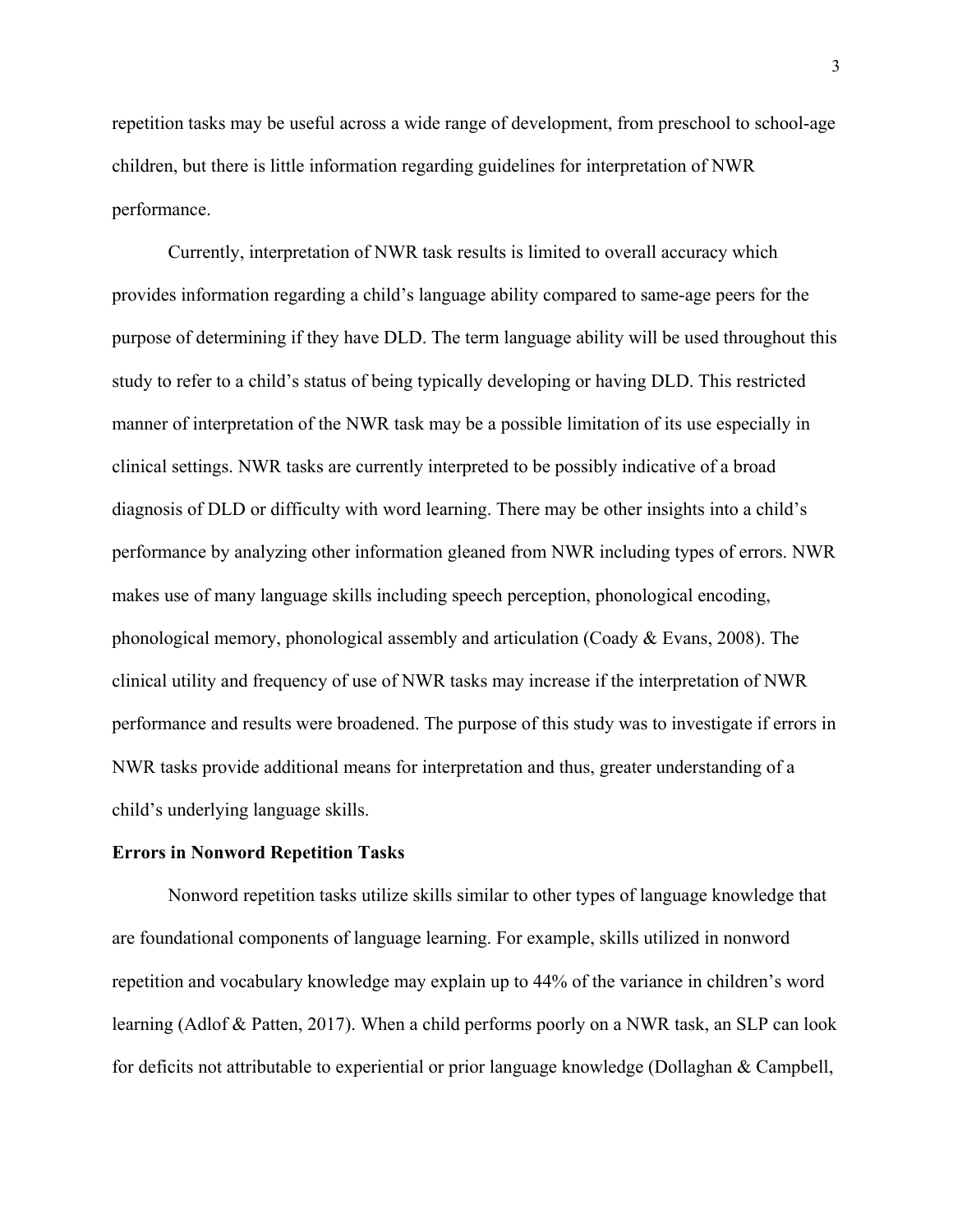repetition tasks may be useful across a wide range of development, from preschool to school-age children, but there is little information regarding guidelines for interpretation of NWR performance.

Currently, interpretation of NWR task results is limited to overall accuracy which provides information regarding a child's language ability compared to same-age peers for the purpose of determining if they have DLD. The term language ability will be used throughout this study to refer to a child's status of being typically developing or having DLD. This restricted manner of interpretation of the NWR task may be a possible limitation of its use especially in clinical settings. NWR tasks are currently interpreted to be possibly indicative of a broad diagnosis of DLD or difficulty with word learning. There may be other insights into a child's performance by analyzing other information gleaned from NWR including types of errors. NWR makes use of many language skills including speech perception, phonological encoding, phonological memory, phonological assembly and articulation (Coady & Evans, 2008). The clinical utility and frequency of use of NWR tasks may increase if the interpretation of NWR performance and results were broadened. The purpose of this study was to investigate if errors in NWR tasks provide additional means for interpretation and thus, greater understanding of a child's underlying language skills.

## Errors in Nonword Repetition Tasks

Nonword repetition tasks utilize skills similar to other types of language knowledge that are foundational components of language learning. For example, skills utilized in nonword repetition and vocabulary knowledge may explain up to 44% of the variance in children's word learning (Adlof & Patten, 2017). When a child performs poorly on a NWR task, an SLP can look for deficits not attributable to experiential or prior language knowledge (Dollaghan & Campbell,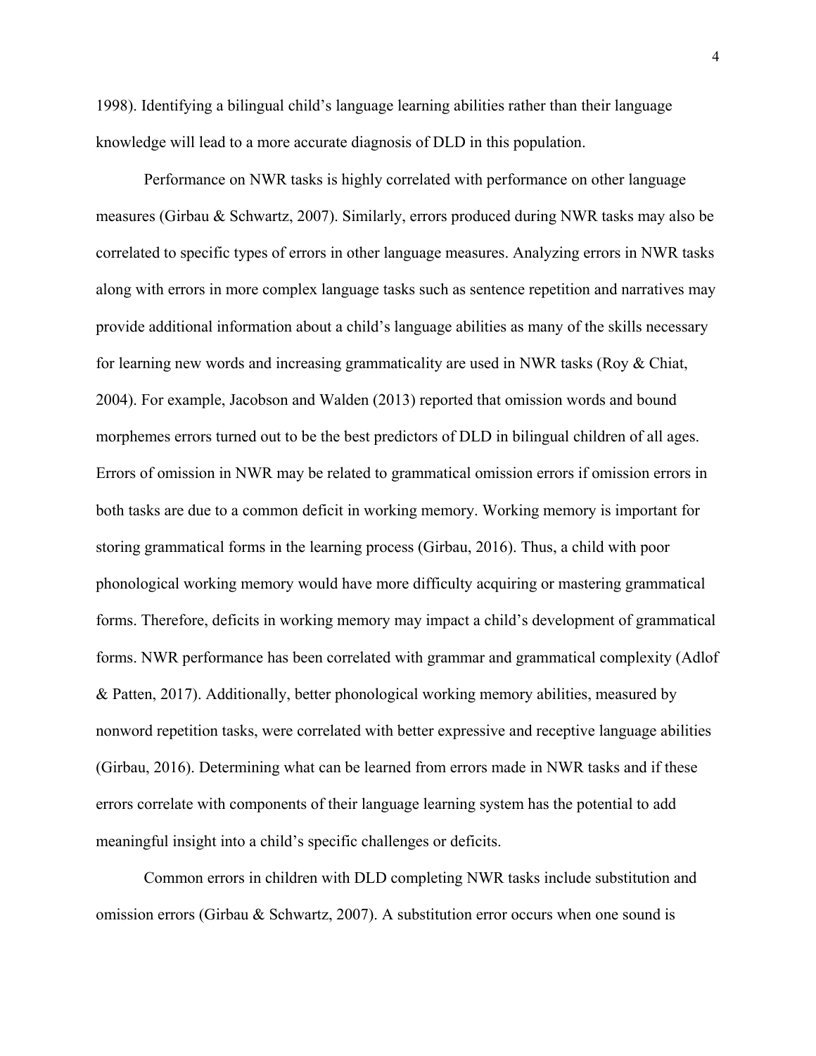1998). Identifying a bilingual child's language learning abilities rather than their language knowledge will lead to a more accurate diagnosis of DLD in this population.

Performance on NWR tasks is highly correlated with performance on other language measures (Girbau & Schwartz, 2007). Similarly, errors produced during NWR tasks may also be correlated to specific types of errors in other language measures. Analyzing errors in NWR tasks along with errors in more complex language tasks such as sentence repetition and narratives may provide additional information about a child's language abilities as many of the skills necessary for learning new words and increasing grammaticality are used in NWR tasks (Roy & Chiat, 2004). For example, Jacobson and Walden (2013) reported that omission words and bound morphemes errors turned out to be the best predictors of DLD in bilingual children of all ages. Errors of omission in NWR may be related to grammatical omission errors if omission errors in both tasks are due to a common deficit in working memory. Working memory is important for storing grammatical forms in the learning process (Girbau, 2016). Thus, a child with poor phonological working memory would have more difficulty acquiring or mastering grammatical forms. Therefore, deficits in working memory may impact a child's development of grammatical forms. NWR performance has been correlated with grammar and grammatical complexity (Adlof & Patten, 2017). Additionally, better phonological working memory abilities, measured by nonword repetition tasks, were correlated with better expressive and receptive language abilities (Girbau, 2016). Determining what can be learned from errors made in NWR tasks and if these errors correlate with components of their language learning system has the potential to add meaningful insight into a child's specific challenges or deficits.

Common errors in children with DLD completing NWR tasks include substitution and omission errors (Girbau & Schwartz, 2007). A substitution error occurs when one sound is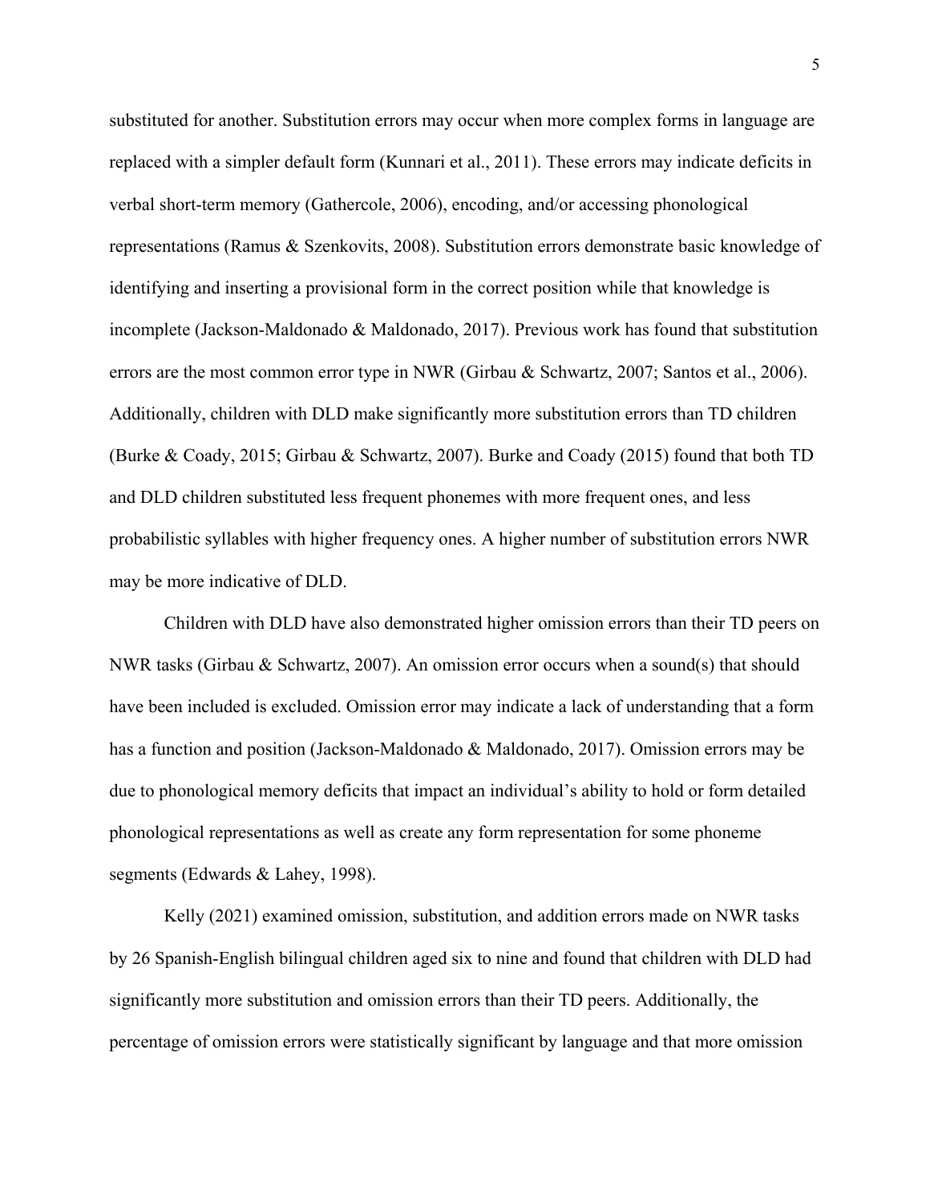substituted for another. Substitution errors may occur when more complex forms in language are replaced with a simpler default form (Kunnari et al., 2011). These errors may indicate deficits in verbal short-term memory (Gathercole, 2006), encoding, and/or accessing phonological representations (Ramus & Szenkovits, 2008). Substitution errors demonstrate basic knowledge of identifying and inserting a provisional form in the correct position while that knowledge is incomplete (Jackson-Maldonado & Maldonado, 2017). Previous work has found that substitution errors are the most common error type in NWR (Girbau & Schwartz, 2007; Santos et al., 2006). Additionally, children with DLD make significantly more substitution errors than TD children (Burke & Coady, 2015; Girbau & Schwartz, 2007). Burke and Coady (2015) found that both TD and DLD children substituted less frequent phonemes with more frequent ones, and less probabilistic syllables with higher frequency ones. A higher number of substitution errors NWR may be more indicative of DLD.

Children with DLD have also demonstrated higher omission errors than their TD peers on NWR tasks (Girbau & Schwartz, 2007). An omission error occurs when a sound(s) that should have been included is excluded. Omission error may indicate a lack of understanding that a form has a function and position (Jackson-Maldonado & Maldonado, 2017). Omission errors may be due to phonological memory deficits that impact an individual's ability to hold or form detailed phonological representations as well as create any form representation for some phoneme segments (Edwards & Lahey, 1998).

Kelly (2021) examined omission, substitution, and addition errors made on NWR tasks by 26 Spanish-English bilingual children aged six to nine and found that children with DLD had significantly more substitution and omission errors than their TD peers. Additionally, the percentage of omission errors were statistically significant by language and that more omission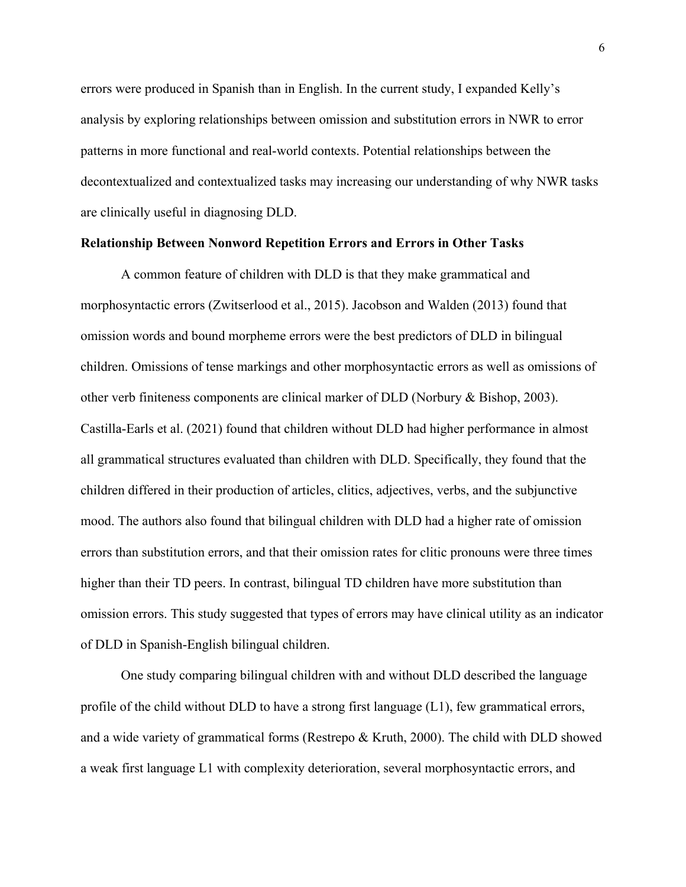errors were produced in Spanish than in English. In the current study, I expanded Kelly's analysis by exploring relationships between omission and substitution errors in NWR to error patterns in more functional and real-world contexts. Potential relationships between the decontextualized and contextualized tasks may increasing our understanding of why NWR tasks are clinically useful in diagnosing DLD.

**Relationship Between Nonword Repetition Errors and Errors in Other Tasks**

A common feature of children with DLD is that they make grammatical and morphosyntactic errors (Zwitserlood et al., 2015). Jacobson and Walden (2013) found that omission words and bound morpheme errors were the best predictors of DLD in bilingual children. Omissions of tense markings and other morphosyntactic errors as well as omissions of other verb finiteness components are clinical marker of DLD (Norbury & Bishop, 2003). Castilla-Earls et al. (2021) found that children without DLD had higher performance in almost all grammatical structures evaluated than children with DLD. Specifically, they found that the children differed in their production of articles, clitics, adjectives, verbs, and the subjunctive mood. The authors also found that bilingual children with DLD had a higher rate of omission errors than substitution errors, and that their omission rates for clitic pronouns were three times higher than their TD peers. In contrast, bilingual TD children have more substitution than omission errors. This study suggested that types of errors may have clinical utility as an indicator of DLD in Spanish-English bilingual children.

One study comparing bilingual children with and without DLD described the language profile of the child without DLD to have a strong first language (L1), few grammatical errors, and a wide variety of grammatical forms (Restrepo & Kruth, 2000). The child with DLD showed a weak first language L1 with complexity deterioration, several morphosyntactic errors, and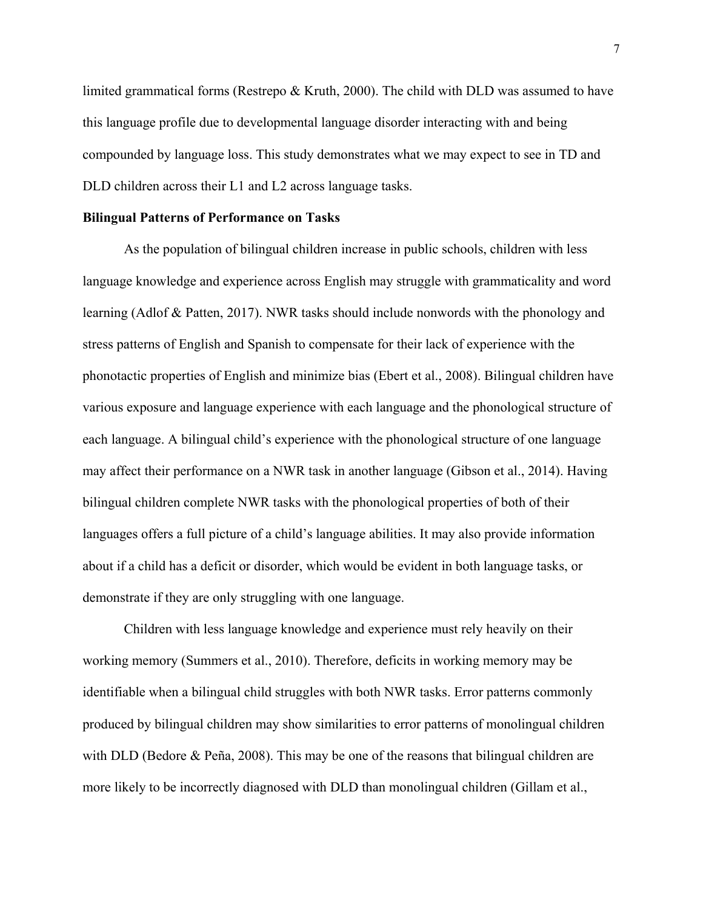limited grammatical forms (Restrepo & Kruth, 2000). The child with DLD was assumed to have this language profile due to developmental language disorder interacting with and being compounded by language loss. This study demonstrates what we may expect to see in TD and DLD children across their L1 and L2 across language tasks.

**Bilingual Patterns of Performance on Tasks**

As the population of bilingual children increase in public schools, children with less language knowledge and experience across English may struggle with grammaticality and word learning (Adlof & Patten, 2017). NWR tasks should include nonwords with the phonology and stress patterns of English and Spanish to compensate for their lack of experience with the phonotactic properties of English and minimize bias (Ebert et al., 2008). Bilingual children have various exposure and language experience with each language and the phonological structure of each language. A bilingual child's experience with the phonological structure of one language may affect their performance on a NWR task in another language (Gibson et al., 2014). Having bilingual children complete NWR tasks with the phonological properties of both of their languages offers a full picture of a child's language abilities. It may also provide information about if a child has a deficit or disorder, which would be evident in both language tasks, or demonstrate if they are only struggling with one language.

Children with less language knowledge and experience must rely heavily on their working memory (Summers et al., 2010). Therefore, deficits in working memory may be identifiable when a bilingual child struggles with both NWR tasks. Error patterns commonly produced by bilingual children may show similarities to error patterns of monolingual children with DLD (Bedore & Peña, 2008). This may be one of the reasons that bilingual children are more likely to be incorrectly diagnosed with DLD than monolingual children (Gillam et al.,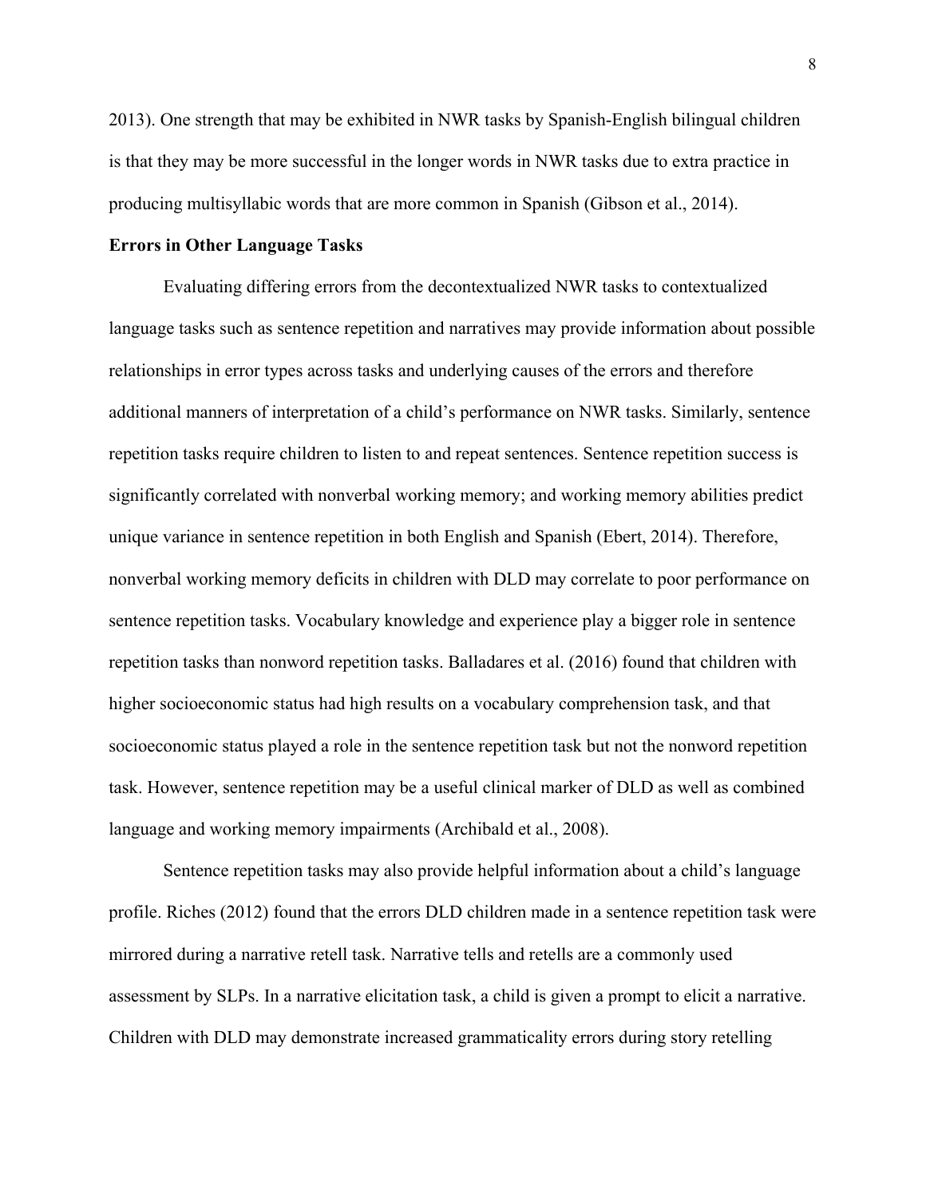2013). One strength that may be exhibited in NWR tasks by Spanish-English bilingual children is that they may be more successful in the longer words in NWR tasks due to extra practice in producing multisyllabic words that are more common in Spanish (Gibson et al., 2014).

**Errors in Other Language Tasks**

Evaluating differing errors from the decontextualized NWR tasks to contextualized language tasks such as sentence repetition and narratives may provide information about possible relationships in error types across tasks and underlying causes of the errors and therefore additional manners of interpretation of a child's performance on NWR tasks. Similarly, sentence repetition tasks require children to listen to and repeat sentences. Sentence repetition success is significantly correlated with nonverbal working memory; and working memory abilities predict unique variance in sentence repetition in both English and Spanish (Ebert, 2014). Therefore, nonverbal working memory deficits in children with DLD may correlate to poor performance on sentence repetition tasks. Vocabulary knowledge and experience play a bigger role in sentence repetition tasks than nonword repetition tasks. Balladares et al. (2016) found that children with higher socioeconomic status had high results on a vocabulary comprehension task, and that socioeconomic status played a role in the sentence repetition task but not the nonword repetition task. However, sentence repetition may be a useful clinical marker of DLD as well as combined language and working memory impairments (Archibald et al., 2008).

Sentence repetition tasks may also provide helpful information about a child's language profile. Riches (2012) found that the errors DLD children made in a sentence repetition task were mirrored during a narrative retell task. Narrative tells and retells are a commonly used assessment by SLPs. In a narrative elicitation task, a child is given a prompt to elicit a narrative. Children with DLD may demonstrate increased grammaticality errors during story retelling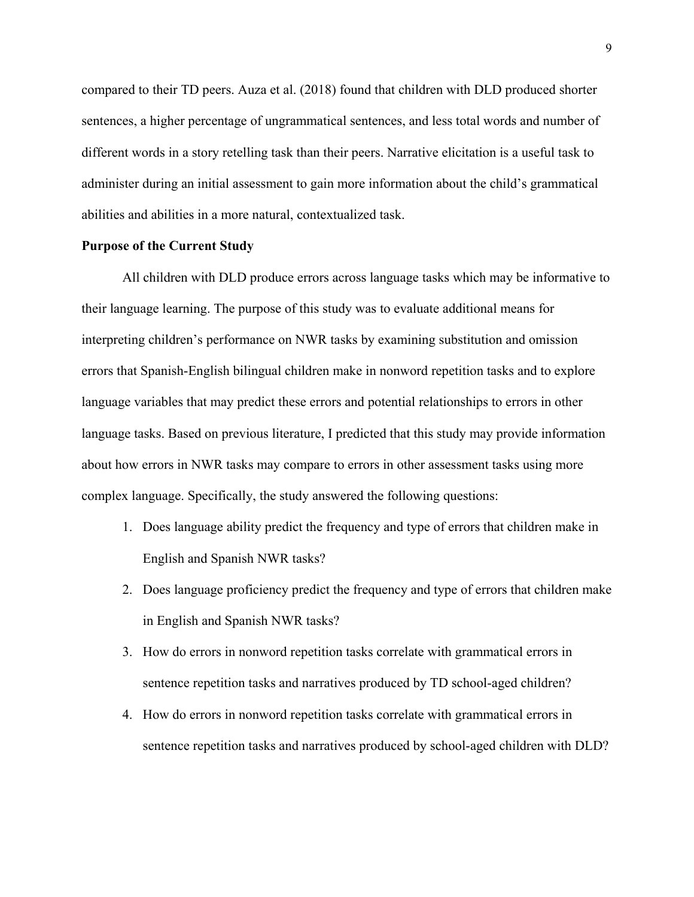compared to their TD peers. Auza et al. (2018) found that children with DLD produced shorter sentences, a higher percentage of ungrammatical sentences, and less total words and number of different words in a story retelling task than their peers. Narrative elicitation is a useful task to administer during an initial assessment to gain more information about the child's grammatical abilities and abilities in a more natural, contextualized task.

**Purpose of the Current Study**

All children with DLD produce errors across language tasks which may be informative to their language learning. The purpose of this study was to evaluate additional means for interpreting children's performance on NWR tasks by examining substitution and omission errors that Spanish-English bilingual children make in nonword repetition tasks and to explore language variables that may predict these errors and potential relationships to errors in other language tasks. Based on previous literature, I predicted that this study may provide information about how errors in NWR tasks may compare to errors in other assessment tasks using more complex language. Specifically, the study answered the following questions:

1. Does language ability predict the frequency and type of errors that children make in English and Spanish NWR tasks?
2. Does language proficiency predict the frequency and type of errors that children make in English and Spanish NWR tasks?
3. How do errors in nonword repetition tasks correlate with grammatical errors in sentence repetition tasks and narratives produced by TD school-aged children?
4. How do errors in nonword repetition tasks correlate with grammatical errors in sentence repetition tasks and narratives produced by school-aged children with DLD?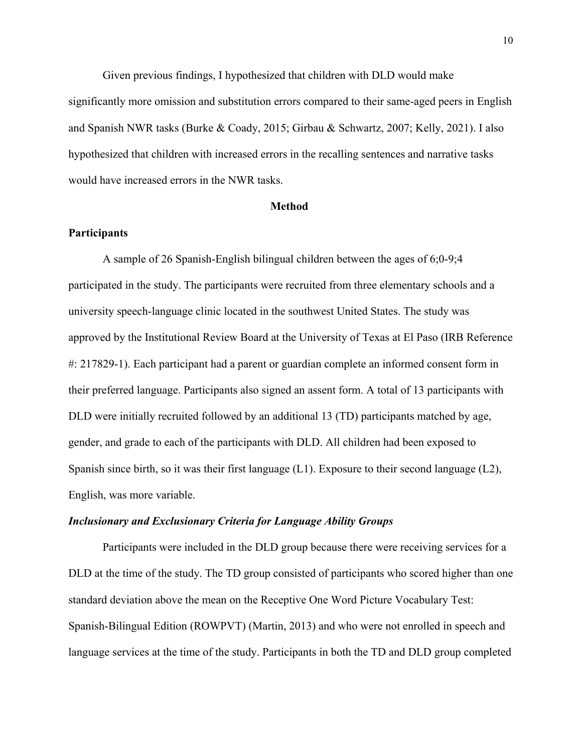Given previous findings, I hypothesized that children with DLD would make significantly more omission and substitution errors compared to their same-aged peers in English and Spanish NWR tasks (Burke & Coady, 2015; Girbau & Schwartz, 2007; Kelly, 2021). I also hypothesized that children with increased errors in the recalling sentences and narrative tasks would have increased errors in the NWR tasks.

## Method

### Participants

A sample of 26 Spanish-English bilingual children between the ages of 6;0-9;4 participated in the study. The participants were recruited from three elementary schools and a university speech-language clinic located in the southwest United States. The study was approved by the Institutional Review Board at the University of Texas at El Paso (IRB Reference #: 217829-1). Each participant had a parent or guardian complete an informed consent form in their preferred language. Participants also signed an assent form. A total of 13 participants with DLD were initially recruited followed by an additional 13 (TD) participants matched by age, gender, and grade to each of the participants with DLD. All children had been exposed to Spanish since birth, so it was their first language (L1). Exposure to their second language (L2), English, was more variable.

#### *Inclusionary and Exclusionary Criteria for Language Ability Groups*

Participants were included in the DLD group because there were receiving services for a DLD at the time of the study. The TD group consisted of participants who scored higher than one standard deviation above the mean on the Receptive One Word Picture Vocabulary Test: Spanish-Bilingual Edition (ROWPVT) (Martin, 2013) and who were not enrolled in speech and language services at the time of the study. Participants in both the TD and DLD group completed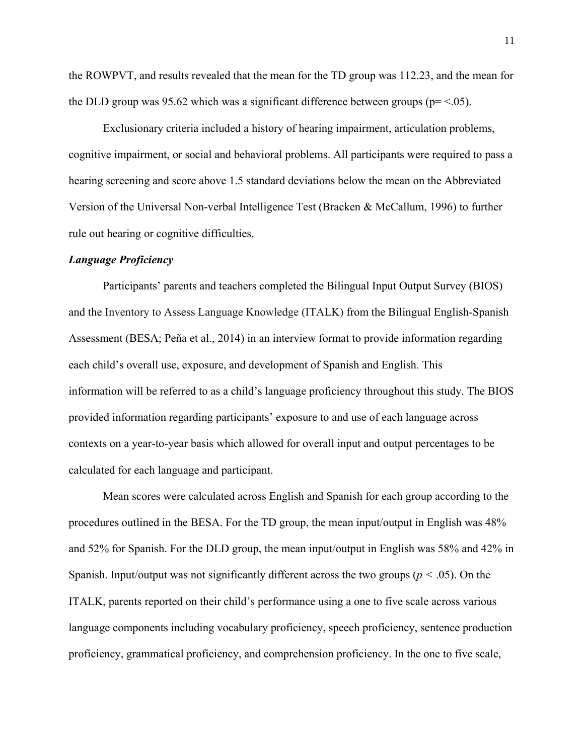the ROWPVT, and results revealed that the mean for the TD group was 112.23, and the mean for the DLD group was 95.62 which was a significant difference between groups ($p = < .05$).

Exclusionary criteria included a history of hearing impairment, articulation problems, cognitive impairment, or social and behavioral problems. All participants were required to pass a hearing screening and score above 1.5 standard deviations below the mean on the Abbreviated Version of the Universal Non-verbal Intelligence Test (Bracken & McCallum, 1996) to further rule out hearing or cognitive difficulties.

***Language Proficiency***

Participants' parents and teachers completed the Bilingual Input Output Survey (BIOS) and the Inventory to Assess Language Knowledge (ITALK) from the Bilingual English-Spanish Assessment (BESA; Peña et al., 2014) in an interview format to provide information regarding each child's overall use, exposure, and development of Spanish and English. This information will be referred to as a child's language proficiency throughout this study. The BIOS provided information regarding participants' exposure to and use of each language across contexts on a year-to-year basis which allowed for overall input and output percentages to be calculated for each language and participant.

Mean scores were calculated across English and Spanish for each group according to the procedures outlined in the BESA. For the TD group, the mean input/output in English was 48% and 52% for Spanish. For the DLD group, the mean input/output in English was 58% and 42% in Spanish. Input/output was not significantly different across the two groups ($p < .05$). On the ITALK, parents reported on their child's performance using a one to five scale across various language components including vocabulary proficiency, speech proficiency, sentence production proficiency, grammatical proficiency, and comprehension proficiency. In the one to five scale,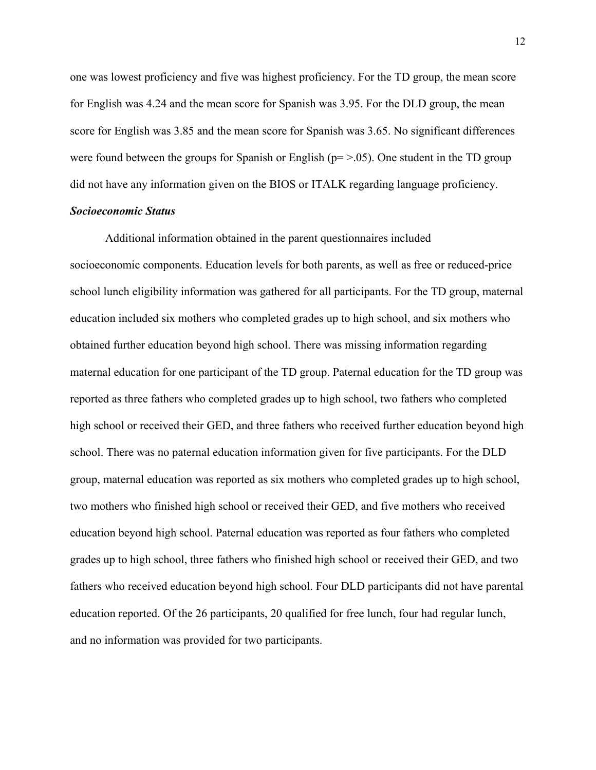one was lowest proficiency and five was highest proficiency. For the TD group, the mean score for English was 4.24 and the mean score for Spanish was 3.95. For the DLD group, the mean score for English was 3.85 and the mean score for Spanish was 3.65. No significant differences were found between the groups for Spanish or English ($p = > .05$). One student in the TD group did not have any information given on the BIOS or ITALK regarding language proficiency.

***Socioeconomic Status***

Additional information obtained in the parent questionnaires included socioeconomic components. Education levels for both parents, as well as free or reduced-price school lunch eligibility information was gathered for all participants. For the TD group, maternal education included six mothers who completed grades up to high school, and six mothers who obtained further education beyond high school. There was missing information regarding maternal education for one participant of the TD group. Paternal education for the TD group was reported as three fathers who completed grades up to high school, two fathers who completed high school or received their GED, and three fathers who received further education beyond high school. There was no paternal education information given for five participants. For the DLD group, maternal education was reported as six mothers who completed grades up to high school, two mothers who finished high school or received their GED, and five mothers who received education beyond high school. Paternal education was reported as four fathers who completed grades up to high school, three fathers who finished high school or received their GED, and two fathers who received education beyond high school. Four DLD participants did not have parental education reported. Of the 26 participants, 20 qualified for free lunch, four had regular lunch, and no information was provided for two participants.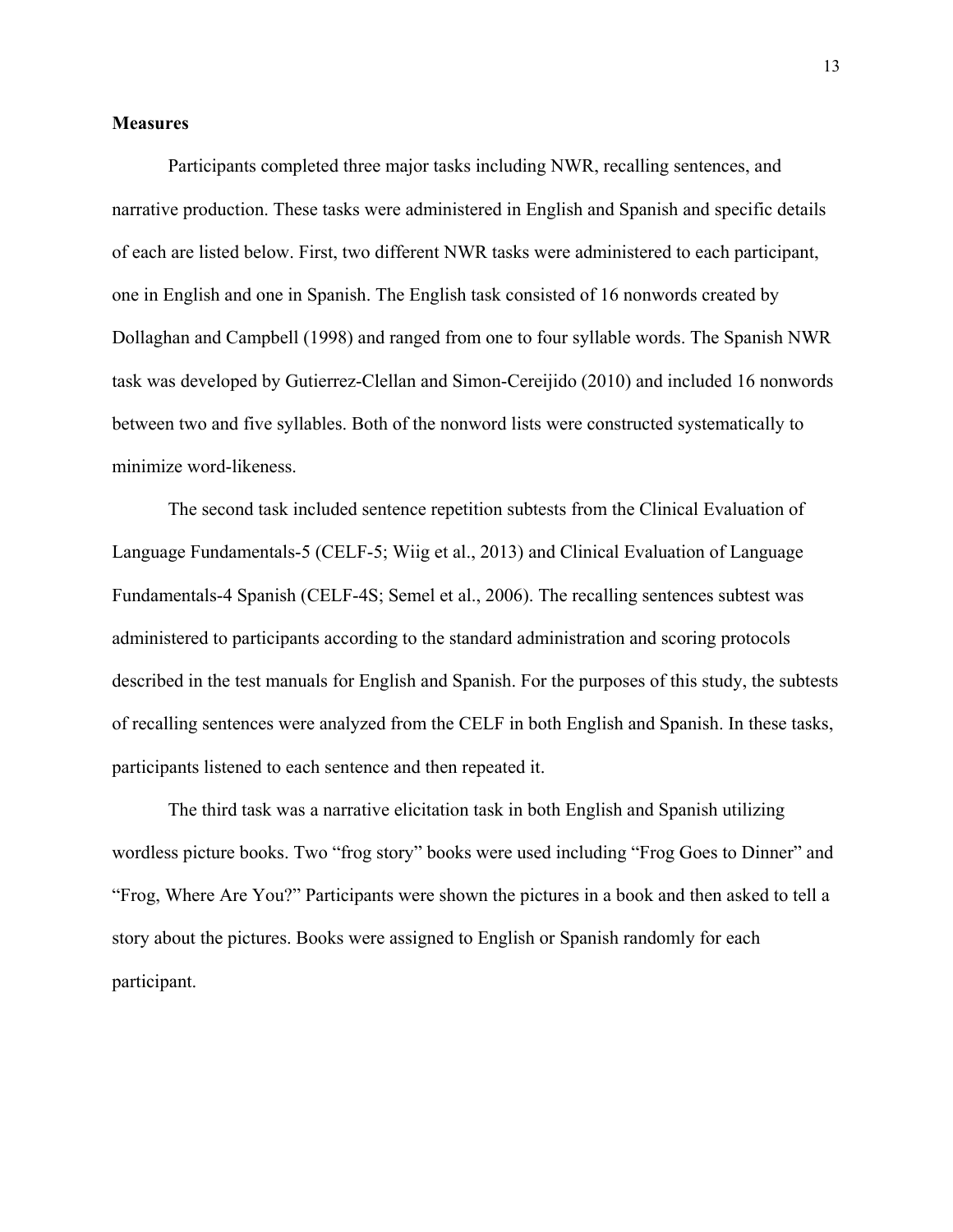**Measures**

Participants completed three major tasks including NWR, recalling sentences, and narrative production. These tasks were administered in English and Spanish and specific details of each are listed below. First, two different NWR tasks were administered to each participant, one in English and one in Spanish. The English task consisted of 16 nonwords created by Dollaghan and Campbell (1998) and ranged from one to four syllable words. The Spanish NWR task was developed by Gutierrez-Clellan and Simon-Cereijido (2010) and included 16 nonwords between two and five syllables. Both of the nonword lists were constructed systematically to minimize word-likeness.

The second task included sentence repetition subtests from the Clinical Evaluation of Language Fundamentals-5 (CELF-5; Wiig et al., 2013) and Clinical Evaluation of Language Fundamentals-4 Spanish (CELF-4S; Semel et al., 2006). The recalling sentences subtest was administered to participants according to the standard administration and scoring protocols described in the test manuals for English and Spanish. For the purposes of this study, the subtests of recalling sentences were analyzed from the CELF in both English and Spanish. In these tasks, participants listened to each sentence and then repeated it.

The third task was a narrative elicitation task in both English and Spanish utilizing wordless picture books. Two "frog story" books were used including "Frog Goes to Dinner" and "Frog, Where Are You?" Participants were shown the pictures in a book and then asked to tell a story about the pictures. Books were assigned to English or Spanish randomly for each participant.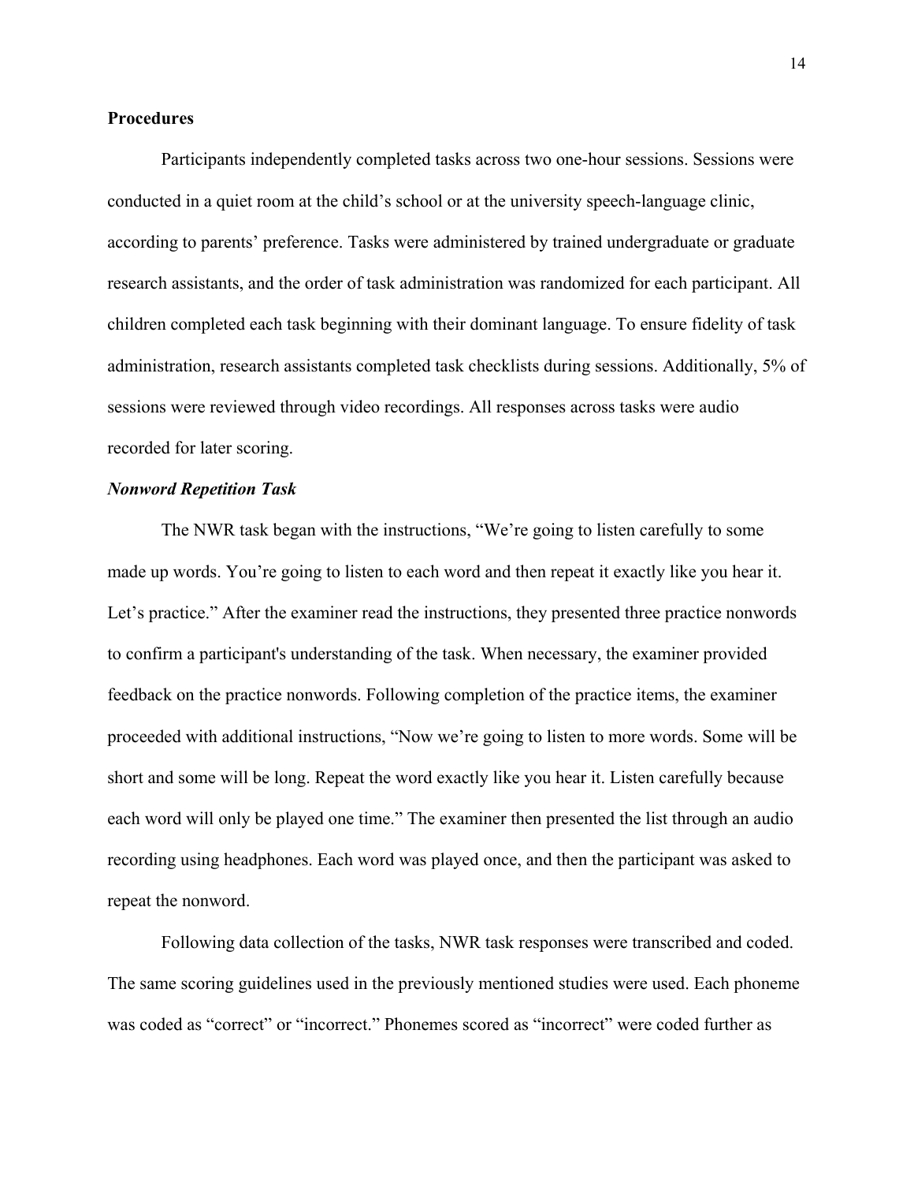## Procedures

Participants independently completed tasks across two one-hour sessions. Sessions were conducted in a quiet room at the child's school or at the university speech-language clinic, according to parents' preference. Tasks were administered by trained undergraduate or graduate research assistants, and the order of task administration was randomized for each participant. All children completed each task beginning with their dominant language. To ensure fidelity of task administration, research assistants completed task checklists during sessions. Additionally, 5% of sessions were reviewed through video recordings. All responses across tasks were audio recorded for later scoring.

### *Nonword Repetition Task*

The NWR task began with the instructions, "We're going to listen carefully to some made up words. You're going to listen to each word and then repeat it exactly like you hear it. Let's practice." After the examiner read the instructions, they presented three practice nonwords to confirm a participant's understanding of the task. When necessary, the examiner provided feedback on the practice nonwords. Following completion of the practice items, the examiner proceeded with additional instructions, "Now we're going to listen to more words. Some will be short and some will be long. Repeat the word exactly like you hear it. Listen carefully because each word will only be played one time." The examiner then presented the list through an audio recording using headphones. Each word was played once, and then the participant was asked to repeat the nonword.

Following data collection of the tasks, NWR task responses were transcribed and coded. The same scoring guidelines used in the previously mentioned studies were used. Each phoneme was coded as "correct" or "incorrect." Phonemes scored as "incorrect" were coded further as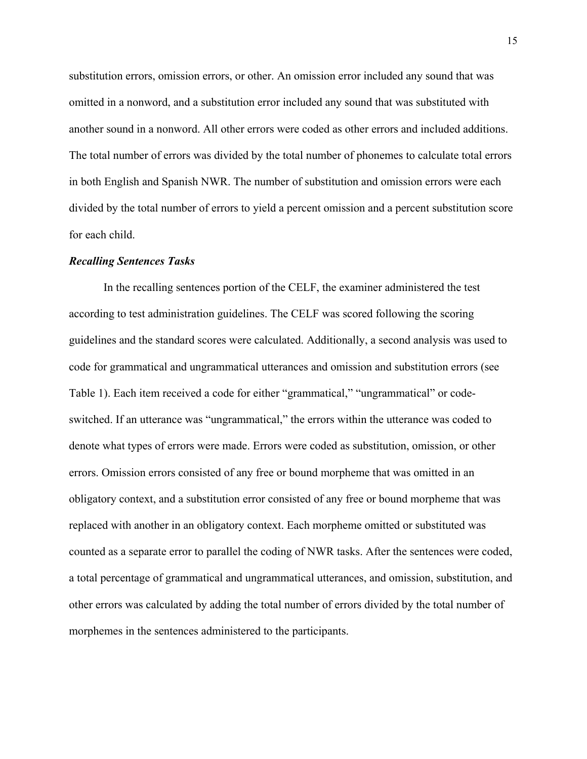substitution errors, omission errors, or other. An omission error included any sound that was omitted in a nonword, and a substitution error included any sound that was substituted with another sound in a nonword. All other errors were coded as other errors and included additions. The total number of errors was divided by the total number of phonemes to calculate total errors in both English and Spanish NWR. The number of substitution and omission errors were each divided by the total number of errors to yield a percent omission and a percent substitution score for each child.

### ***Recalling Sentences Tasks***

In the recalling sentences portion of the CELF, the examiner administered the test according to test administration guidelines. The CELF was scored following the scoring guidelines and the standard scores were calculated. Additionally, a second analysis was used to code for grammatical and ungrammatical utterances and omission and substitution errors (see Table 1). Each item received a code for either "grammatical," "ungrammatical" or code-switched. If an utterance was "ungrammatical," the errors within the utterance was coded to denote what types of errors were made. Errors were coded as substitution, omission, or other errors. Omission errors consisted of any free or bound morpheme that was omitted in an obligatory context, and a substitution error consisted of any free or bound morpheme that was replaced with another in an obligatory context. Each morpheme omitted or substituted was counted as a separate error to parallel the coding of NWR tasks. After the sentences were coded, a total percentage of grammatical and ungrammatical utterances, and omission, substitution, and other errors was calculated by adding the total number of errors divided by the total number of morphemes in the sentences administered to the participants.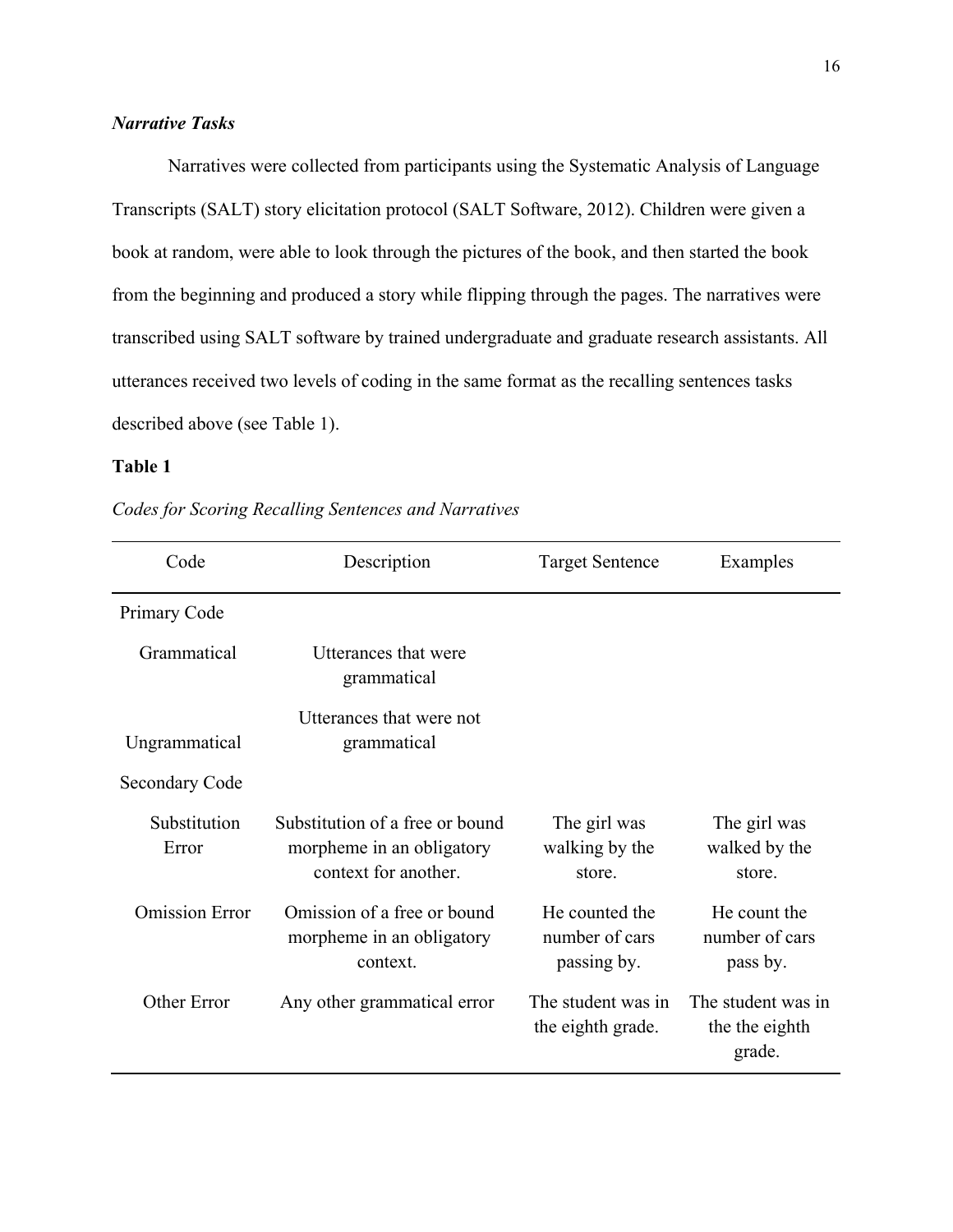### *Narrative Tasks*

Narratives were collected from participants using the Systematic Analysis of Language Transcripts (SALT) story elicitation protocol (SALT Software, 2012). Children were given a book at random, were able to look through the pictures of the book, and then started the book from the beginning and produced a story while flipping through the pages. The narratives were transcribed using SALT software by trained undergraduate and graduate research assistants. All utterances received two levels of coding in the same format as the recalling sentences tasks described above (see Table 1).

**Table 1**

*Codes for Scoring Recalling Sentences and Narratives*

| Code | Description | Target Sentence | Examples |
|---|---|---|---|
| Primary Code | | | |
| Grammatical | Utterances that were grammatical | | |
| Ungrammatical | Utterances that were not grammatical | | |
| Secondary Code | | | |
| Substitution Error | Substitution of a free or bound morpheme in an obligatory context for another. | The girl was walking by the store. | The girl was walked by the store. |
| Omission Error | Omission of a free or bound morpheme in an obligatory context. | He counted the number of cars passing by. | He count the number of cars pass by. |
| Other Error | Any other grammatical error | The student was in the eighth grade. | The student was in the the eighth grade. |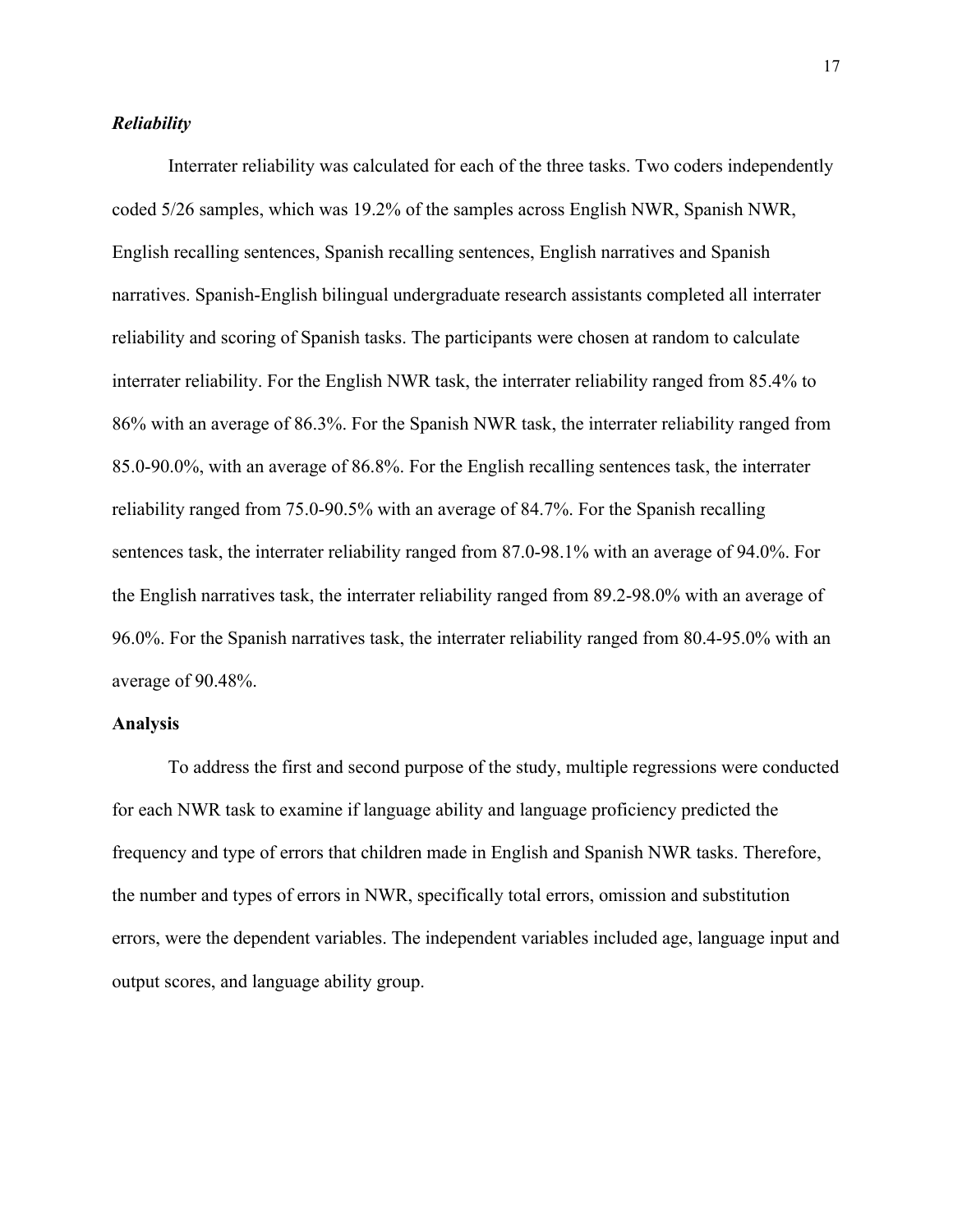### *Reliability*

Interrater reliability was calculated for each of the three tasks. Two coders independently coded 5/26 samples, which was 19.2% of the samples across English NWR, Spanish NWR, English recalling sentences, Spanish recalling sentences, English narratives and Spanish narratives. Spanish-English bilingual undergraduate research assistants completed all interrater reliability and scoring of Spanish tasks. The participants were chosen at random to calculate interrater reliability. For the English NWR task, the interrater reliability ranged from 85.4% to 86% with an average of 86.3%. For the Spanish NWR task, the interrater reliability ranged from 85.0-90.0%, with an average of 86.8%. For the English recalling sentences task, the interrater reliability ranged from 75.0-90.5% with an average of 84.7%. For the Spanish recalling sentences task, the interrater reliability ranged from 87.0-98.1% with an average of 94.0%. For the English narratives task, the interrater reliability ranged from 89.2-98.0% with an average of 96.0%. For the Spanish narratives task, the interrater reliability ranged from 80.4-95.0% with an average of 90.48%.

## Analysis

To address the first and second purpose of the study, multiple regressions were conducted for each NWR task to examine if language ability and language proficiency predicted the frequency and type of errors that children made in English and Spanish NWR tasks. Therefore, the number and types of errors in NWR, specifically total errors, omission and substitution errors, were the dependent variables. The independent variables included age, language input and output scores, and language ability group.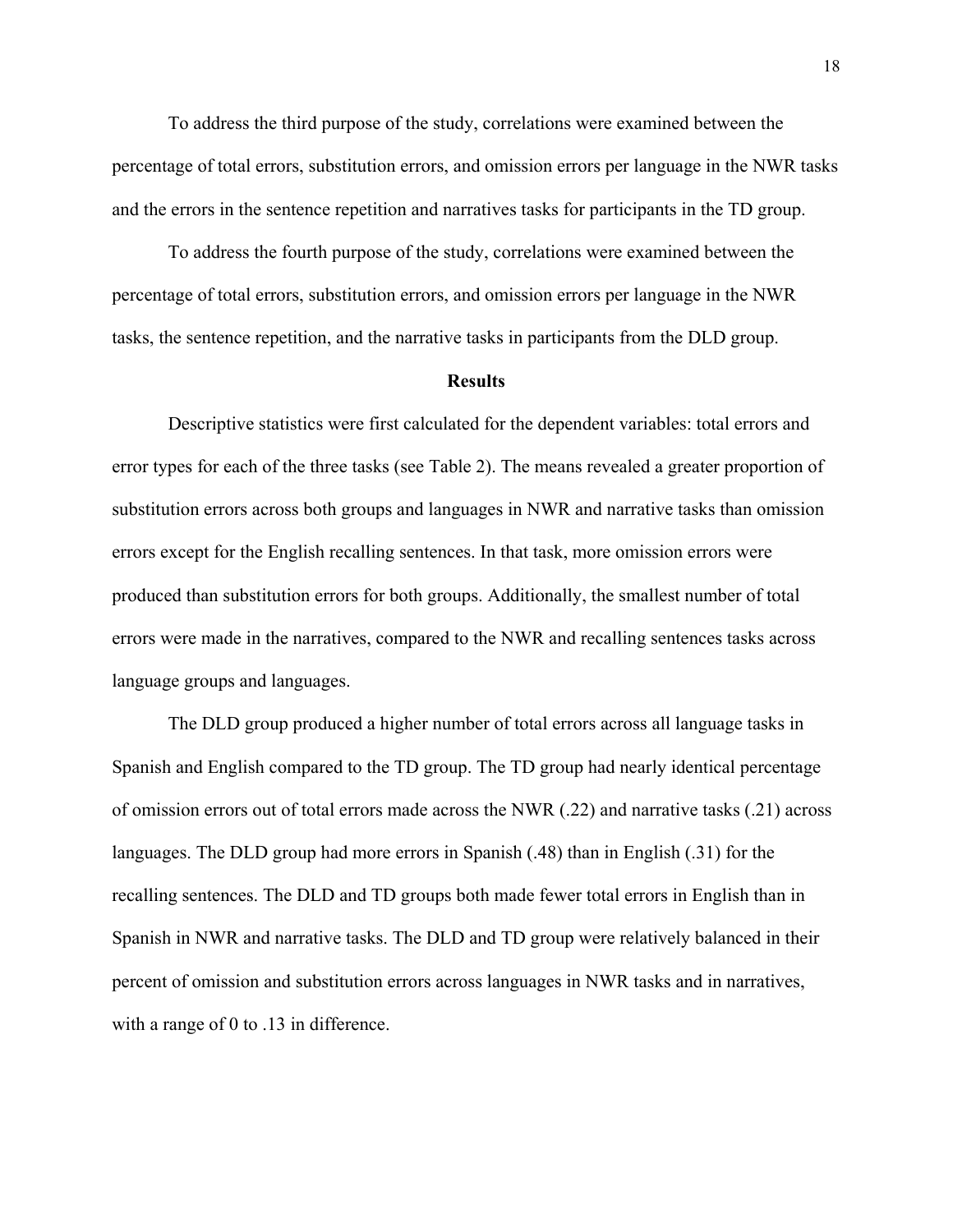To address the third purpose of the study, correlations were examined between the percentage of total errors, substitution errors, and omission errors per language in the NWR tasks and the errors in the sentence repetition and narratives tasks for participants in the TD group.

To address the fourth purpose of the study, correlations were examined between the percentage of total errors, substitution errors, and omission errors per language in the NWR tasks, the sentence repetition, and the narrative tasks in participants from the DLD group.

## Results

Descriptive statistics were first calculated for the dependent variables: total errors and error types for each of the three tasks (see Table 2). The means revealed a greater proportion of substitution errors across both groups and languages in NWR and narrative tasks than omission errors except for the English recalling sentences. In that task, more omission errors were produced than substitution errors for both groups. Additionally, the smallest number of total errors were made in the narratives, compared to the NWR and recalling sentences tasks across language groups and languages.

The DLD group produced a higher number of total errors across all language tasks in Spanish and English compared to the TD group. The TD group had nearly identical percentage of omission errors out of total errors made across the NWR (.22) and narrative tasks (.21) across languages. The DLD group had more errors in Spanish (.48) than in English (.31) for the recalling sentences. The DLD and TD groups both made fewer total errors in English than in Spanish in NWR and narrative tasks. The DLD and TD group were relatively balanced in their percent of omission and substitution errors across languages in NWR tasks and in narratives, with a range of 0 to .13 in difference.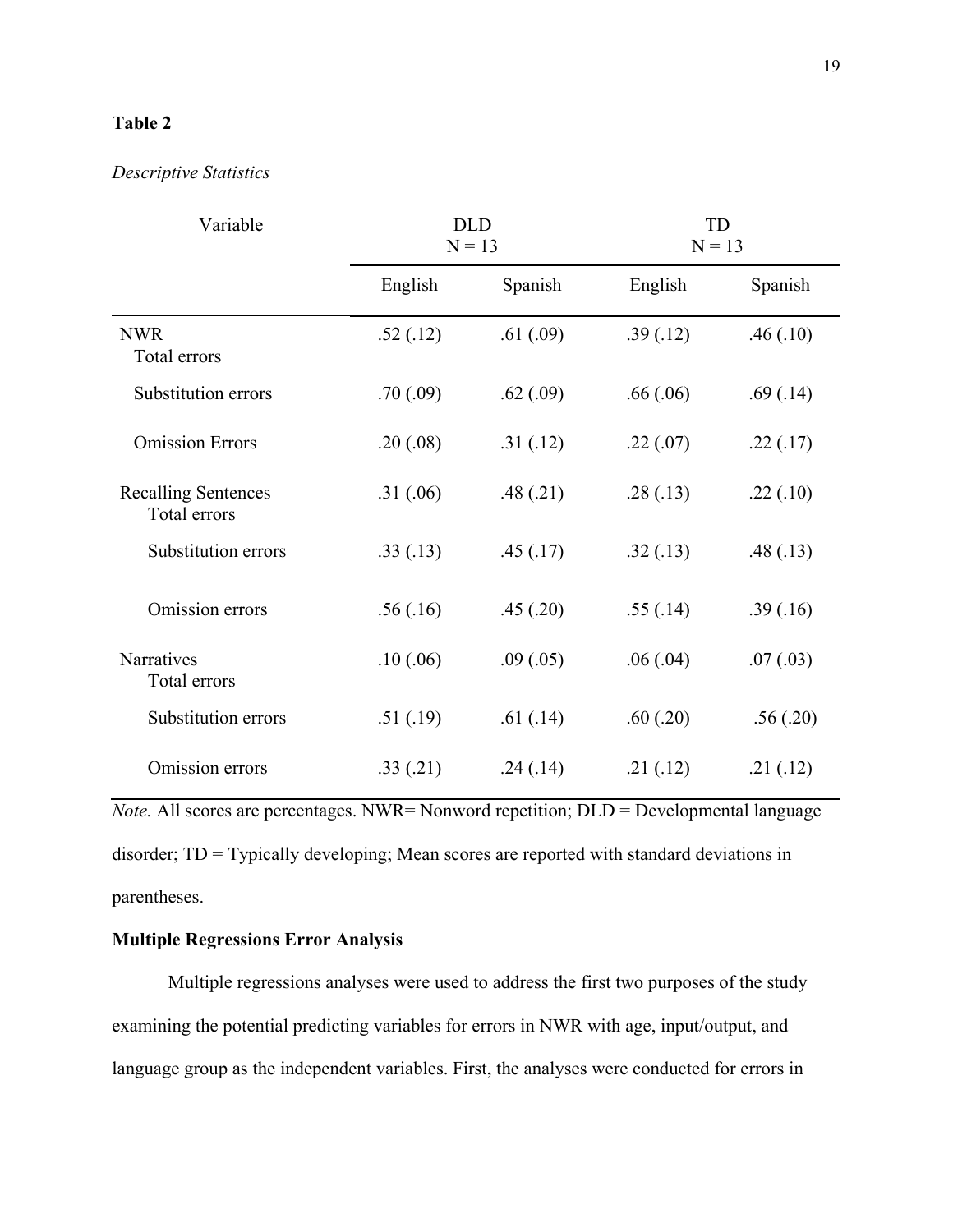**Table 2**

*Descriptive Statistics*

| Variable | DLD N = 13 | | TD N = 13 | |
|---|---|---|---|---|
| | English | Spanish | English | Spanish |
| NWR Total errors | .52 (.12) | .61 (.09) | .39 (.12) | .46 (.10) |
| Substitution errors | .70 (.09) | .62 (.09) | .66 (.06) | .69 (.14) |
| Omission Errors | .20 (.08) | .31 (.12) | .22 (.07) | .22 (.17) |
| Recalling Sentences Total errors | .31 (.06) | .48 (.21) | .28 (.13) | .22 (.10) |
| Substitution errors | .33 (.13) | .45 (.17) | .32 (.13) | .48 (.13) |
| Omission errors | .56 (.16) | .45 (.20) | .55 (.14) | .39 (.16) |
| Narratives Total errors | .10 (.06) | .09 (.05) | .06 (.04) | .07 (.03) |
| Substitution errors | .51 (.19) | .61 (.14) | .60 (.20) | .56 (.20) |
| Omission errors | .33 (.21) | .24 (.14) | .21 (.12) | .21 (.12) |

*Note.* All scores are percentages. NWR= Nonword repetition; DLD = Developmental language disorder; TD = Typically developing; Mean scores are reported with standard deviations in parentheses.

**Multiple Regressions Error Analysis**

Multiple regressions analyses were used to address the first two purposes of the study examining the potential predicting variables for errors in NWR with age, input/output, and language group as the independent variables. First, the analyses were conducted for errors in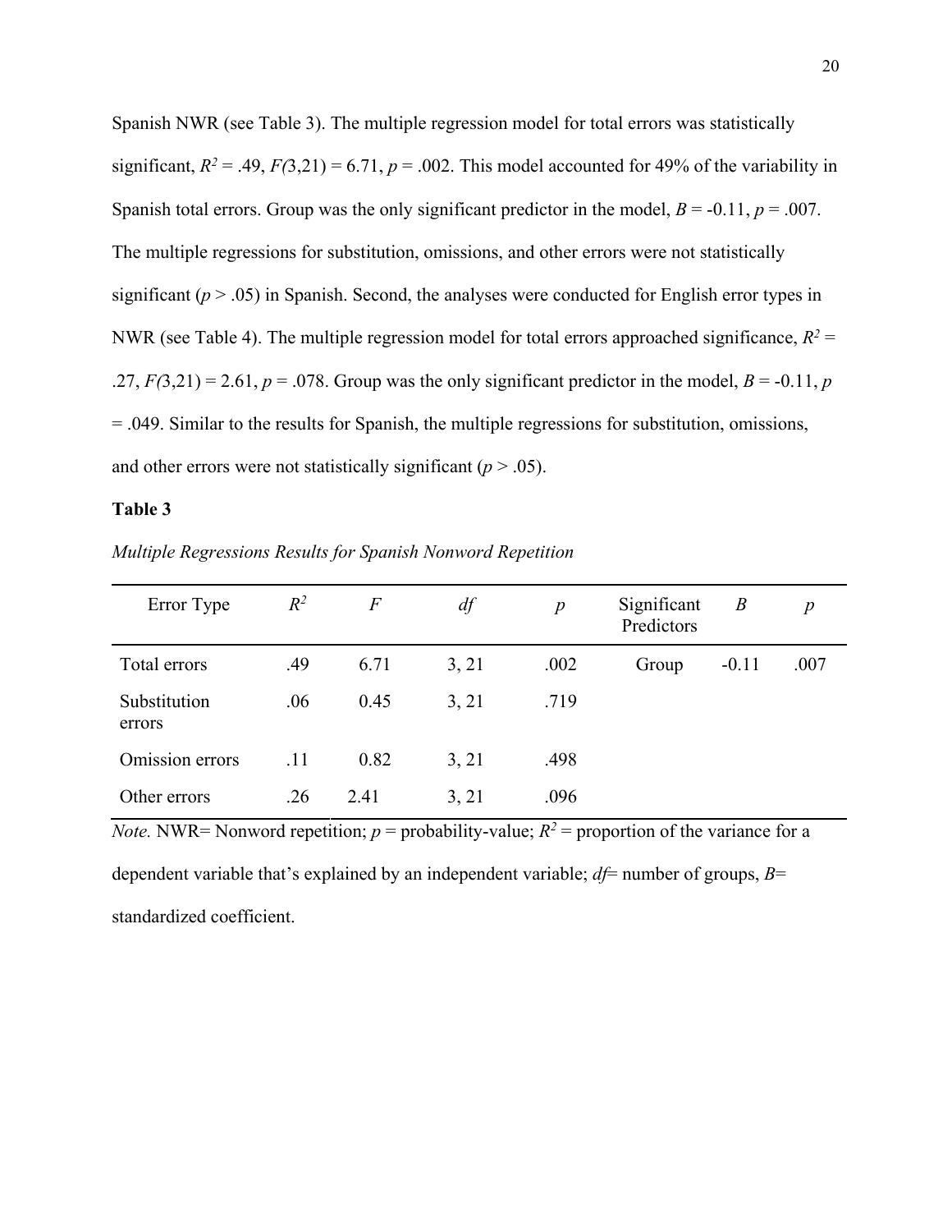Spanish NWR (see Table 3). The multiple regression model for total errors was statistically significant, $R^2 = .49$, $F(3,21) = 6.71$, $p = .002$. This model accounted for 49% of the variability in Spanish total errors. Group was the only significant predictor in the model, $B = -0.11$, $p = .007$. The multiple regressions for substitution, omissions, and other errors were not statistically significant ($p > .05$) in Spanish. Second, the analyses were conducted for English error types in NWR (see Table 4). The multiple regression model for total errors approached significance, $R^2 = .27$, $F(3,21) = 2.61$, $p = .078$. Group was the only significant predictor in the model, $B = -0.11$, $p = .049$. Similar to the results for Spanish, the multiple regressions for substitution, omissions, and other errors were not statistically significant ($p > .05$).

**Table 3**

*Multiple Regressions Results for Spanish Nonword Repetition*

| Error Type | $R^2$ | $F$ | $df$ | $p$ | Significant Predictors | $B$ | $p$ |
|---|---|---|---|---|---|---|---|
| Total errors | .49 | 6.71 | 3, 21 | .002 | Group | -0.11 | .007 |
| Substitution errors | .06 | 0.45 | 3, 21 | .719 | | | |
| Omission errors | .11 | 0.82 | 3, 21 | .498 | | | |
| Other errors | .26 | 2.41 | 3, 21 | .096 | | | |

*Note.* NWR= Nonword repetition; $p$ = probability-value; $R^2$ = proportion of the variance for a dependent variable that's explained by an independent variable; $df$= number of groups, $B$= standardized coefficient.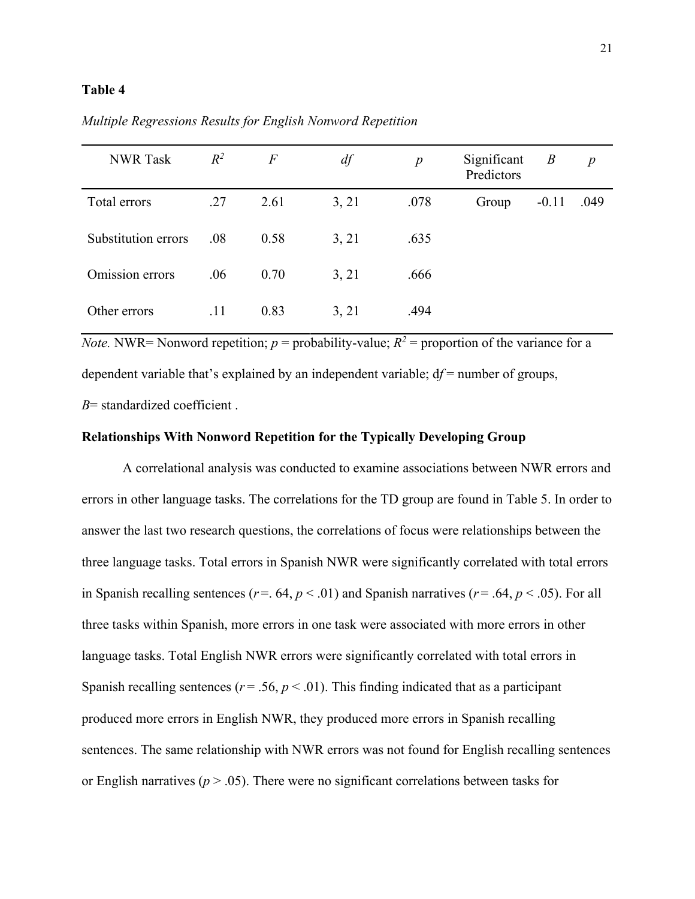**Table 4**

*Multiple Regressions Results for English Nonword Repetition*

| NWR Task | $R^2$ | *F* | *df* | *p* | Significant Predictors | *B* | *p* |
|---|---|---|---|---|---|---|---|
| Total errors | .27 | 2.61 | 3, 21 | .078 | Group | -0.11 | .049 |
| Substitution errors | .08 | 0.58 | 3, 21 | .635 | | | |
| Omission errors | .06 | 0.70 | 3, 21 | .666 | | | |
| Other errors | .11 | 0.83 | 3, 21 | .494 | | | |

*Note.* NWR= Nonword repetition; *p* = probability-value; $R^2$ = proportion of the variance for a dependent variable that's explained by an independent variable; d*f* = number of groups, *B*= standardized coefficient .

**Relationships With Nonword Repetition for the Typically Developing Group**

A correlational analysis was conducted to examine associations between NWR errors and errors in other language tasks. The correlations for the TD group are found in Table 5. In order to answer the last two research questions, the correlations of focus were relationships between the three language tasks. Total errors in Spanish NWR were significantly correlated with total errors in Spanish recalling sentences ($r$ =. 64, $p < .01$) and Spanish narratives ($r = .64$, $p < .05$). For all three tasks within Spanish, more errors in one task were associated with more errors in other language tasks. Total English NWR errors were significantly correlated with total errors in Spanish recalling sentences ($r = .56$, $p < .01$). This finding indicated that as a participant produced more errors in English NWR, they produced more errors in Spanish recalling sentences. The same relationship with NWR errors was not found for English recalling sentences or English narratives ($p > .05$). There were no significant correlations between tasks for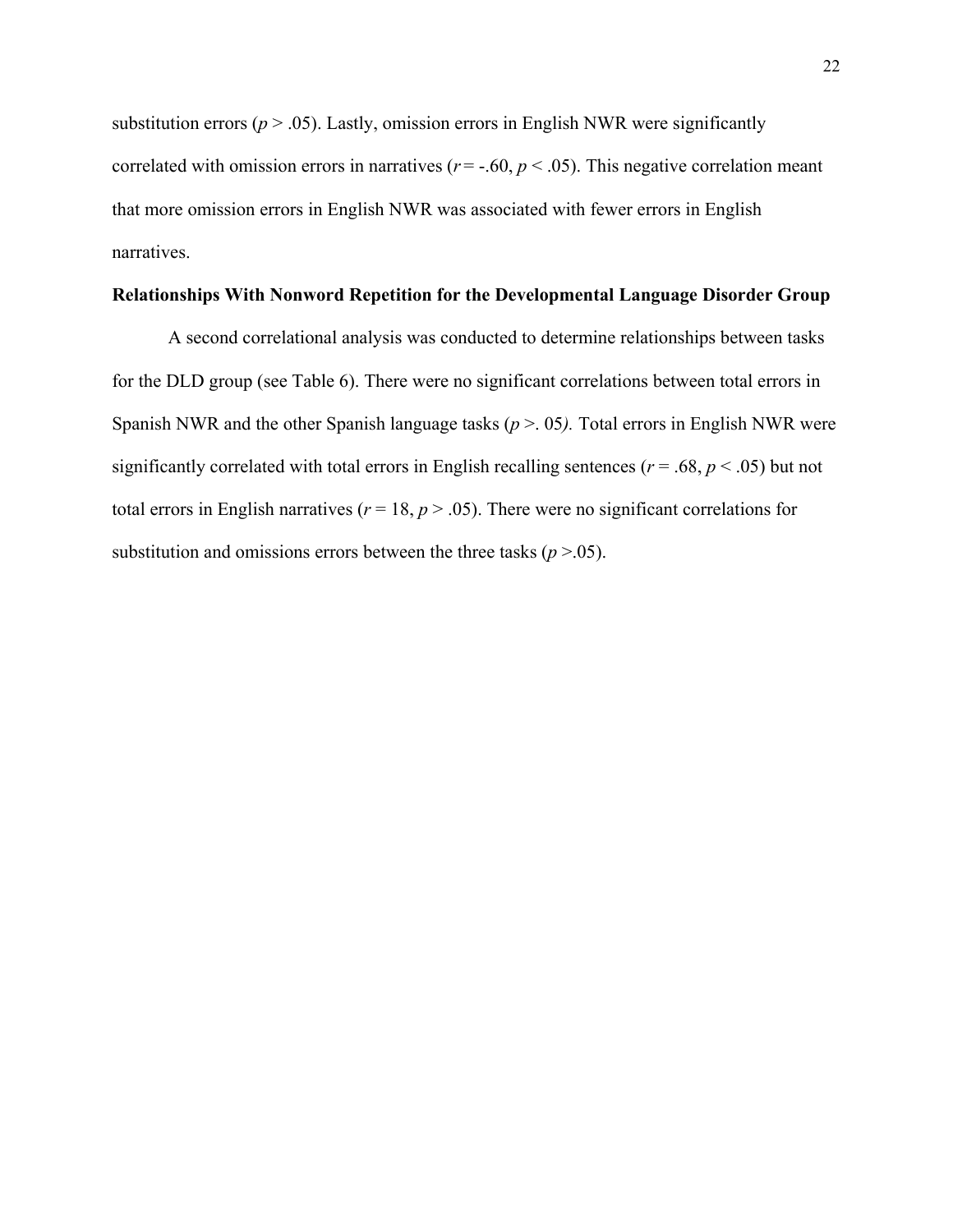substitution errors ($p > .05$). Lastly, omission errors in English NWR were significantly correlated with omission errors in narratives ($r = -.60$, $p < .05$). This negative correlation meant that more omission errors in English NWR was associated with fewer errors in English narratives.

**Relationships With Nonword Repetition for the Developmental Language Disorder Group**

A second correlational analysis was conducted to determine relationships between tasks for the DLD group (see Table 6). There were no significant correlations between total errors in Spanish NWR and the other Spanish language tasks ($p >. 05$). Total errors in English NWR were significantly correlated with total errors in English recalling sentences ($r = .68$, $p < .05$) but not total errors in English narratives ($r = 18$, $p > .05$). There were no significant correlations for substitution and omissions errors between the three tasks ($p >.05$).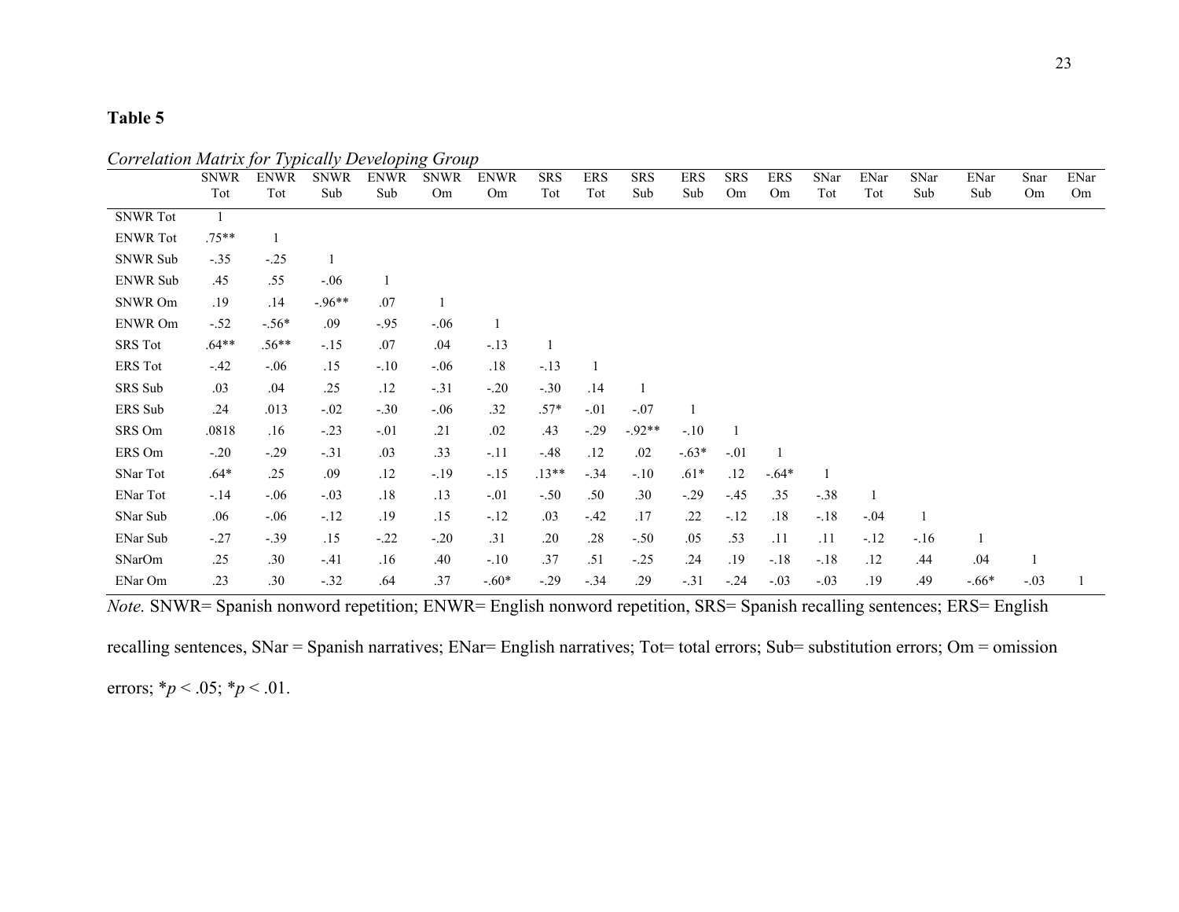**Table 5**

*Correlation Matrix for Typically Developing Group*

| | SNWR Tot | ENWR Tot | SNWR Sub | ENWR Sub | SNWR Om | ENWR Om | SRS Tot | ERS Tot | SRS Sub | ERS Sub | SRS Om | ERS Om | SNar Tot | ENar Tot | SNar Sub | ENar Sub | Snar Om | ENar Om |
|---|---|---|---|---|---|---|---|---|---|---|---|---|---|---|---|---|---|---|
| SNWR Tot | 1 | | | | | | | | | | | | | | | | | |
| ENWR Tot | .75** | 1 | | | | | | | | | | | | | | | | |
| SNWR Sub | -.35 | -.25 | 1 | | | | | | | | | | | | | | | |
| ENWR Sub | .45 | .55 | -.06 | 1 | | | | | | | | | | | | | | |
| SNWR Om | .19 | .14 | -.96** | .07 | 1 | | | | | | | | | | | | | |
| ENWR Om | -.52 | -.56* | .09 | -.95 | -.06 | 1 | | | | | | | | | | | | |
| SRS Tot | .64** | .56** | -.15 | .07 | .04 | -.13 | 1 | | | | | | | | | | | |
| ERS Tot | -.42 | -.06 | .15 | -.10 | -.06 | .18 | -.13 | 1 | | | | | | | | | | |
| SRS Sub | .03 | .04 | .25 | .12 | -.31 | -.20 | -.30 | .14 | 1 | | | | | | | | | |
| ERS Sub | .24 | .013 | -.02 | -.30 | -.06 | .32 | .57* | -.01 | -.07 | 1 | | | | | | | | |
| SRS Om | .0818 | .16 | -.23 | -.01 | .21 | .02 | .43 | -.29 | -.92** | -.10 | 1 | | | | | | | |
| ERS Om | -.20 | -.29 | -.31 | .03 | .33 | -.11 | -.48 | .12 | .02 | -.63* | -.01 | 1 | | | | | | |
| SNar Tot | .64* | .25 | .09 | .12 | -.19 | -.15 | .13** | -.34 | -.10 | .61* | .12 | -.64* | 1 | | | | | |
| ENar Tot | -.14 | -.06 | -.03 | .18 | .13 | -.01 | -.50 | .50 | .30 | -.29 | -.45 | .35 | -.38 | 1 | | | | |
| SNar Sub | .06 | -.06 | -.12 | .19 | .15 | -.12 | .03 | -.42 | .17 | .22 | -.12 | .18 | -.18 | -.04 | 1 | | | |
| ENar Sub | -.27 | -.39 | .15 | -.22 | -.20 | .31 | .20 | .28 | -.50 | .05 | .53 | .11 | .11 | -.12 | -.16 | 1 | | |
| SNarOm | .25 | .30 | -.41 | .16 | .40 | -.10 | .37 | .51 | -.25 | .24 | .19 | -.18 | -.18 | .12 | .44 | .04 | 1 | |
| ENar Om | .23 | .30 | -.32 | .64 | .37 | -.60* | -.29 | -.34 | .29 | -.31 | -.24 | -.03 | -.03 | .19 | .49 | -.66* | -.03 | 1 |

*Note.* SNWR= Spanish nonword repetition; ENWR= English nonword repetition, SRS= Spanish recalling sentences; ERS= English recalling sentences, SNar = Spanish narratives; ENar= English narratives; Tot= total errors; Sub= substitution errors; Om = omission errors; \**p* < .05; \**p* < .01.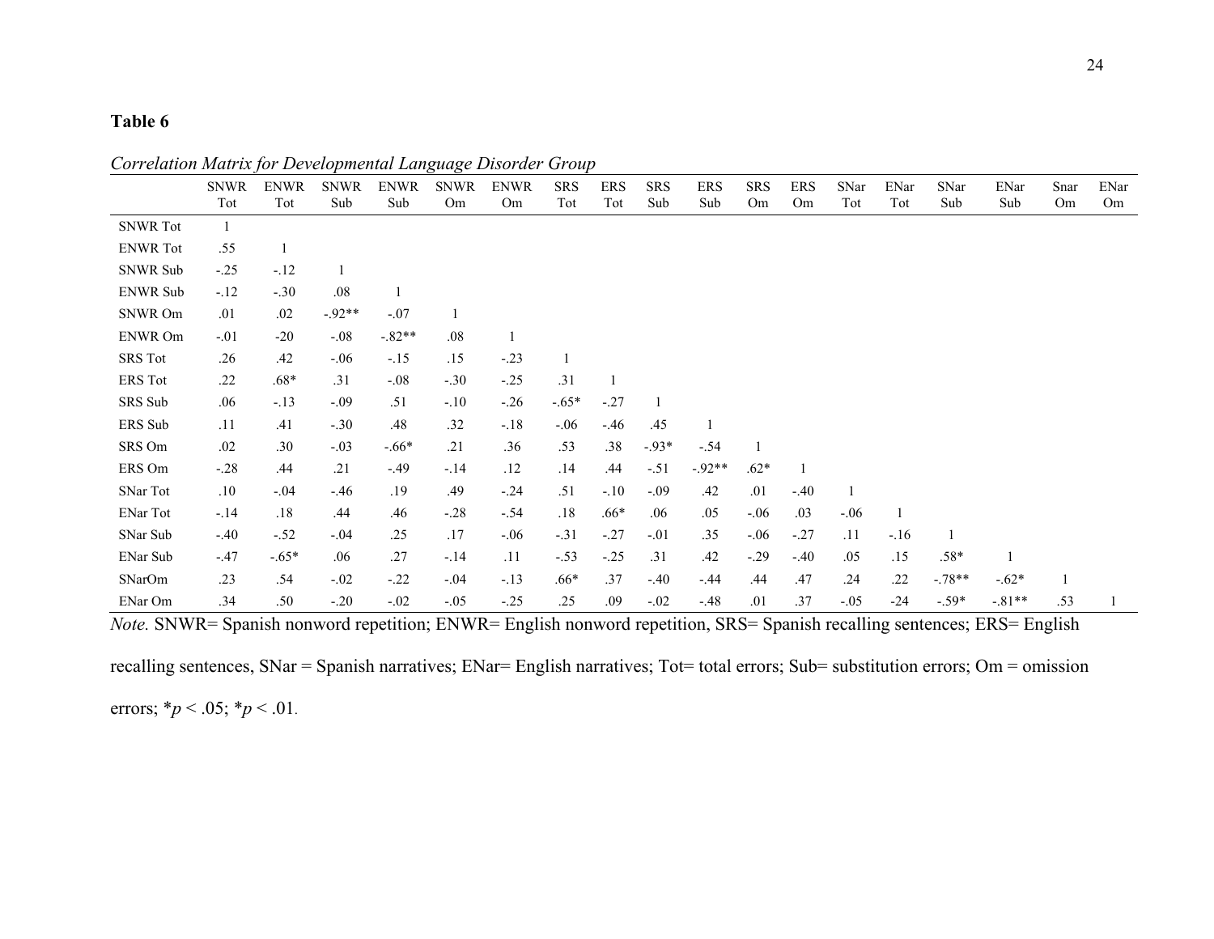**Table 6**

*Correlation Matrix for Developmental Language Disorder Group*

| | SNWR Tot | ENWR Tot | SNWR Sub | ENWR Sub | SNWR Om | ENWR Om | SRS Tot | ERS Tot | SRS Sub | ERS Sub | SRS Om | ERS Om | SNar Tot | ENar Tot | SNar Sub | ENar Sub | Snar Om | ENar Om |
|---|---|---|---|---|---|---|---|---|---|---|---|---|---|---|---|---|---|---|
| SNWR Tot | 1 | | | | | | | | | | | | | | | | | |
| ENWR Tot | .55 | 1 | | | | | | | | | | | | | | | | |
| SNWR Sub | -.25 | -.12 | 1 | | | | | | | | | | | | | | | |
| ENWR Sub | -.12 | -.30 | .08 | 1 | | | | | | | | | | | | | | |
| SNWR Om | .01 | .02 | -.92** | -.07 | 1 | | | | | | | | | | | | | |
| ENWR Om | -.01 | -20 | -.08 | -.82** | .08 | 1 | | | | | | | | | | | | |
| SRS Tot | .26 | .42 | -.06 | -.15 | .15 | -.23 | 1 | | | | | | | | | | | |
| ERS Tot | .22 | .68* | .31 | -.08 | -.30 | -.25 | .31 | 1 | | | | | | | | | | |
| SRS Sub | .06 | -.13 | -.09 | .51 | -.10 | -.26 | -.65* | -.27 | 1 | | | | | | | | | |
| ERS Sub | .11 | .41 | -.30 | .48 | .32 | -.18 | -.06 | -.46 | .45 | 1 | | | | | | | | |
| SRS Om | .02 | .30 | -.03 | -.66* | .21 | .36 | .53 | .38 | -.93* | -.54 | 1 | | | | | | | |
| ERS Om | -.28 | .44 | .21 | -.49 | -.14 | .12 | .14 | .44 | -.51 | -.92** | .62* | 1 | | | | | | |
| SNar Tot | .10 | -.04 | -.46 | .19 | .49 | -.24 | .51 | -.10 | -.09 | .42 | .01 | -.40 | 1 | | | | | |
| ENar Tot | -.14 | .18 | .44 | .46 | -.28 | -.54 | .18 | .66* | .06 | .05 | -.06 | .03 | -.06 | 1 | | | | |
| SNar Sub | -.40 | -.52 | -.04 | .25 | .17 | -.06 | -.31 | -.27 | -.01 | .35 | -.06 | -.27 | .11 | -.16 | 1 | | | |
| ENar Sub | -.47 | -.65* | .06 | .27 | -.14 | .11 | -.53 | -.25 | .31 | .42 | -.29 | -.40 | .05 | .15 | .58* | 1 | | |
| SNarOm | .23 | .54 | -.02 | -.22 | -.04 | -.13 | .66* | .37 | -.40 | -.44 | .44 | .47 | .24 | .22 | -.78** | -.62* | 1 | |
| ENar Om | .34 | .50 | -.20 | -.02 | -.05 | -.25 | .25 | .09 | -.02 | -.48 | .01 | .37 | -.05 | -24 | -.59* | -.81** | .53 | 1 |

*Note.* SNWR= Spanish nonword repetition; ENWR= English nonword repetition, SRS= Spanish recalling sentences; ERS= English recalling sentences, SNar = Spanish narratives; ENar= English narratives; Tot= total errors; Sub= substitution errors; Om = omission errors; *$p < .05$; *$p < .01$.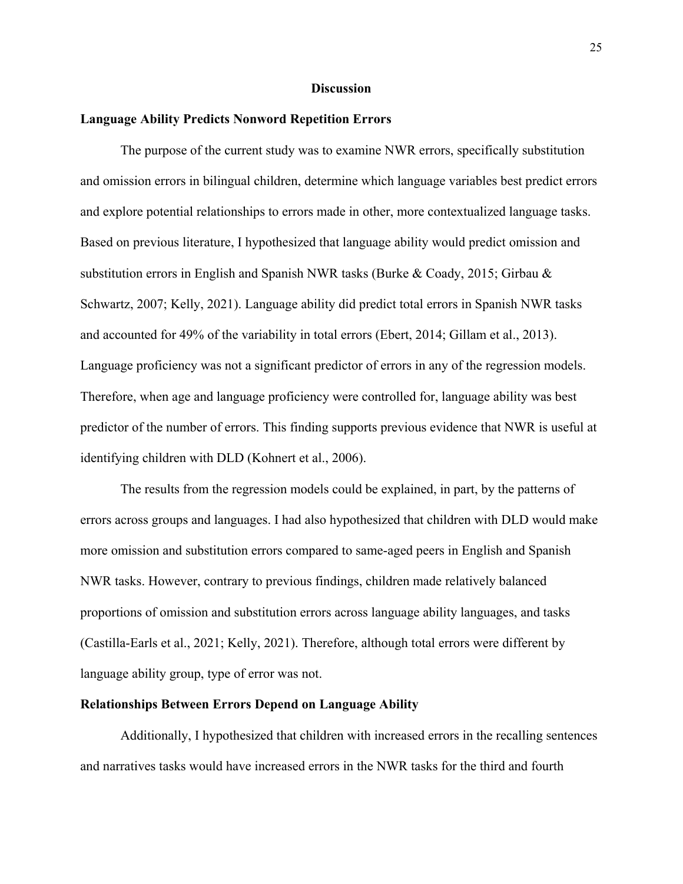# Discussion

## Language Ability Predicts Nonword Repetition Errors

The purpose of the current study was to examine NWR errors, specifically substitution and omission errors in bilingual children, determine which language variables best predict errors and explore potential relationships to errors made in other, more contextualized language tasks. Based on previous literature, I hypothesized that language ability would predict omission and substitution errors in English and Spanish NWR tasks (Burke & Coady, 2015; Girbau & Schwartz, 2007; Kelly, 2021). Language ability did predict total errors in Spanish NWR tasks and accounted for 49% of the variability in total errors (Ebert, 2014; Gillam et al., 2013). Language proficiency was not a significant predictor of errors in any of the regression models. Therefore, when age and language proficiency were controlled for, language ability was best predictor of the number of errors. This finding supports previous evidence that NWR is useful at identifying children with DLD (Kohnert et al., 2006).

The results from the regression models could be explained, in part, by the patterns of errors across groups and languages. I had also hypothesized that children with DLD would make more omission and substitution errors compared to same-aged peers in English and Spanish NWR tasks. However, contrary to previous findings, children made relatively balanced proportions of omission and substitution errors across language ability languages, and tasks (Castilla-Earls et al., 2021; Kelly, 2021). Therefore, although total errors were different by language ability group, type of error was not.

## Relationships Between Errors Depend on Language Ability

Additionally, I hypothesized that children with increased errors in the recalling sentences and narratives tasks would have increased errors in the NWR tasks for the third and fourth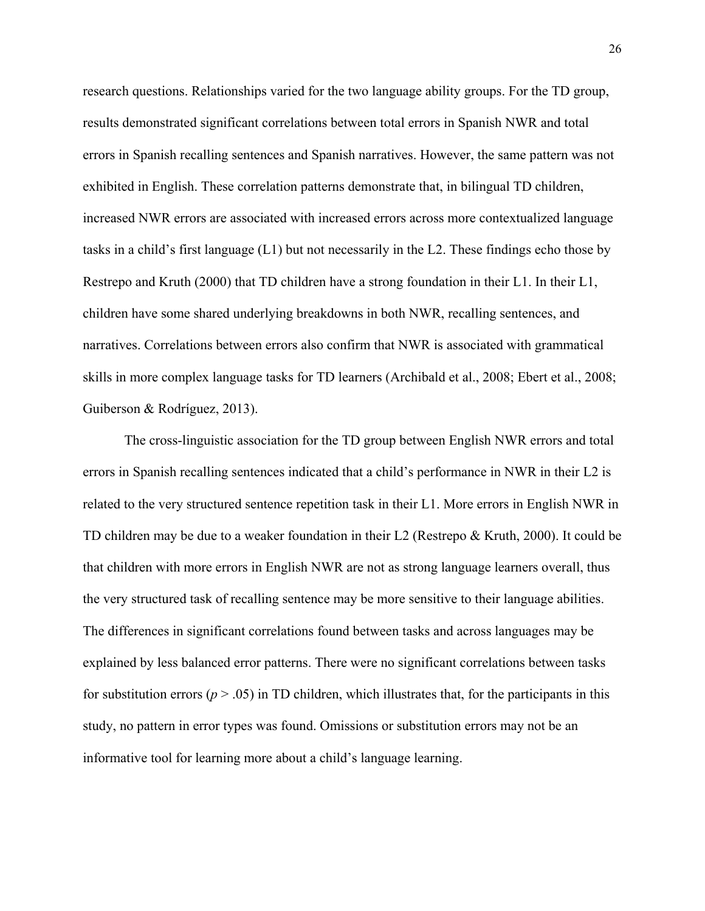research questions. Relationships varied for the two language ability groups. For the TD group, results demonstrated significant correlations between total errors in Spanish NWR and total errors in Spanish recalling sentences and Spanish narratives. However, the same pattern was not exhibited in English. These correlation patterns demonstrate that, in bilingual TD children, increased NWR errors are associated with increased errors across more contextualized language tasks in a child's first language (L1) but not necessarily in the L2. These findings echo those by Restrepo and Kruth (2000) that TD children have a strong foundation in their L1. In their L1, children have some shared underlying breakdowns in both NWR, recalling sentences, and narratives. Correlations between errors also confirm that NWR is associated with grammatical skills in more complex language tasks for TD learners (Archibald et al., 2008; Ebert et al., 2008; Guiberson & Rodríguez, 2013).

The cross-linguistic association for the TD group between English NWR errors and total errors in Spanish recalling sentences indicated that a child's performance in NWR in their L2 is related to the very structured sentence repetition task in their L1. More errors in English NWR in TD children may be due to a weaker foundation in their L2 (Restrepo & Kruth, 2000). It could be that children with more errors in English NWR are not as strong language learners overall, thus the very structured task of recalling sentence may be more sensitive to their language abilities. The differences in significant correlations found between tasks and across languages may be explained by less balanced error patterns. There were no significant correlations between tasks for substitution errors ($p > .05$) in TD children, which illustrates that, for the participants in this study, no pattern in error types was found. Omissions or substitution errors may not be an informative tool for learning more about a child's language learning.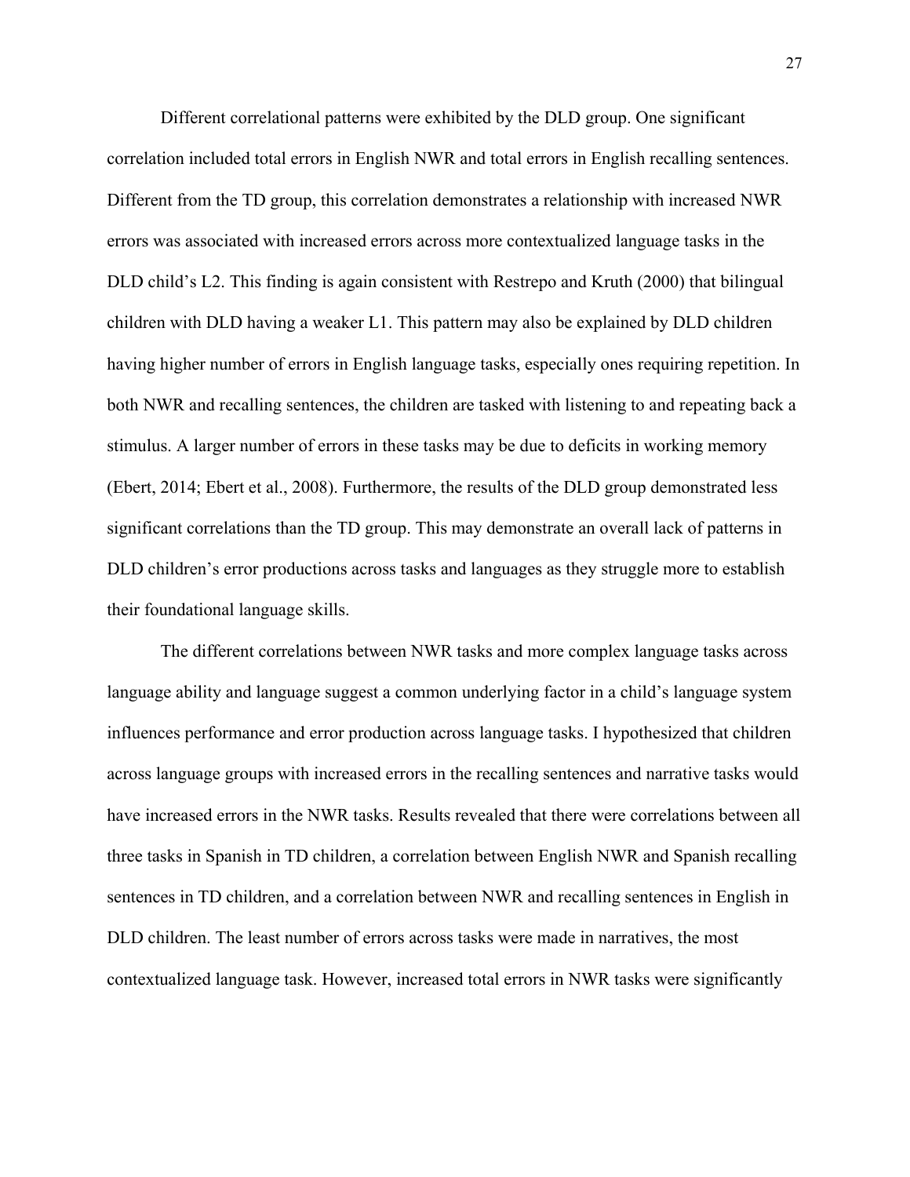Different correlational patterns were exhibited by the DLD group. One significant correlation included total errors in English NWR and total errors in English recalling sentences. Different from the TD group, this correlation demonstrates a relationship with increased NWR errors was associated with increased errors across more contextualized language tasks in the DLD child's L2. This finding is again consistent with Restrepo and Kruth (2000) that bilingual children with DLD having a weaker L1. This pattern may also be explained by DLD children having higher number of errors in English language tasks, especially ones requiring repetition. In both NWR and recalling sentences, the children are tasked with listening to and repeating back a stimulus. A larger number of errors in these tasks may be due to deficits in working memory (Ebert, 2014; Ebert et al., 2008). Furthermore, the results of the DLD group demonstrated less significant correlations than the TD group. This may demonstrate an overall lack of patterns in DLD children's error productions across tasks and languages as they struggle more to establish their foundational language skills.

The different correlations between NWR tasks and more complex language tasks across language ability and language suggest a common underlying factor in a child's language system influences performance and error production across language tasks. I hypothesized that children across language groups with increased errors in the recalling sentences and narrative tasks would have increased errors in the NWR tasks. Results revealed that there were correlations between all three tasks in Spanish in TD children, a correlation between English NWR and Spanish recalling sentences in TD children, and a correlation between NWR and recalling sentences in English in DLD children. The least number of errors across tasks were made in narratives, the most contextualized language task. However, increased total errors in NWR tasks were significantly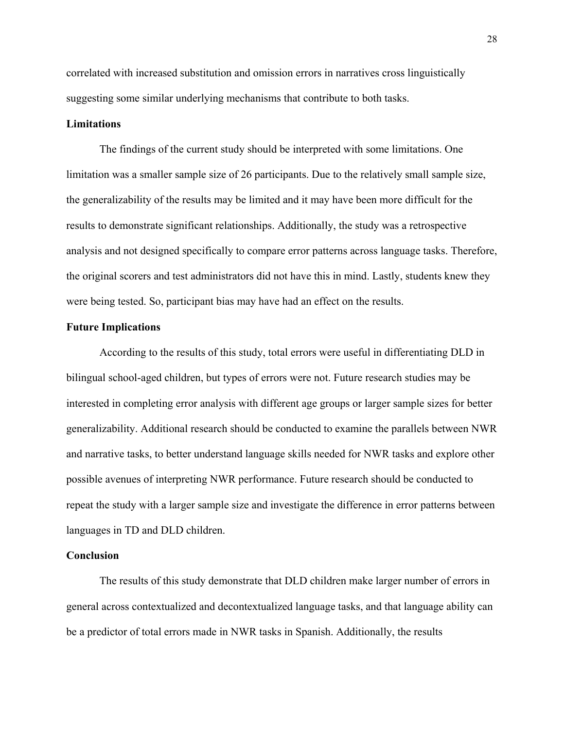correlated with increased substitution and omission errors in narratives cross linguistically suggesting some similar underlying mechanisms that contribute to both tasks.

## Limitations

The findings of the current study should be interpreted with some limitations. One limitation was a smaller sample size of 26 participants. Due to the relatively small sample size, the generalizability of the results may be limited and it may have been more difficult for the results to demonstrate significant relationships. Additionally, the study was a retrospective analysis and not designed specifically to compare error patterns across language tasks. Therefore, the original scorers and test administrators did not have this in mind. Lastly, students knew they were being tested. So, participant bias may have had an effect on the results.

## Future Implications

According to the results of this study, total errors were useful in differentiating DLD in bilingual school-aged children, but types of errors were not. Future research studies may be interested in completing error analysis with different age groups or larger sample sizes for better generalizability. Additional research should be conducted to examine the parallels between NWR and narrative tasks, to better understand language skills needed for NWR tasks and explore other possible avenues of interpreting NWR performance. Future research should be conducted to repeat the study with a larger sample size and investigate the difference in error patterns between languages in TD and DLD children.

## Conclusion

The results of this study demonstrate that DLD children make larger number of errors in general across contextualized and decontextualized language tasks, and that language ability can be a predictor of total errors made in NWR tasks in Spanish. Additionally, the results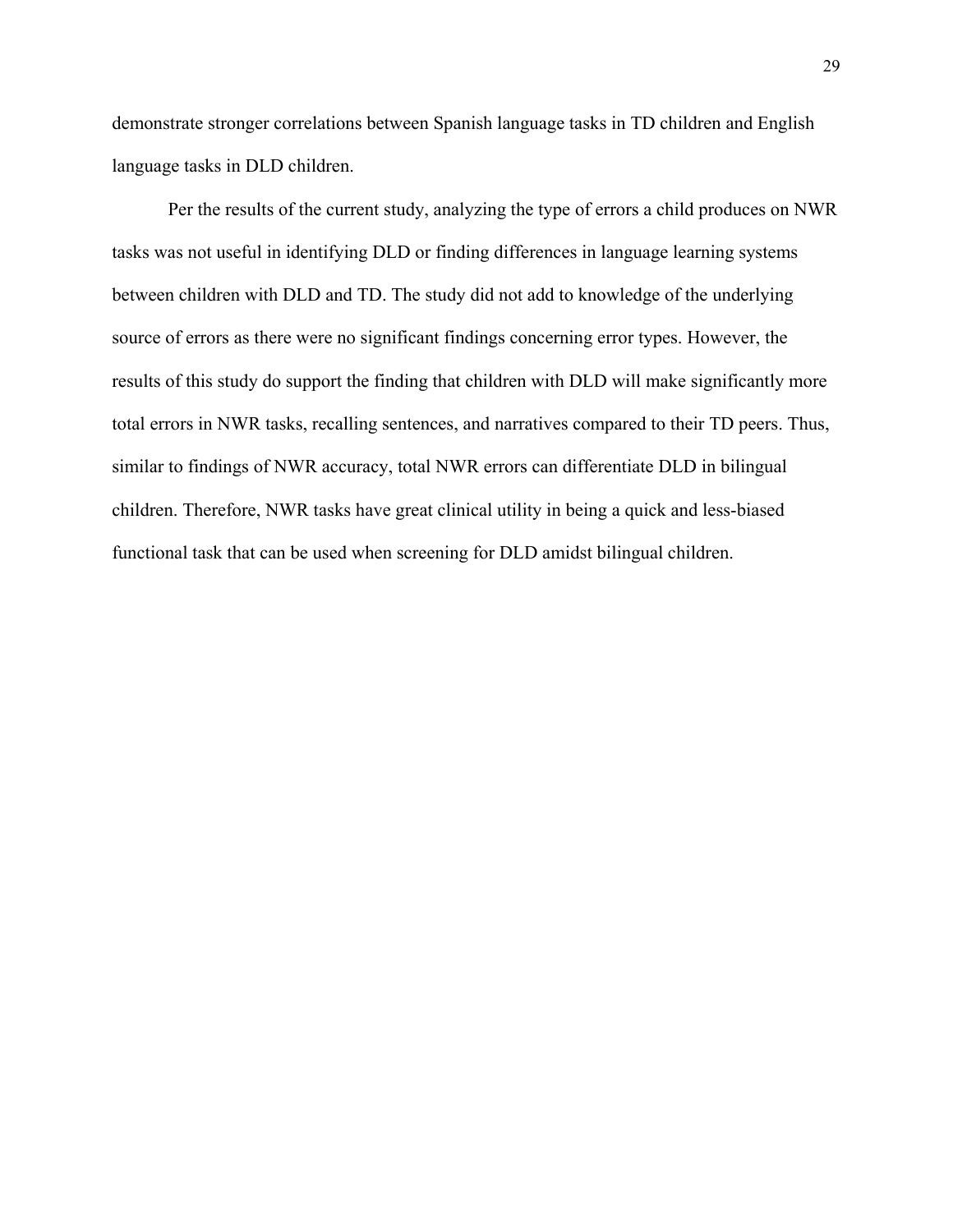demonstrate stronger correlations between Spanish language tasks in TD children and English language tasks in DLD children.

Per the results of the current study, analyzing the type of errors a child produces on NWR tasks was not useful in identifying DLD or finding differences in language learning systems between children with DLD and TD. The study did not add to knowledge of the underlying source of errors as there were no significant findings concerning error types. However, the results of this study do support the finding that children with DLD will make significantly more total errors in NWR tasks, recalling sentences, and narratives compared to their TD peers. Thus, similar to findings of NWR accuracy, total NWR errors can differentiate DLD in bilingual children. Therefore, NWR tasks have great clinical utility in being a quick and less-biased functional task that can be used when screening for DLD amidst bilingual children.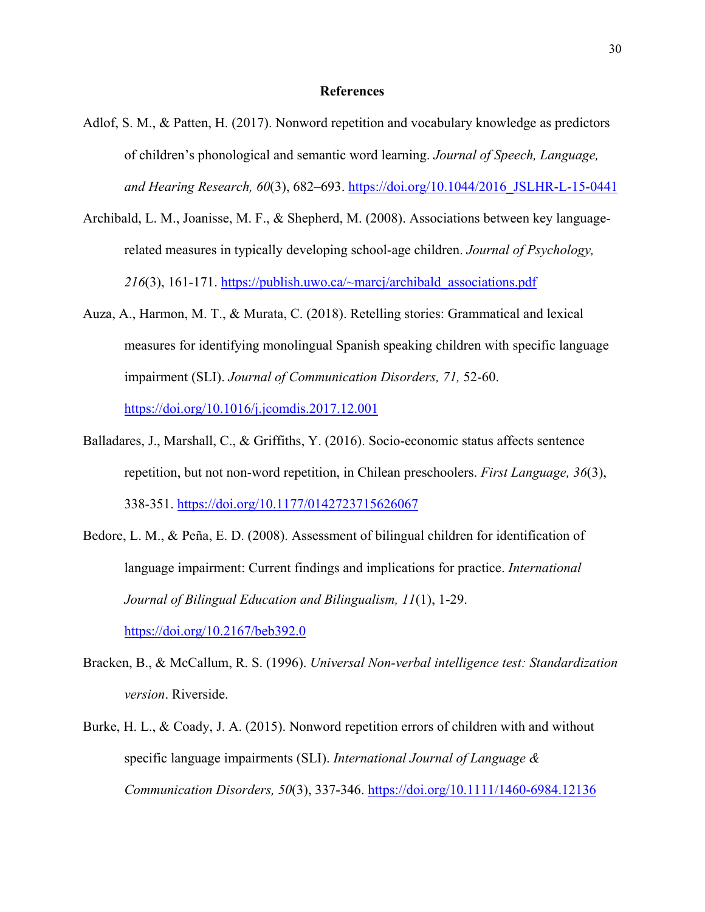# References

Adlof, S. M., & Patten, H. (2017). Nonword repetition and vocabulary knowledge as predictors of children's phonological and semantic word learning. *Journal of Speech, Language, and Hearing Research, 60*(3), 682–693. https://doi.org/10.1044/2016_JSLHR-L-15-0441

Archibald, L. M., Joanisse, M. F., & Shepherd, M. (2008). Associations between key language-related measures in typically developing school-age children. *Journal of Psychology, 216*(3), 161-171. https://publish.uwo.ca/~marcj/archibald_associations.pdf

Auza, A., Harmon, M. T., & Murata, C. (2018). Retelling stories: Grammatical and lexical measures for identifying monolingual Spanish speaking children with specific language impairment (SLI). *Journal of Communication Disorders, 71,* 52-60. https://doi.org/10.1016/j.jcomdis.2017.12.001

Balladares, J., Marshall, C., & Griffiths, Y. (2016). Socio-economic status affects sentence repetition, but not non-word repetition, in Chilean preschoolers. *First Language, 36*(3), 338-351. https://doi.org/10.1177/0142723715626067

Bedore, L. M., & Peña, E. D. (2008). Assessment of bilingual children for identification of language impairment: Current findings and implications for practice. *International Journal of Bilingual Education and Bilingualism, 11*(1), 1-29. https://doi.org/10.2167/beb392.0

Bracken, B., & McCallum, R. S. (1996). *Universal Non-verbal intelligence test: Standardization version*. Riverside.

Burke, H. L., & Coady, J. A. (2015). Nonword repetition errors of children with and without specific language impairments (SLI). *International Journal of Language & Communication Disorders, 50*(3), 337-346. https://doi.org/10.1111/1460-6984.12136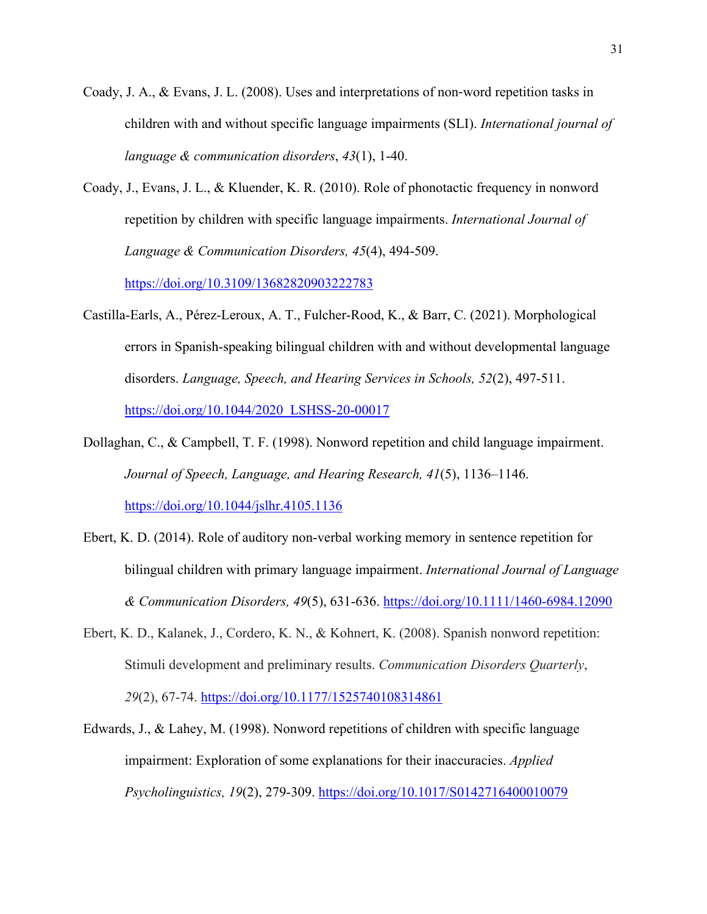Coady, J. A., & Evans, J. L. (2008). Uses and interpretations of non-word repetition tasks in children with and without specific language impairments (SLI). *International journal of language & communication disorders*, *43*(1), 1-40.

Coady, J., Evans, J. L., & Kluender, K. R. (2010). Role of phonotactic frequency in nonword repetition by children with specific language impairments. *International Journal of Language & Communication Disorders, 45*(4), 494-509. https://doi.org/10.3109/13682820903222783

Castilla-Earls, A., Pérez-Leroux, A. T., Fulcher-Rood, K., & Barr, C. (2021). Morphological errors in Spanish-speaking bilingual children with and without developmental language disorders. *Language, Speech, and Hearing Services in Schools, 52*(2), 497-511. https://doi.org/10.1044/2020_LSHSS-20-00017

Dollaghan, C., & Campbell, T. F. (1998). Nonword repetition and child language impairment. *Journal of Speech, Language, and Hearing Research, 41*(5), 1136–1146. https://doi.org/10.1044/jslhr.4105.1136

Ebert, K. D. (2014). Role of auditory non-verbal working memory in sentence repetition for bilingual children with primary language impairment. *International Journal of Language & Communication Disorders, 49*(5), 631-636. https://doi.org/10.1111/1460-6984.12090

Ebert, K. D., Kalanek, J., Cordero, K. N., & Kohnert, K. (2008). Spanish nonword repetition: Stimuli development and preliminary results. *Communication Disorders Quarterly*, *29*(2), 67-74. https://doi.org/10.1177/1525740108314861

Edwards, J., & Lahey, M. (1998). Nonword repetitions of children with specific language impairment: Exploration of some explanations for their inaccuracies. *Applied Psycholinguistics, 19*(2), 279-309. https://doi.org/10.1017/S0142716400010079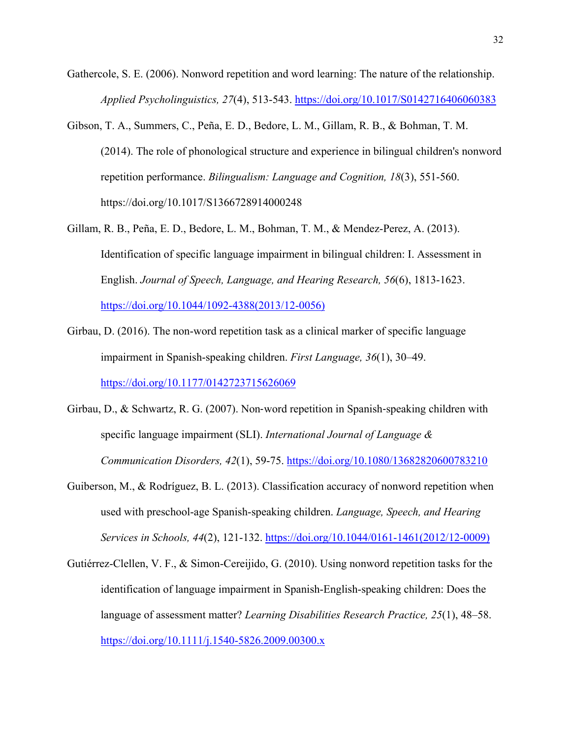Gathercole, S. E. (2006). Nonword repetition and word learning: The nature of the relationship. *Applied Psycholinguistics, 27*(4), 513-543. https://doi.org/10.1017/S0142716406060383

Gibson, T. A., Summers, C., Peña, E. D., Bedore, L. M., Gillam, R. B., & Bohman, T. M. (2014). The role of phonological structure and experience in bilingual children's nonword repetition performance. *Bilingualism: Language and Cognition, 18*(3), 551-560. https://doi.org/10.1017/S1366728914000248

Gillam, R. B., Peña, E. D., Bedore, L. M., Bohman, T. M., & Mendez-Perez, A. (2013). Identification of specific language impairment in bilingual children: I. Assessment in English. *Journal of Speech, Language, and Hearing Research, 56*(6), 1813-1623. https://doi.org/10.1044/1092-4388(2013/12-0056)

Girbau, D. (2016). The non-word repetition task as a clinical marker of specific language impairment in Spanish-speaking children. *First Language, 36*(1), 30–49. https://doi.org/10.1177/0142723715626069

Girbau, D., & Schwartz, R. G. (2007). Non-word repetition in Spanish-speaking children with specific language impairment (SLI). *International Journal of Language & Communication Disorders, 42*(1), 59-75. https://doi.org/10.1080/13682820600783210

Guiberson, M., & Rodríguez, B. L. (2013). Classification accuracy of nonword repetition when used with preschool-age Spanish-speaking children. *Language, Speech, and Hearing Services in Schools, 44*(2), 121-132. https://doi.org/10.1044/0161-1461(2012/12-0009)

Gutiérrez-Clellen, V. F., & Simon-Cereijido, G. (2010). Using nonword repetition tasks for the identification of language impairment in Spanish-English-speaking children: Does the language of assessment matter? *Learning Disabilities Research Practice, 25*(1), 48–58. https://doi.org/10.1111/j.1540-5826.2009.00300.x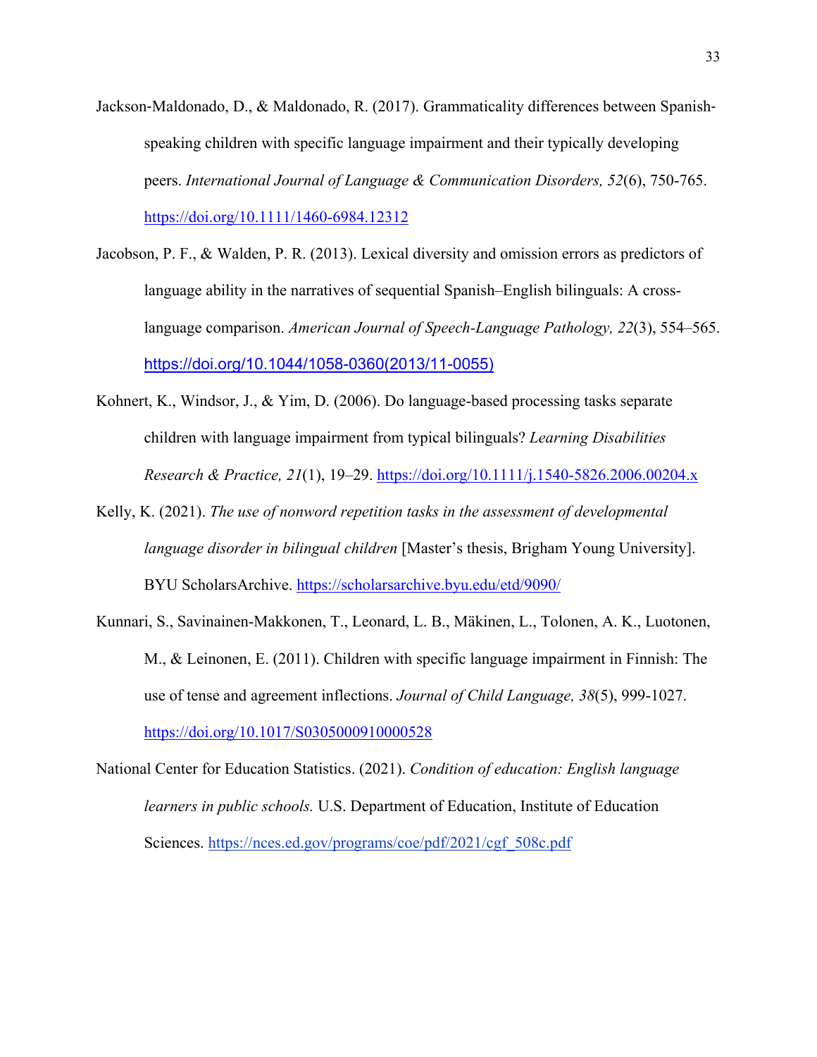Jackson-Maldonado, D., & Maldonado, R. (2017). Grammaticality differences between Spanish-speaking children with specific language impairment and their typically developing peers. *International Journal of Language & Communication Disorders, 52*(6), 750-765. https://doi.org/10.1111/1460-6984.12312

Jacobson, P. F., & Walden, P. R. (2013). Lexical diversity and omission errors as predictors of language ability in the narratives of sequential Spanish–English bilinguals: A cross-language comparison. *American Journal of Speech-Language Pathology, 22*(3), 554–565. https://doi.org/10.1044/1058-0360(2013/11-0055)

Kohnert, K., Windsor, J., & Yim, D. (2006). Do language-based processing tasks separate children with language impairment from typical bilinguals? *Learning Disabilities Research & Practice, 21*(1), 19–29. https://doi.org/10.1111/j.1540-5826.2006.00204.x

Kelly, K. (2021). *The use of nonword repetition tasks in the assessment of developmental language disorder in bilingual children* [Master's thesis, Brigham Young University]. BYU ScholarsArchive. https://scholarsarchive.byu.edu/etd/9090/

Kunnari, S., Savinainen-Makkonen, T., Leonard, L. B., Mäkinen, L., Tolonen, A. K., Luotonen, M., & Leinonen, E. (2011). Children with specific language impairment in Finnish: The use of tense and agreement inflections. *Journal of Child Language, 38*(5), 999-1027. https://doi.org/10.1017/S0305000910000528

National Center for Education Statistics. (2021). *Condition of education: English language learners in public schools.* U.S. Department of Education, Institute of Education Sciences. https://nces.ed.gov/programs/coe/pdf/2021/cgf_508c.pdf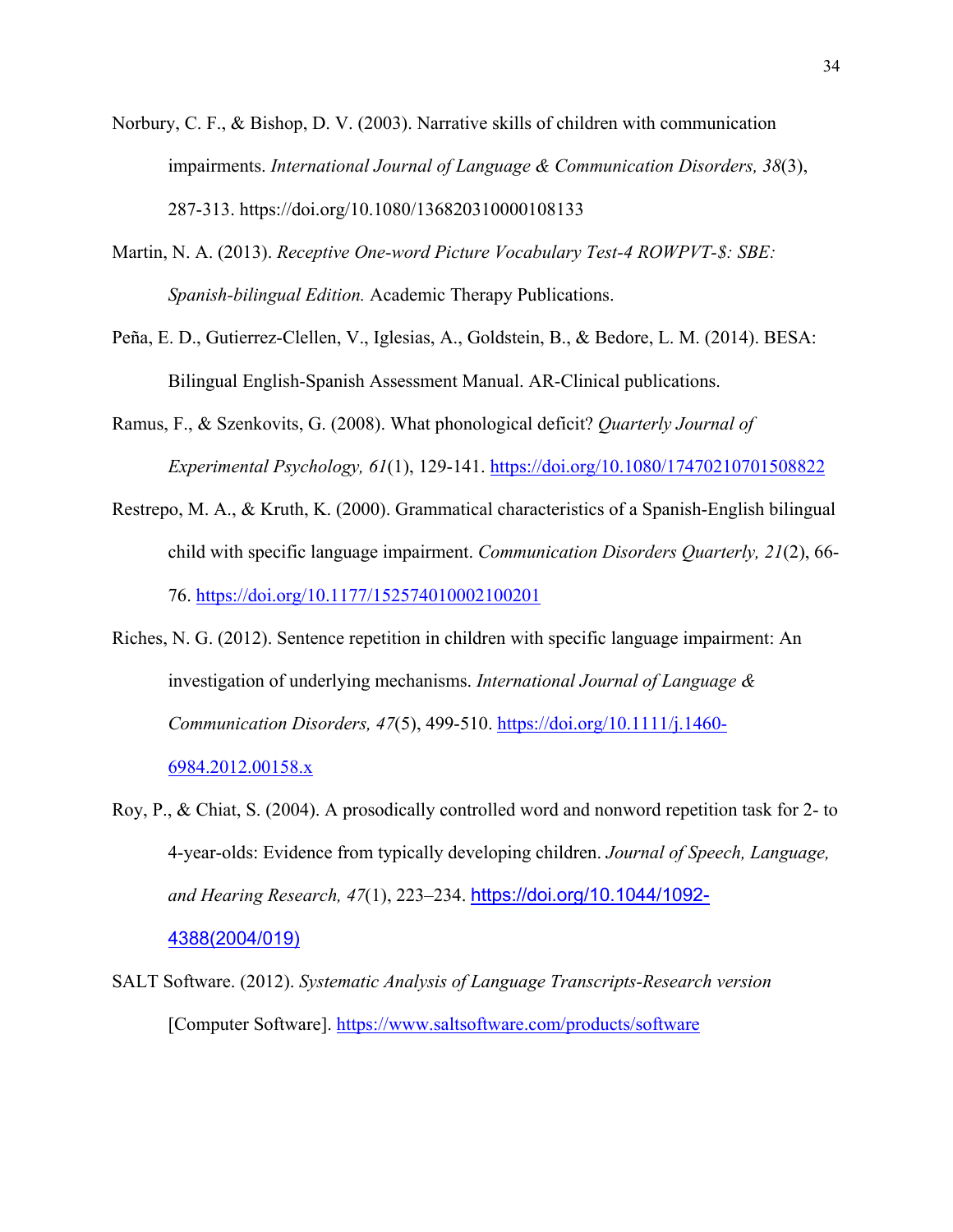Norbury, C. F., & Bishop, D. V. (2003). Narrative skills of children with communication impairments. *International Journal of Language & Communication Disorders, 38*(3), 287-313. https://doi.org/10.1080/136820310000108133

Martin, N. A. (2013). *Receptive One-word Picture Vocabulary Test-4 ROWPVT-$: SBE: Spanish-bilingual Edition.* Academic Therapy Publications.

Peña, E. D., Gutierrez-Clellen, V., Iglesias, A., Goldstein, B., & Bedore, L. M. (2014). BESA: Bilingual English-Spanish Assessment Manual. AR-Clinical publications.

Ramus, F., & Szenkovits, G. (2008). What phonological deficit? *Quarterly Journal of Experimental Psychology, 61*(1), 129-141. https://doi.org/10.1080/17470210701508822

Restrepo, M. A., & Kruth, K. (2000). Grammatical characteristics of a Spanish-English bilingual child with specific language impairment. *Communication Disorders Quarterly, 21*(2), 66-76. https://doi.org/10.1177/152574010002100201

Riches, N. G. (2012). Sentence repetition in children with specific language impairment: An investigation of underlying mechanisms. *International Journal of Language & Communication Disorders, 47*(5), 499-510. https://doi.org/10.1111/j.1460-6984.2012.00158.x

Roy, P., & Chiat, S. (2004). A prosodically controlled word and nonword repetition task for 2- to 4-year-olds: Evidence from typically developing children. *Journal of Speech, Language, and Hearing Research, 47*(1), 223–234. https://doi.org/10.1044/1092-4388(2004/019)

SALT Software. (2012). *Systematic Analysis of Language Transcripts-Research version* [Computer Software]. https://www.saltsoftware.com/products/software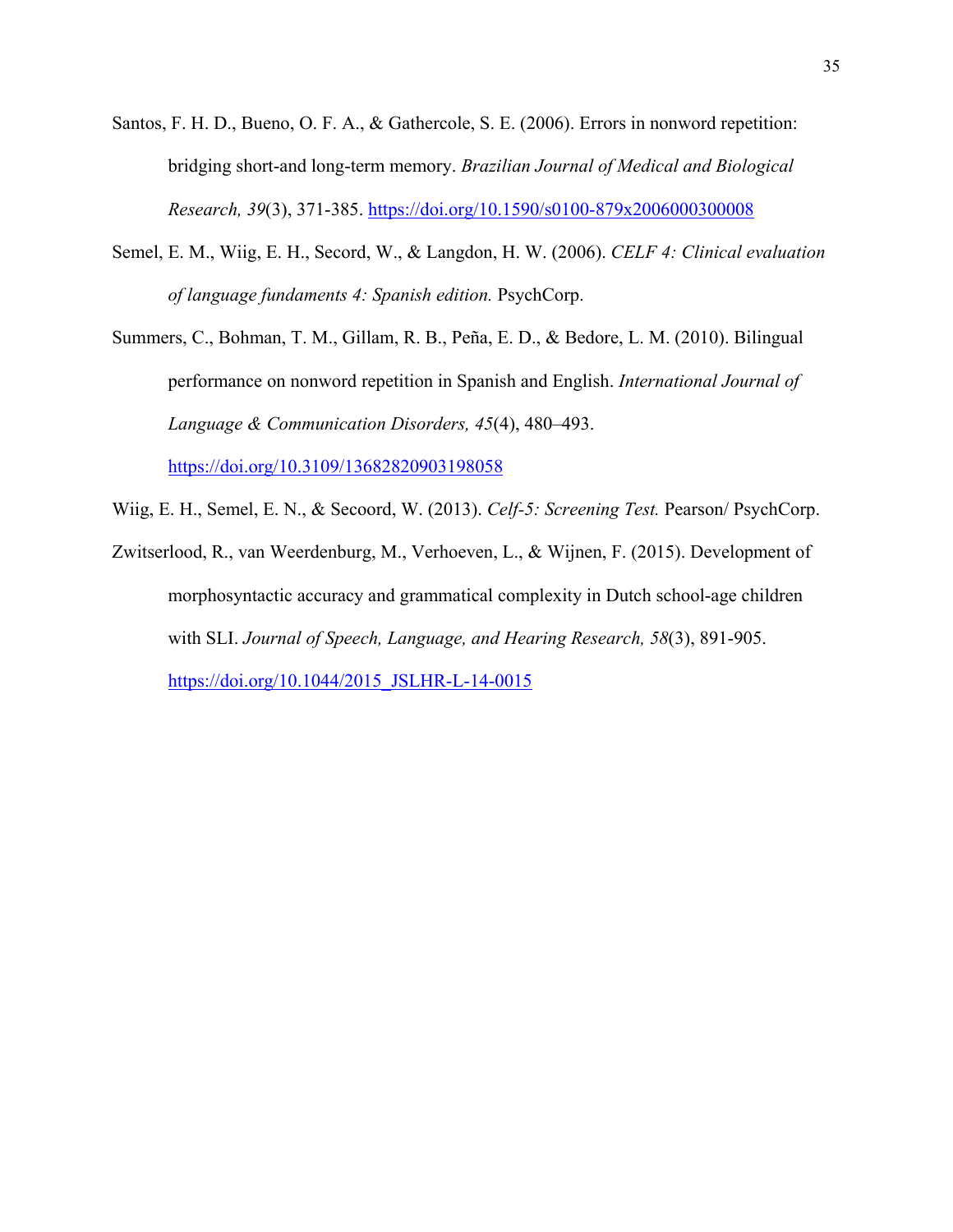Santos, F. H. D., Bueno, O. F. A., & Gathercole, S. E. (2006). Errors in nonword repetition: bridging short-and long-term memory. *Brazilian Journal of Medical and Biological Research, 39*(3), 371-385. https://doi.org/10.1590/s0100-879x2006000300008

Semel, E. M., Wiig, E. H., Secord, W., & Langdon, H. W. (2006). *CELF 4: Clinical evaluation of language fundaments 4: Spanish edition.* PsychCorp.

Summers, C., Bohman, T. M., Gillam, R. B., Peña, E. D., & Bedore, L. M. (2010). Bilingual performance on nonword repetition in Spanish and English. *International Journal of Language & Communication Disorders, 45*(4), 480–493. https://doi.org/10.3109/13682820903198058

Wiig, E. H., Semel, E. N., & Secoord, W. (2013). *Celf-5: Screening Test.* Pearson/ PsychCorp.

Zwitserlood, R., van Weerdenburg, M., Verhoeven, L., & Wijnen, F. (2015). Development of morphosyntactic accuracy and grammatical complexity in Dutch school-age children with SLI. *Journal of Speech, Language, and Hearing Research, 58*(3), 891-905. https://doi.org/10.1044/2015_JSLHR-L-14-0015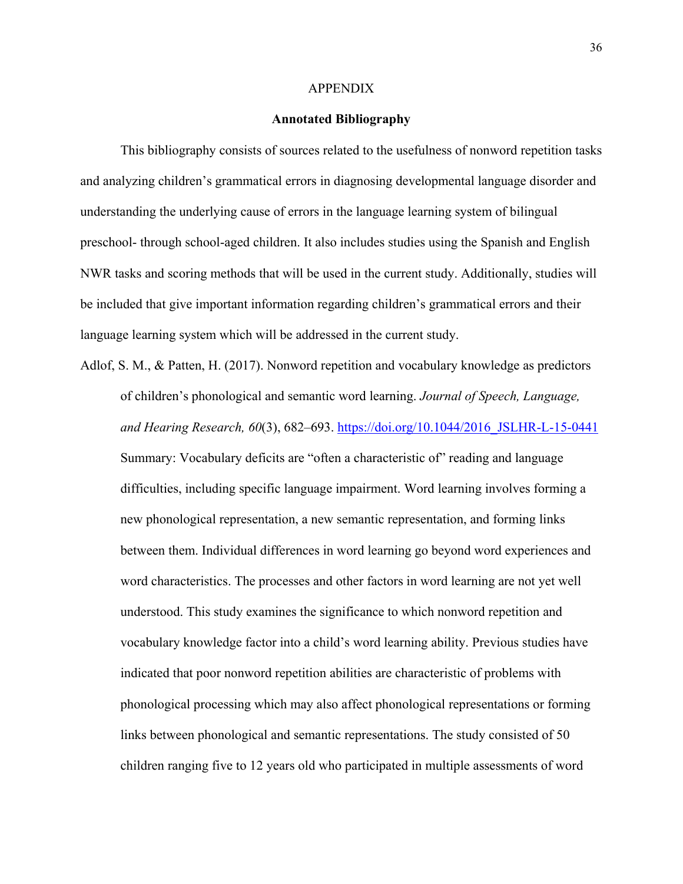APPENDIX

**Annotated Bibliography**

This bibliography consists of sources related to the usefulness of nonword repetition tasks and analyzing children's grammatical errors in diagnosing developmental language disorder and understanding the underlying cause of errors in the language learning system of bilingual preschool- through school-aged children. It also includes studies using the Spanish and English NWR tasks and scoring methods that will be used in the current study. Additionally, studies will be included that give important information regarding children's grammatical errors and their language learning system which will be addressed in the current study.

Adlof, S. M., & Patten, H. (2017). Nonword repetition and vocabulary knowledge as predictors of children's phonological and semantic word learning. *Journal of Speech, Language, and Hearing Research, 60*(3), 682–693. https://doi.org/10.1044/2016_JSLHR-L-15-0441

Summary: Vocabulary deficits are "often a characteristic of" reading and language difficulties, including specific language impairment. Word learning involves forming a new phonological representation, a new semantic representation, and forming links between them. Individual differences in word learning go beyond word experiences and word characteristics. The processes and other factors in word learning are not yet well understood. This study examines the significance to which nonword repetition and vocabulary knowledge factor into a child's word learning ability. Previous studies have indicated that poor nonword repetition abilities are characteristic of problems with phonological processing which may also affect phonological representations or forming links between phonological and semantic representations. The study consisted of 50 children ranging five to 12 years old who participated in multiple assessments of word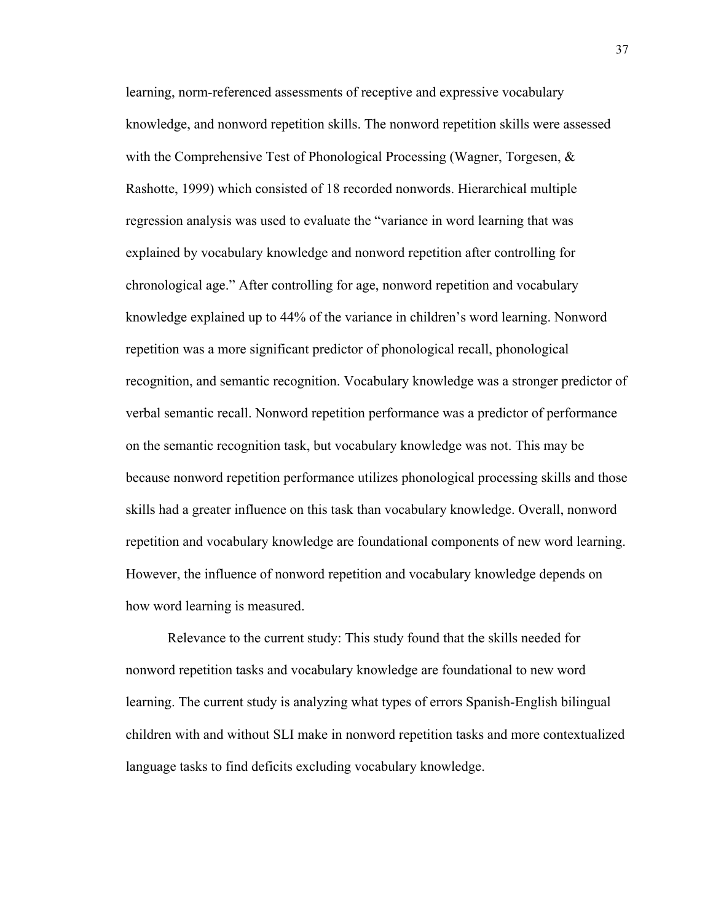learning, norm-referenced assessments of receptive and expressive vocabulary knowledge, and nonword repetition skills. The nonword repetition skills were assessed with the Comprehensive Test of Phonological Processing (Wagner, Torgesen, & Rashotte, 1999) which consisted of 18 recorded nonwords. Hierarchical multiple regression analysis was used to evaluate the "variance in word learning that was explained by vocabulary knowledge and nonword repetition after controlling for chronological age." After controlling for age, nonword repetition and vocabulary knowledge explained up to 44% of the variance in children's word learning. Nonword repetition was a more significant predictor of phonological recall, phonological recognition, and semantic recognition. Vocabulary knowledge was a stronger predictor of verbal semantic recall. Nonword repetition performance was a predictor of performance on the semantic recognition task, but vocabulary knowledge was not. This may be because nonword repetition performance utilizes phonological processing skills and those skills had a greater influence on this task than vocabulary knowledge. Overall, nonword repetition and vocabulary knowledge are foundational components of new word learning. However, the influence of nonword repetition and vocabulary knowledge depends on how word learning is measured.

Relevance to the current study: This study found that the skills needed for nonword repetition tasks and vocabulary knowledge are foundational to new word learning. The current study is analyzing what types of errors Spanish-English bilingual children with and without SLI make in nonword repetition tasks and more contextualized language tasks to find deficits excluding vocabulary knowledge.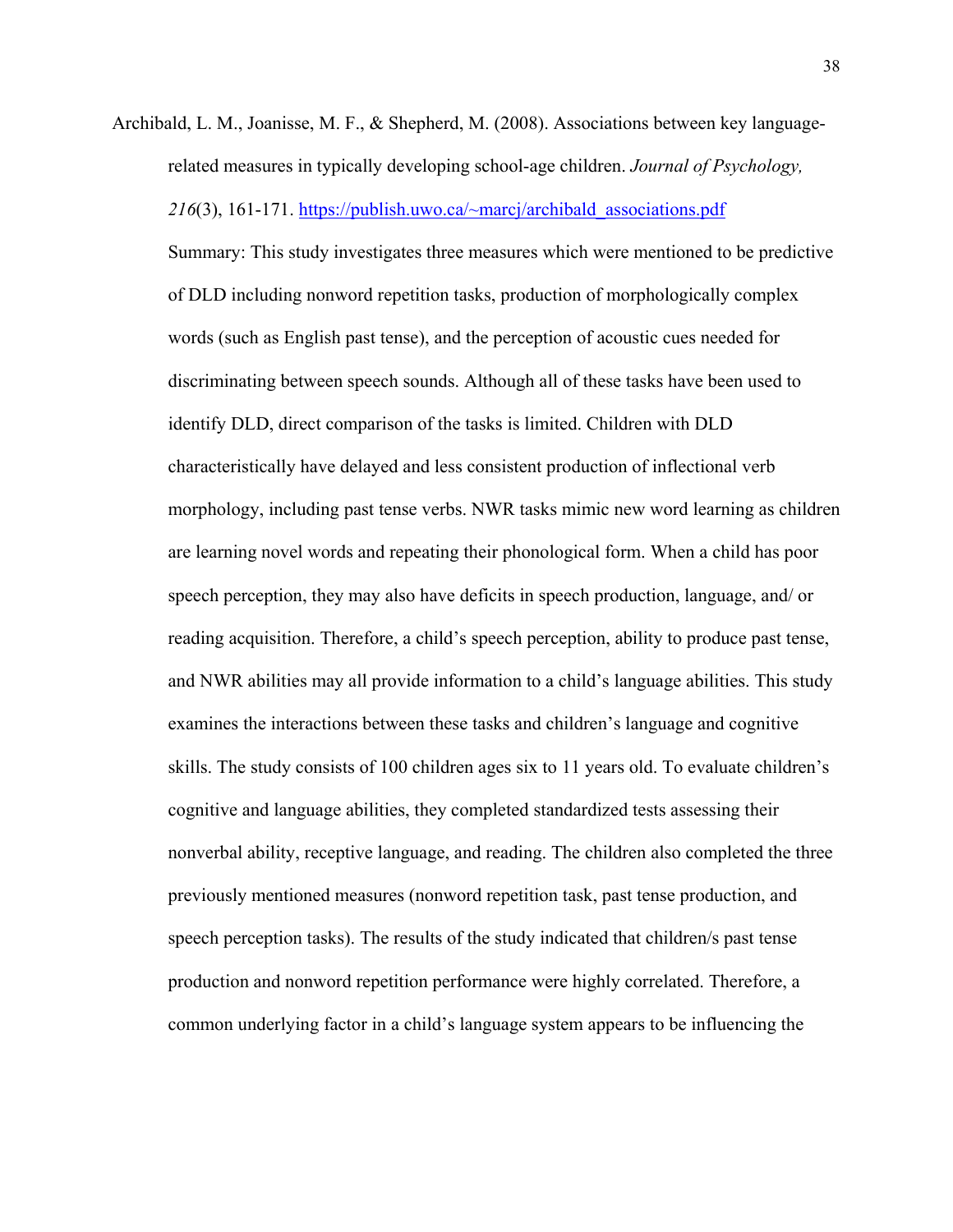Archibald, L. M., Joanisse, M. F., & Shepherd, M. (2008). Associations between key language-related measures in typically developing school-age children. *Journal of Psychology, 216*(3), 161-171. https://publish.uwo.ca/~marcj/archibald_associations.pdf

Summary: This study investigates three measures which were mentioned to be predictive of DLD including nonword repetition tasks, production of morphologically complex words (such as English past tense), and the perception of acoustic cues needed for discriminating between speech sounds. Although all of these tasks have been used to identify DLD, direct comparison of the tasks is limited. Children with DLD characteristically have delayed and less consistent production of inflectional verb morphology, including past tense verbs. NWR tasks mimic new word learning as children are learning novel words and repeating their phonological form. When a child has poor speech perception, they may also have deficits in speech production, language, and/ or reading acquisition. Therefore, a child's speech perception, ability to produce past tense, and NWR abilities may all provide information to a child's language abilities. This study examines the interactions between these tasks and children's language and cognitive skills. The study consists of 100 children ages six to 11 years old. To evaluate children's cognitive and language abilities, they completed standardized tests assessing their nonverbal ability, receptive language, and reading. The children also completed the three previously mentioned measures (nonword repetition task, past tense production, and speech perception tasks). The results of the study indicated that children/s past tense production and nonword repetition performance were highly correlated. Therefore, a common underlying factor in a child's language system appears to be influencing the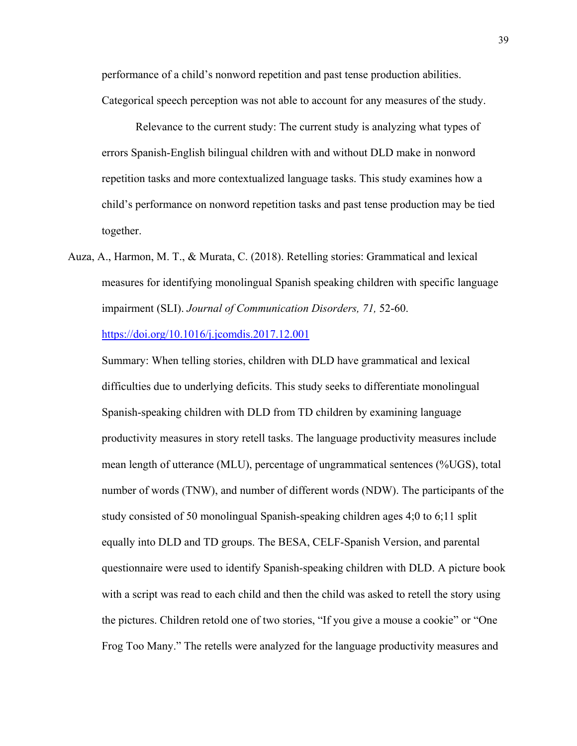performance of a child's nonword repetition and past tense production abilities. Categorical speech perception was not able to account for any measures of the study.

Relevance to the current study: The current study is analyzing what types of errors Spanish-English bilingual children with and without DLD make in nonword repetition tasks and more contextualized language tasks. This study examines how a child's performance on nonword repetition tasks and past tense production may be tied together.

Auza, A., Harmon, M. T., & Murata, C. (2018). Retelling stories: Grammatical and lexical measures for identifying monolingual Spanish speaking children with specific language impairment (SLI). *Journal of Communication Disorders, 71,* 52-60. https://doi.org/10.1016/j.jcomdis.2017.12.001

Summary: When telling stories, children with DLD have grammatical and lexical difficulties due to underlying deficits. This study seeks to differentiate monolingual Spanish-speaking children with DLD from TD children by examining language productivity measures in story retell tasks. The language productivity measures include mean length of utterance (MLU), percentage of ungrammatical sentences (%UGS), total number of words (TNW), and number of different words (NDW). The participants of the study consisted of 50 monolingual Spanish-speaking children ages 4;0 to 6;11 split equally into DLD and TD groups. The BESA, CELF-Spanish Version, and parental questionnaire were used to identify Spanish-speaking children with DLD. A picture book with a script was read to each child and then the child was asked to retell the story using the pictures. Children retold one of two stories, "If you give a mouse a cookie" or "One Frog Too Many." The retells were analyzed for the language productivity measures and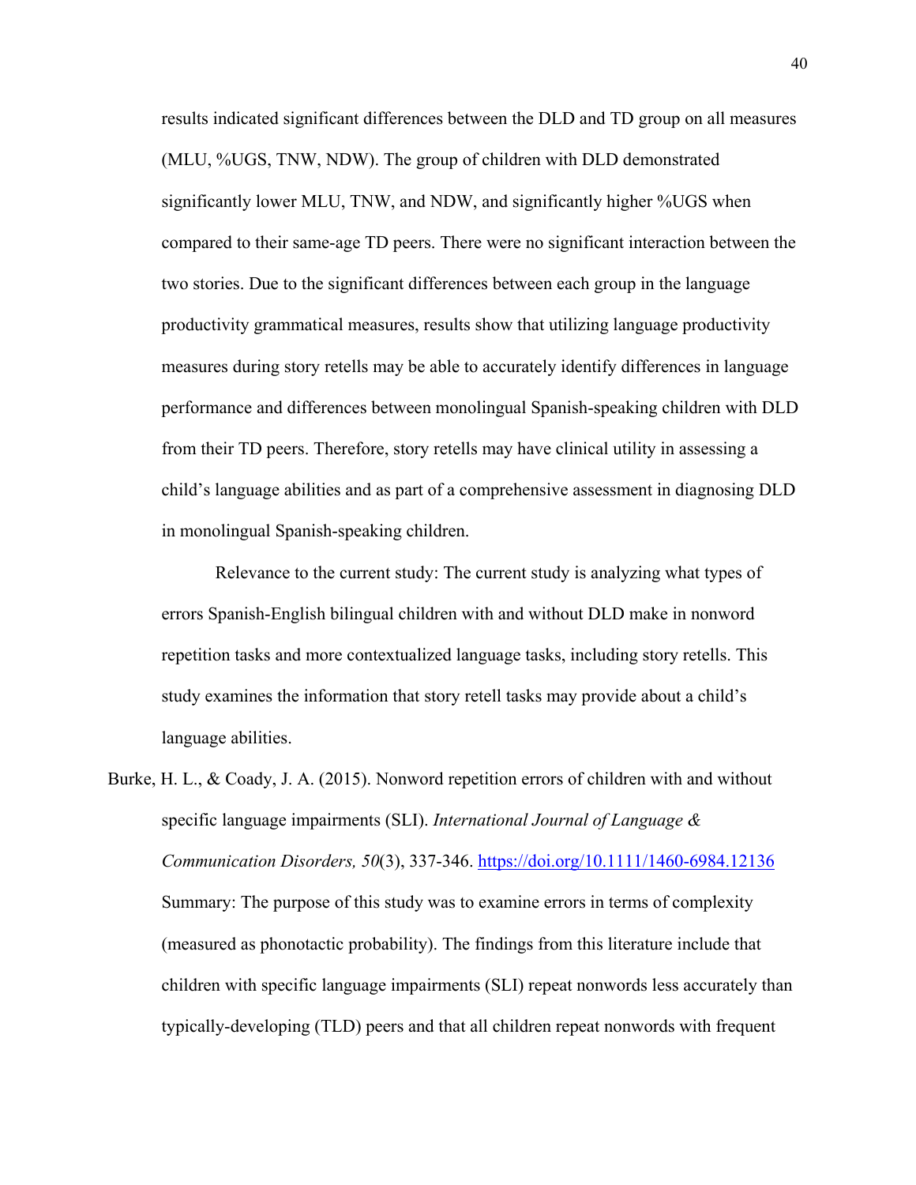results indicated significant differences between the DLD and TD group on all measures (MLU, %UGS, TNW, NDW). The group of children with DLD demonstrated significantly lower MLU, TNW, and NDW, and significantly higher %UGS when compared to their same-age TD peers. There were no significant interaction between the two stories. Due to the significant differences between each group in the language productivity grammatical measures, results show that utilizing language productivity measures during story retells may be able to accurately identify differences in language performance and differences between monolingual Spanish-speaking children with DLD from their TD peers. Therefore, story retells may have clinical utility in assessing a child's language abilities and as part of a comprehensive assessment in diagnosing DLD in monolingual Spanish-speaking children.

Relevance to the current study: The current study is analyzing what types of errors Spanish-English bilingual children with and without DLD make in nonword repetition tasks and more contextualized language tasks, including story retells. This study examines the information that story retell tasks may provide about a child's language abilities.

Burke, H. L., & Coady, J. A. (2015). Nonword repetition errors of children with and without specific language impairments (SLI). *International Journal of Language & Communication Disorders, 50*(3), 337-346. https://doi.org/10.1111/1460-6984.12136

Summary: The purpose of this study was to examine errors in terms of complexity (measured as phonotactic probability). The findings from this literature include that children with specific language impairments (SLI) repeat nonwords less accurately than typically-developing (TLD) peers and that all children repeat nonwords with frequent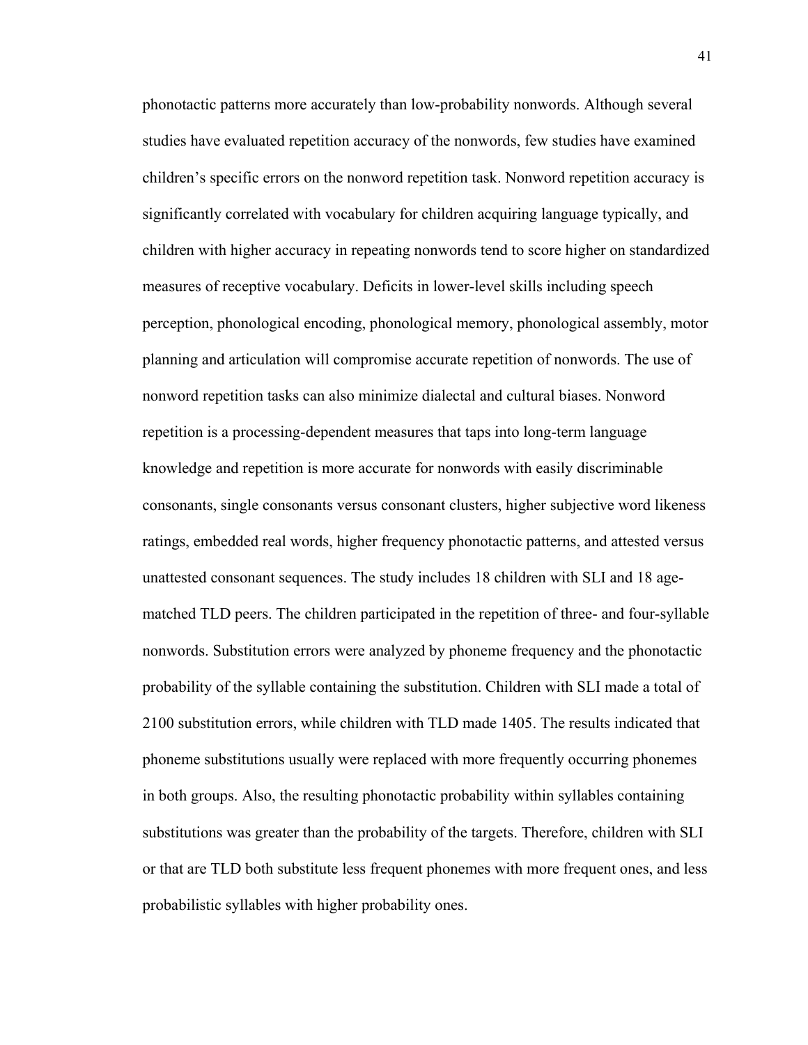phonotactic patterns more accurately than low-probability nonwords. Although several studies have evaluated repetition accuracy of the nonwords, few studies have examined children's specific errors on the nonword repetition task. Nonword repetition accuracy is significantly correlated with vocabulary for children acquiring language typically, and children with higher accuracy in repeating nonwords tend to score higher on standardized measures of receptive vocabulary. Deficits in lower-level skills including speech perception, phonological encoding, phonological memory, phonological assembly, motor planning and articulation will compromise accurate repetition of nonwords. The use of nonword repetition tasks can also minimize dialectal and cultural biases. Nonword repetition is a processing-dependent measures that taps into long-term language knowledge and repetition is more accurate for nonwords with easily discriminable consonants, single consonants versus consonant clusters, higher subjective word likeness ratings, embedded real words, higher frequency phonotactic patterns, and attested versus unattested consonant sequences. The study includes 18 children with SLI and 18 age-matched TLD peers. The children participated in the repetition of three- and four-syllable nonwords. Substitution errors were analyzed by phoneme frequency and the phonotactic probability of the syllable containing the substitution. Children with SLI made a total of 2100 substitution errors, while children with TLD made 1405. The results indicated that phoneme substitutions usually were replaced with more frequently occurring phonemes in both groups. Also, the resulting phonotactic probability within syllables containing substitutions was greater than the probability of the targets. Therefore, children with SLI or that are TLD both substitute less frequent phonemes with more frequent ones, and less probabilistic syllables with higher probability ones.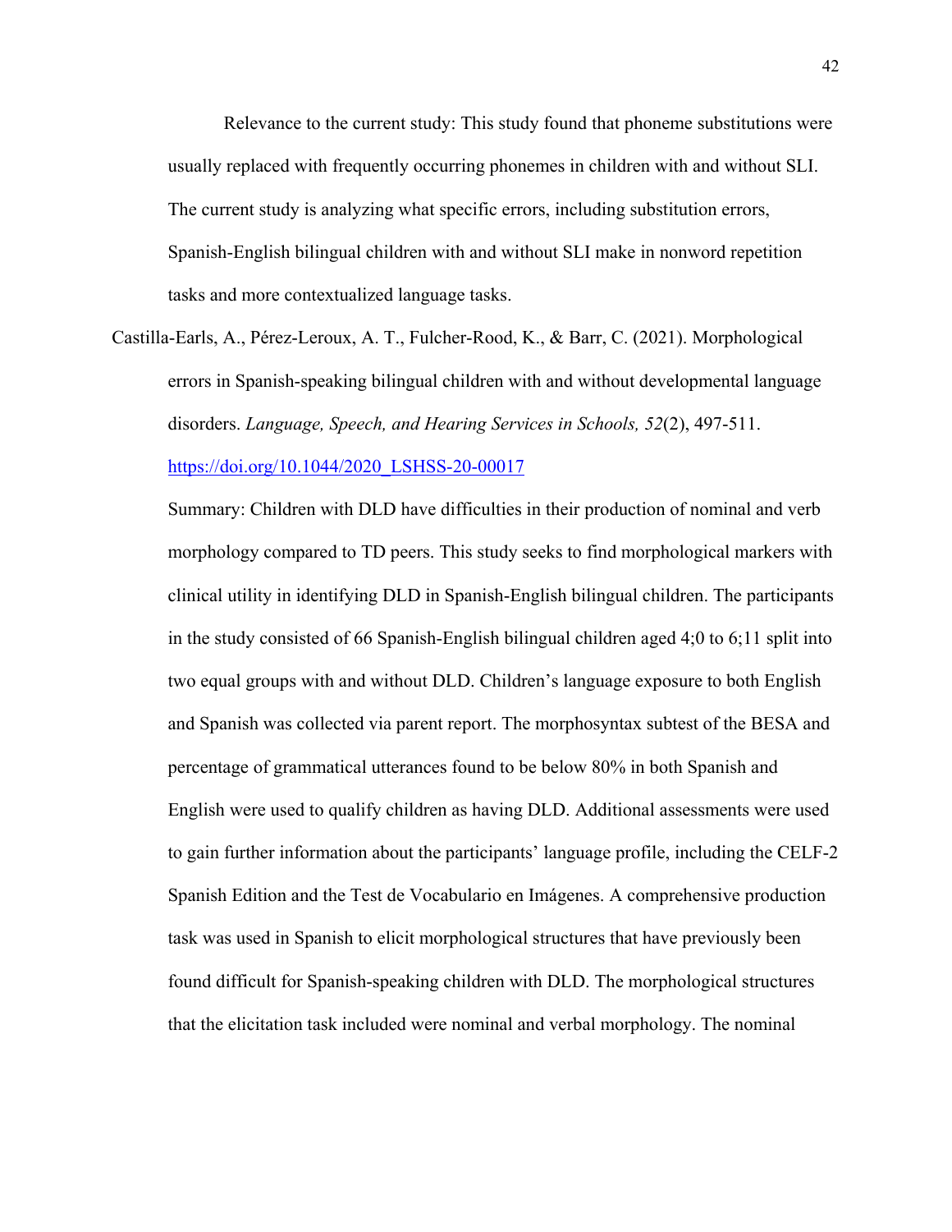Relevance to the current study: This study found that phoneme substitutions were usually replaced with frequently occurring phonemes in children with and without SLI. The current study is analyzing what specific errors, including substitution errors, Spanish-English bilingual children with and without SLI make in nonword repetition tasks and more contextualized language tasks.

Castilla-Earls, A., Pérez-Leroux, A. T., Fulcher-Rood, K., & Barr, C. (2021). Morphological errors in Spanish-speaking bilingual children with and without developmental language disorders. *Language, Speech, and Hearing Services in Schools, 52*(2), 497-511. https://doi.org/10.1044/2020_LSHSS-20-00017

Summary: Children with DLD have difficulties in their production of nominal and verb morphology compared to TD peers. This study seeks to find morphological markers with clinical utility in identifying DLD in Spanish-English bilingual children. The participants in the study consisted of 66 Spanish-English bilingual children aged 4;0 to 6;11 split into two equal groups with and without DLD. Children's language exposure to both English and Spanish was collected via parent report. The morphosyntax subtest of the BESA and percentage of grammatical utterances found to be below 80% in both Spanish and English were used to qualify children as having DLD. Additional assessments were used to gain further information about the participants' language profile, including the CELF-2 Spanish Edition and the Test de Vocabulario en Imágenes. A comprehensive production task was used in Spanish to elicit morphological structures that have previously been found difficult for Spanish-speaking children with DLD. The morphological structures that the elicitation task included were nominal and verbal morphology. The nominal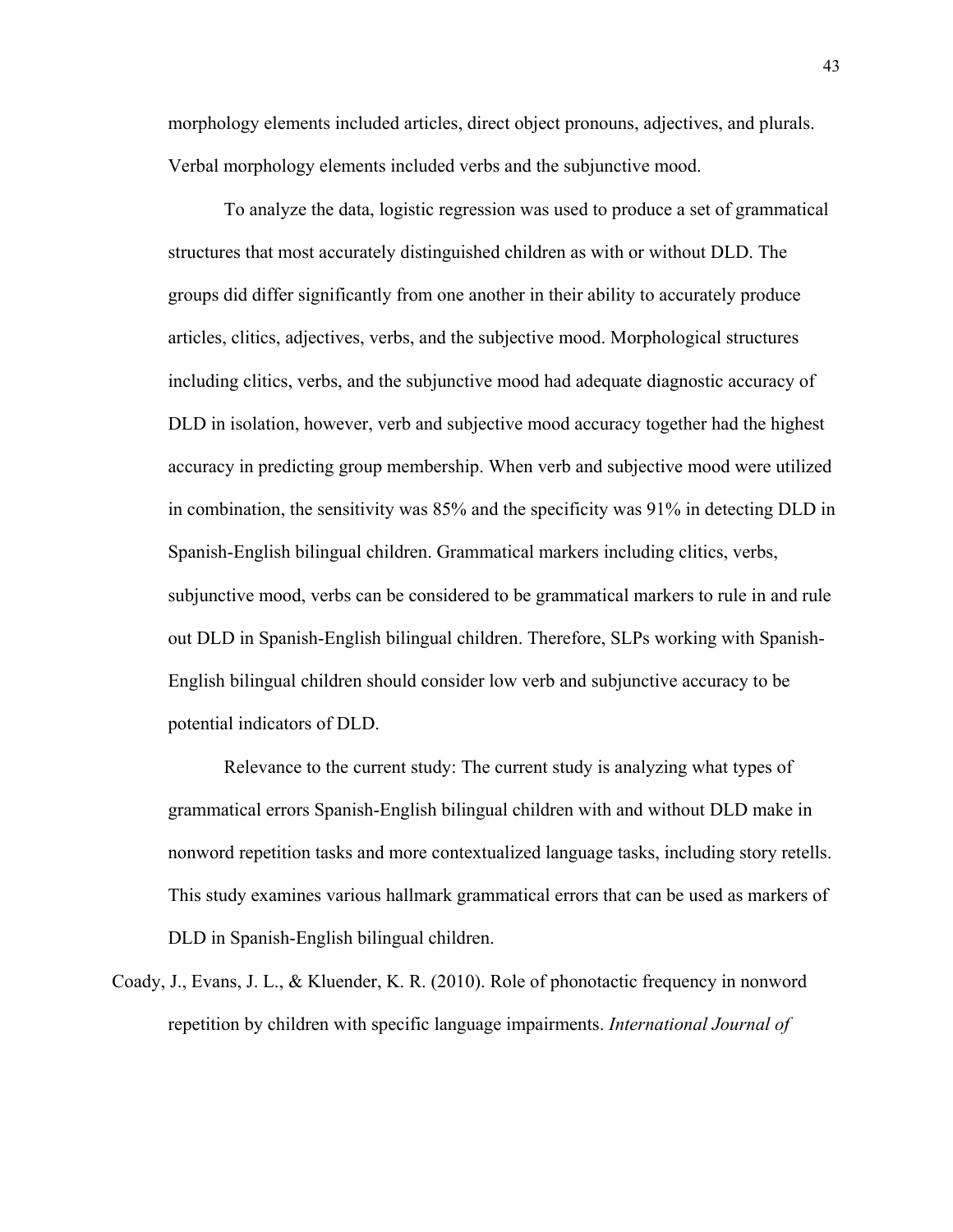morphology elements included articles, direct object pronouns, adjectives, and plurals. Verbal morphology elements included verbs and the subjunctive mood.

To analyze the data, logistic regression was used to produce a set of grammatical structures that most accurately distinguished children as with or without DLD. The groups did differ significantly from one another in their ability to accurately produce articles, clitics, adjectives, verbs, and the subjective mood. Morphological structures including clitics, verbs, and the subjunctive mood had adequate diagnostic accuracy of DLD in isolation, however, verb and subjective mood accuracy together had the highest accuracy in predicting group membership. When verb and subjective mood were utilized in combination, the sensitivity was 85% and the specificity was 91% in detecting DLD in Spanish-English bilingual children. Grammatical markers including clitics, verbs, subjunctive mood, verbs can be considered to be grammatical markers to rule in and rule out DLD in Spanish-English bilingual children. Therefore, SLPs working with Spanish-English bilingual children should consider low verb and subjunctive accuracy to be potential indicators of DLD.

Relevance to the current study: The current study is analyzing what types of grammatical errors Spanish-English bilingual children with and without DLD make in nonword repetition tasks and more contextualized language tasks, including story retells. This study examines various hallmark grammatical errors that can be used as markers of DLD in Spanish-English bilingual children.

Coady, J., Evans, J. L., & Kluender, K. R. (2010). Role of phonotactic frequency in nonword repetition by children with specific language impairments. *International Journal of*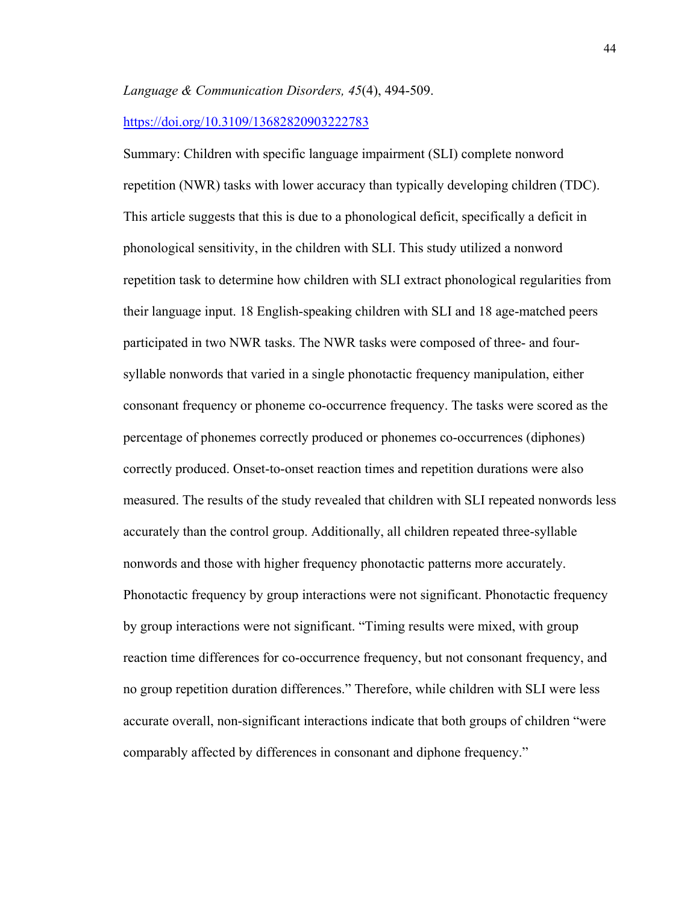*Language & Communication Disorders, 45*(4), 494-509.

https://doi.org/10.3109/13682820903222783

Summary: Children with specific language impairment (SLI) complete nonword repetition (NWR) tasks with lower accuracy than typically developing children (TDC). This article suggests that this is due to a phonological deficit, specifically a deficit in phonological sensitivity, in the children with SLI. This study utilized a nonword repetition task to determine how children with SLI extract phonological regularities from their language input. 18 English-speaking children with SLI and 18 age-matched peers participated in two NWR tasks. The NWR tasks were composed of three- and four-syllable nonwords that varied in a single phonotactic frequency manipulation, either consonant frequency or phoneme co-occurrence frequency. The tasks were scored as the percentage of phonemes correctly produced or phonemes co-occurrences (diphones) correctly produced. Onset-to-onset reaction times and repetition durations were also measured. The results of the study revealed that children with SLI repeated nonwords less accurately than the control group. Additionally, all children repeated three-syllable nonwords and those with higher frequency phonotactic patterns more accurately. Phonotactic frequency by group interactions were not significant. Phonotactic frequency by group interactions were not significant. "Timing results were mixed, with group reaction time differences for co-occurrence frequency, but not consonant frequency, and no group repetition duration differences." Therefore, while children with SLI were less accurate overall, non-significant interactions indicate that both groups of children "were comparably affected by differences in consonant and diphone frequency."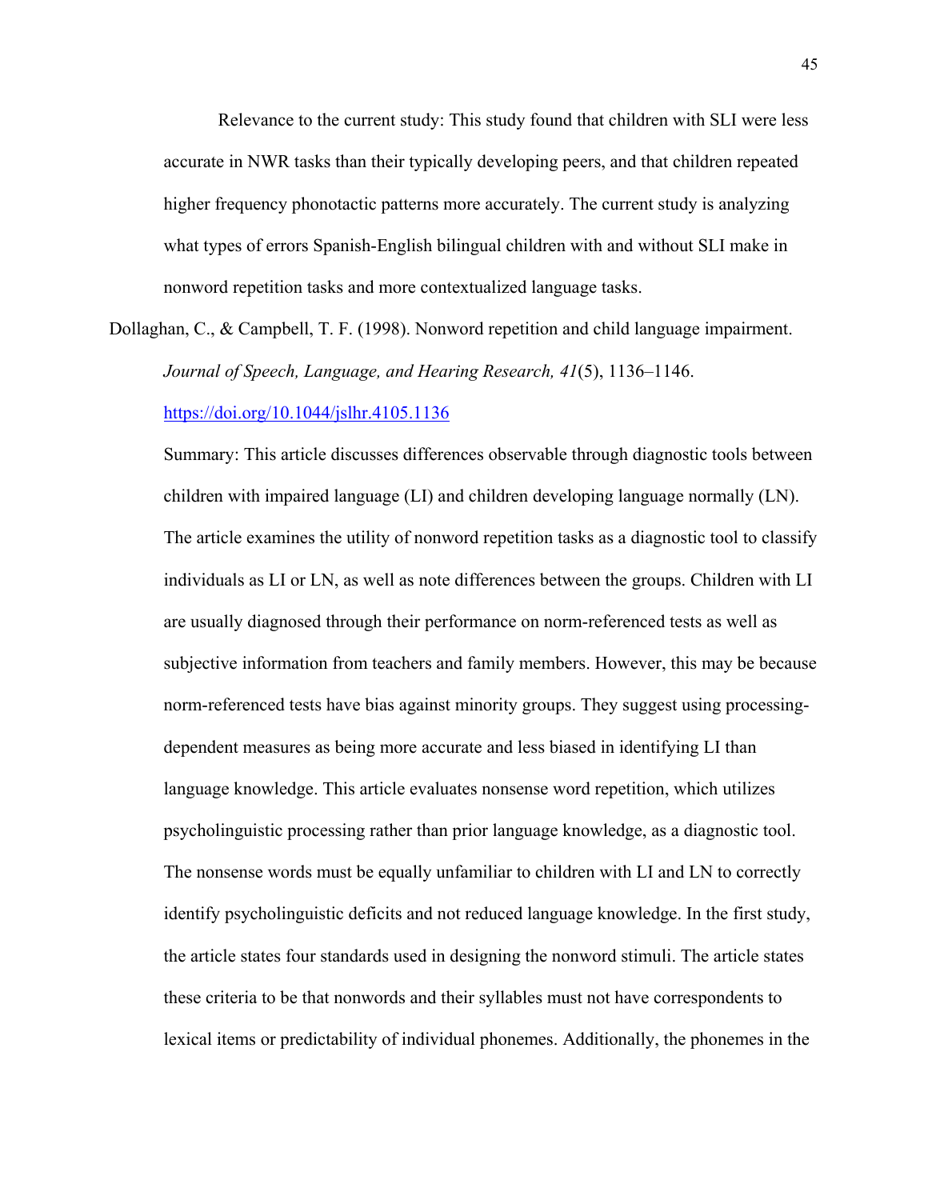Relevance to the current study: This study found that children with SLI were less accurate in NWR tasks than their typically developing peers, and that children repeated higher frequency phonotactic patterns more accurately. The current study is analyzing what types of errors Spanish-English bilingual children with and without SLI make in nonword repetition tasks and more contextualized language tasks.

Dollaghan, C., & Campbell, T. F. (1998). Nonword repetition and child language impairment. *Journal of Speech, Language, and Hearing Research, 41*(5), 1136–1146. https://doi.org/10.1044/jslhr.4105.1136

Summary: This article discusses differences observable through diagnostic tools between children with impaired language (LI) and children developing language normally (LN). The article examines the utility of nonword repetition tasks as a diagnostic tool to classify individuals as LI or LN, as well as note differences between the groups. Children with LI are usually diagnosed through their performance on norm-referenced tests as well as subjective information from teachers and family members. However, this may be because norm-referenced tests have bias against minority groups. They suggest using processing-dependent measures as being more accurate and less biased in identifying LI than language knowledge. This article evaluates nonsense word repetition, which utilizes psycholinguistic processing rather than prior language knowledge, as a diagnostic tool. The nonsense words must be equally unfamiliar to children with LI and LN to correctly identify psycholinguistic deficits and not reduced language knowledge. In the first study, the article states four standards used in designing the nonword stimuli. The article states these criteria to be that nonwords and their syllables must not have correspondents to lexical items or predictability of individual phonemes. Additionally, the phonemes in the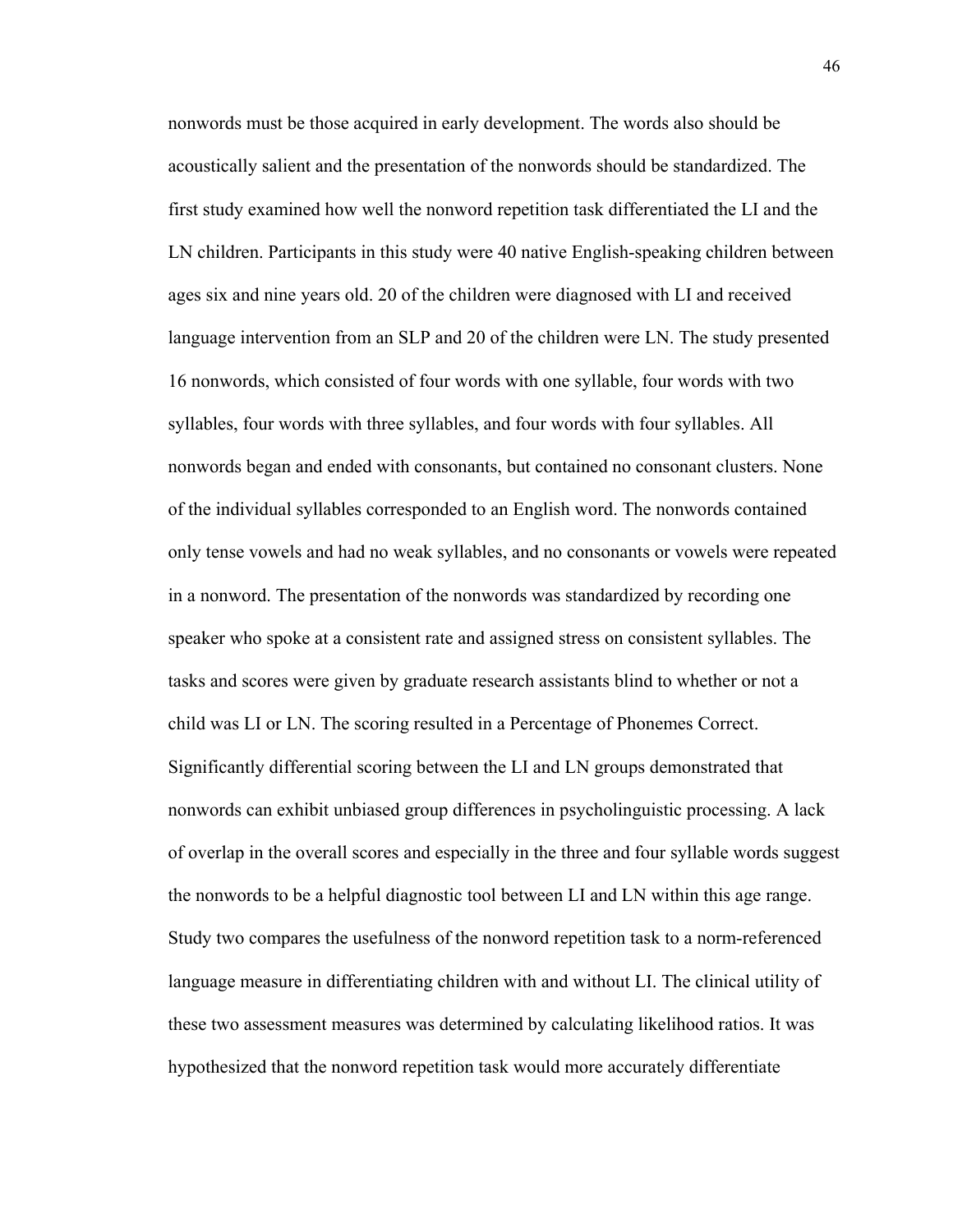nonwords must be those acquired in early development. The words also should be acoustically salient and the presentation of the nonwords should be standardized. The first study examined how well the nonword repetition task differentiated the LI and the LN children. Participants in this study were 40 native English-speaking children between ages six and nine years old. 20 of the children were diagnosed with LI and received language intervention from an SLP and 20 of the children were LN. The study presented 16 nonwords, which consisted of four words with one syllable, four words with two syllables, four words with three syllables, and four words with four syllables. All nonwords began and ended with consonants, but contained no consonant clusters. None of the individual syllables corresponded to an English word. The nonwords contained only tense vowels and had no weak syllables, and no consonants or vowels were repeated in a nonword. The presentation of the nonwords was standardized by recording one speaker who spoke at a consistent rate and assigned stress on consistent syllables. The tasks and scores were given by graduate research assistants blind to whether or not a child was LI or LN. The scoring resulted in a Percentage of Phonemes Correct. Significantly differential scoring between the LI and LN groups demonstrated that nonwords can exhibit unbiased group differences in psycholinguistic processing. A lack of overlap in the overall scores and especially in the three and four syllable words suggest the nonwords to be a helpful diagnostic tool between LI and LN within this age range. Study two compares the usefulness of the nonword repetition task to a norm-referenced language measure in differentiating children with and without LI. The clinical utility of these two assessment measures was determined by calculating likelihood ratios. It was hypothesized that the nonword repetition task would more accurately differentiate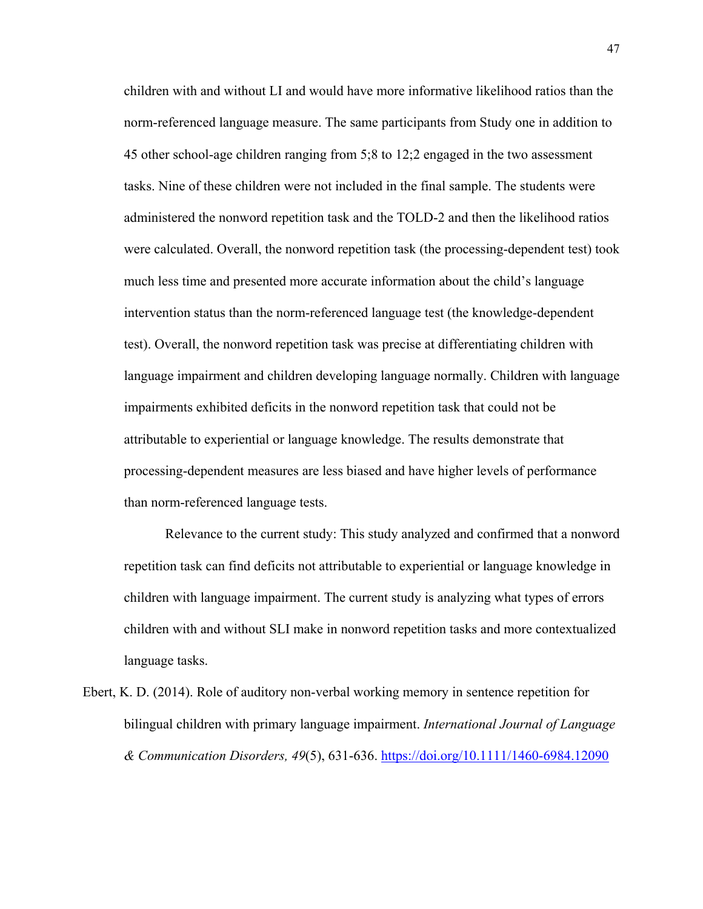children with and without LI and would have more informative likelihood ratios than the norm-referenced language measure. The same participants from Study one in addition to 45 other school-age children ranging from 5;8 to 12;2 engaged in the two assessment tasks. Nine of these children were not included in the final sample. The students were administered the nonword repetition task and the TOLD-2 and then the likelihood ratios were calculated. Overall, the nonword repetition task (the processing-dependent test) took much less time and presented more accurate information about the child's language intervention status than the norm-referenced language test (the knowledge-dependent test). Overall, the nonword repetition task was precise at differentiating children with language impairment and children developing language normally. Children with language impairments exhibited deficits in the nonword repetition task that could not be attributable to experiential or language knowledge. The results demonstrate that processing-dependent measures are less biased and have higher levels of performance than norm-referenced language tests.

Relevance to the current study: This study analyzed and confirmed that a nonword repetition task can find deficits not attributable to experiential or language knowledge in children with language impairment. The current study is analyzing what types of errors children with and without SLI make in nonword repetition tasks and more contextualized language tasks.

Ebert, K. D. (2014). Role of auditory non-verbal working memory in sentence repetition for bilingual children with primary language impairment. *International Journal of Language & Communication Disorders, 49*(5), 631-636. https://doi.org/10.1111/1460-6984.12090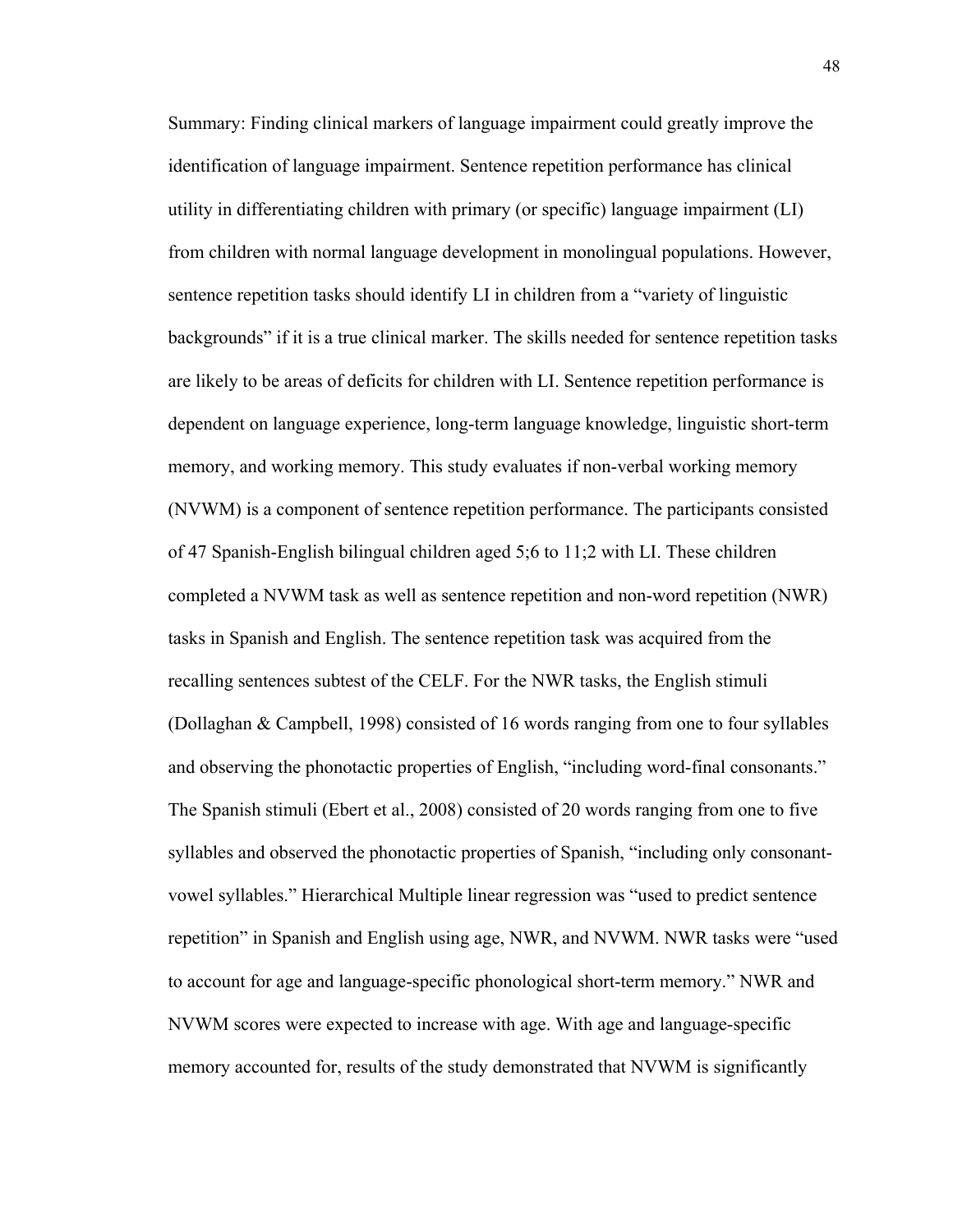Summary: Finding clinical markers of language impairment could greatly improve the identification of language impairment. Sentence repetition performance has clinical utility in differentiating children with primary (or specific) language impairment (LI) from children with normal language development in monolingual populations. However, sentence repetition tasks should identify LI in children from a "variety of linguistic backgrounds" if it is a true clinical marker. The skills needed for sentence repetition tasks are likely to be areas of deficits for children with LI. Sentence repetition performance is dependent on language experience, long-term language knowledge, linguistic short-term memory, and working memory. This study evaluates if non-verbal working memory (NVWM) is a component of sentence repetition performance. The participants consisted of 47 Spanish-English bilingual children aged 5;6 to 11;2 with LI. These children completed a NVWM task as well as sentence repetition and non-word repetition (NWR) tasks in Spanish and English. The sentence repetition task was acquired from the recalling sentences subtest of the CELF. For the NWR tasks, the English stimuli (Dollaghan & Campbell, 1998) consisted of 16 words ranging from one to four syllables and observing the phonotactic properties of English, "including word-final consonants." The Spanish stimuli (Ebert et al., 2008) consisted of 20 words ranging from one to five syllables and observed the phonotactic properties of Spanish, "including only consonant-vowel syllables." Hierarchical Multiple linear regression was "used to predict sentence repetition" in Spanish and English using age, NWR, and NVWM. NWR tasks were "used to account for age and language-specific phonological short-term memory." NWR and NVWM scores were expected to increase with age. With age and language-specific memory accounted for, results of the study demonstrated that NVWM is significantly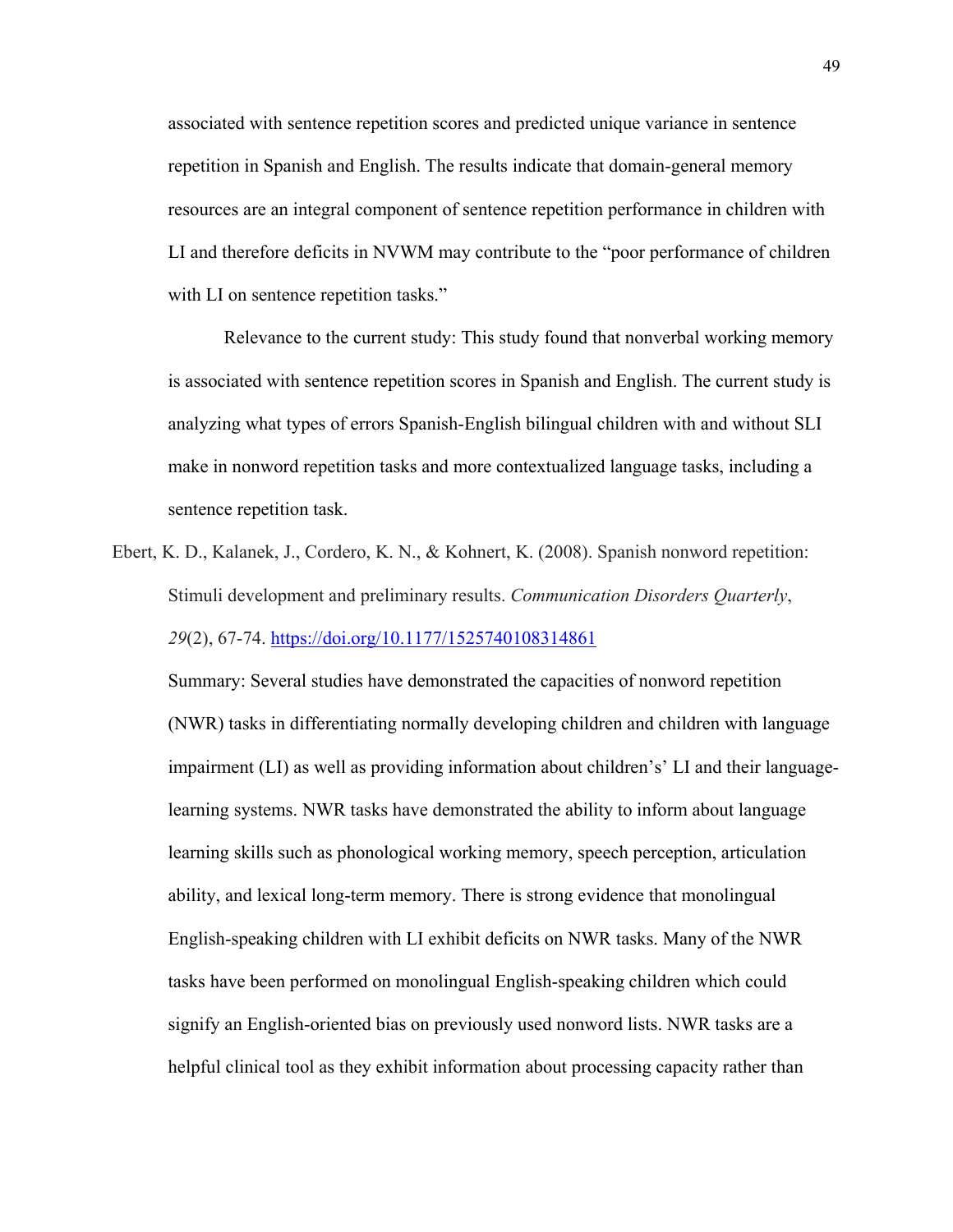associated with sentence repetition scores and predicted unique variance in sentence repetition in Spanish and English. The results indicate that domain-general memory resources are an integral component of sentence repetition performance in children with LI and therefore deficits in NVWM may contribute to the "poor performance of children with LI on sentence repetition tasks."

Relevance to the current study: This study found that nonverbal working memory is associated with sentence repetition scores in Spanish and English. The current study is analyzing what types of errors Spanish-English bilingual children with and without SLI make in nonword repetition tasks and more contextualized language tasks, including a sentence repetition task.

Ebert, K. D., Kalanek, J., Cordero, K. N., & Kohnert, K. (2008). Spanish nonword repetition: Stimuli development and preliminary results. *Communication Disorders Quarterly*, *29*(2), 67-74. https://doi.org/10.1177/1525740108314861

Summary: Several studies have demonstrated the capacities of nonword repetition (NWR) tasks in differentiating normally developing children and children with language impairment (LI) as well as providing information about children's' LI and their language-learning systems. NWR tasks have demonstrated the ability to inform about language learning skills such as phonological working memory, speech perception, articulation ability, and lexical long-term memory. There is strong evidence that monolingual English-speaking children with LI exhibit deficits on NWR tasks. Many of the NWR tasks have been performed on monolingual English-speaking children which could signify an English-oriented bias on previously used nonword lists. NWR tasks are a helpful clinical tool as they exhibit information about processing capacity rather than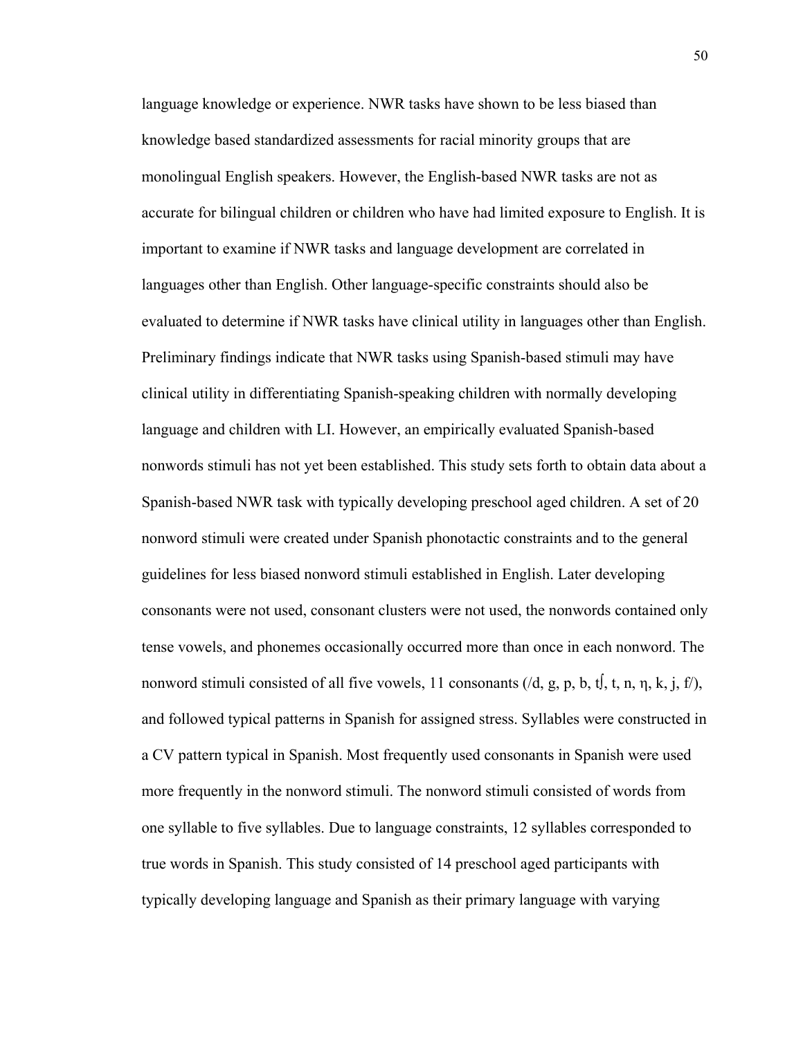language knowledge or experience. NWR tasks have shown to be less biased than knowledge based standardized assessments for racial minority groups that are monolingual English speakers. However, the English-based NWR tasks are not as accurate for bilingual children or children who have had limited exposure to English. It is important to examine if NWR tasks and language development are correlated in languages other than English. Other language-specific constraints should also be evaluated to determine if NWR tasks have clinical utility in languages other than English. Preliminary findings indicate that NWR tasks using Spanish-based stimuli may have clinical utility in differentiating Spanish-speaking children with normally developing language and children with LI. However, an empirically evaluated Spanish-based nonwords stimuli has not yet been established. This study sets forth to obtain data about a Spanish-based NWR task with typically developing preschool aged children. A set of 20 nonword stimuli were created under Spanish phonotactic constraints and to the general guidelines for less biased nonword stimuli established in English. Later developing consonants were not used, consonant clusters were not used, the nonwords contained only tense vowels, and phonemes occasionally occurred more than once in each nonword. The nonword stimuli consisted of all five vowels, 11 consonants (/d, g, p, b, tʃ, t, n, ɳ, k, j, f/), and followed typical patterns in Spanish for assigned stress. Syllables were constructed in a CV pattern typical in Spanish. Most frequently used consonants in Spanish were used more frequently in the nonword stimuli. The nonword stimuli consisted of words from one syllable to five syllables. Due to language constraints, 12 syllables corresponded to true words in Spanish. This study consisted of 14 preschool aged participants with typically developing language and Spanish as their primary language with varying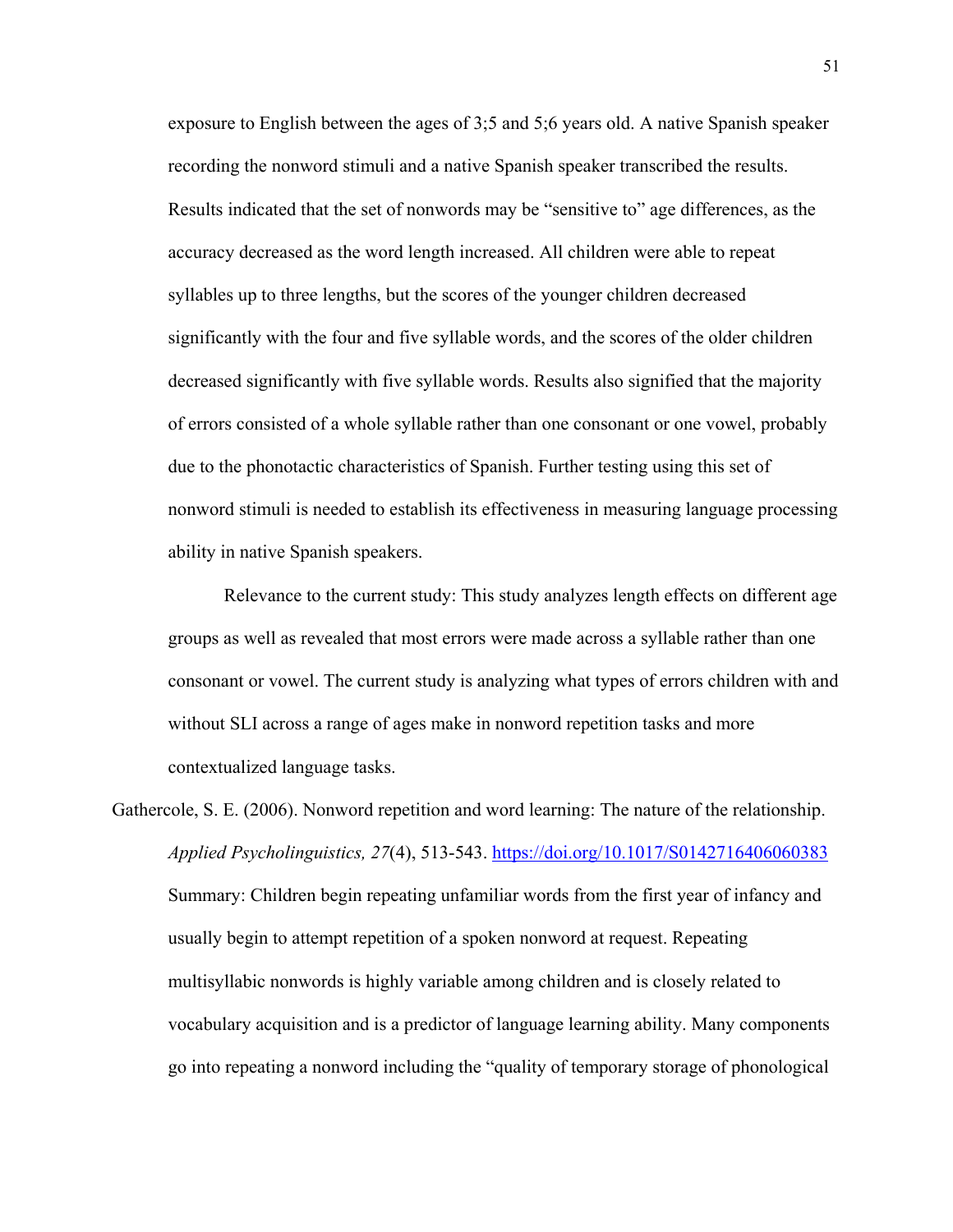exposure to English between the ages of 3;5 and 5;6 years old. A native Spanish speaker recording the nonword stimuli and a native Spanish speaker transcribed the results. Results indicated that the set of nonwords may be "sensitive to" age differences, as the accuracy decreased as the word length increased. All children were able to repeat syllables up to three lengths, but the scores of the younger children decreased significantly with the four and five syllable words, and the scores of the older children decreased significantly with five syllable words. Results also signified that the majority of errors consisted of a whole syllable rather than one consonant or one vowel, probably due to the phonotactic characteristics of Spanish. Further testing using this set of nonword stimuli is needed to establish its effectiveness in measuring language processing ability in native Spanish speakers.

Relevance to the current study: This study analyzes length effects on different age groups as well as revealed that most errors were made across a syllable rather than one consonant or vowel. The current study is analyzing what types of errors children with and without SLI across a range of ages make in nonword repetition tasks and more contextualized language tasks.

Gathercole, S. E. (2006). Nonword repetition and word learning: The nature of the relationship. *Applied Psycholinguistics, 27*(4), 513-543. https://doi.org/10.1017/S0142716406060383

Summary: Children begin repeating unfamiliar words from the first year of infancy and usually begin to attempt repetition of a spoken nonword at request. Repeating multisyllabic nonwords is highly variable among children and is closely related to vocabulary acquisition and is a predictor of language learning ability. Many components go into repeating a nonword including the "quality of temporary storage of phonological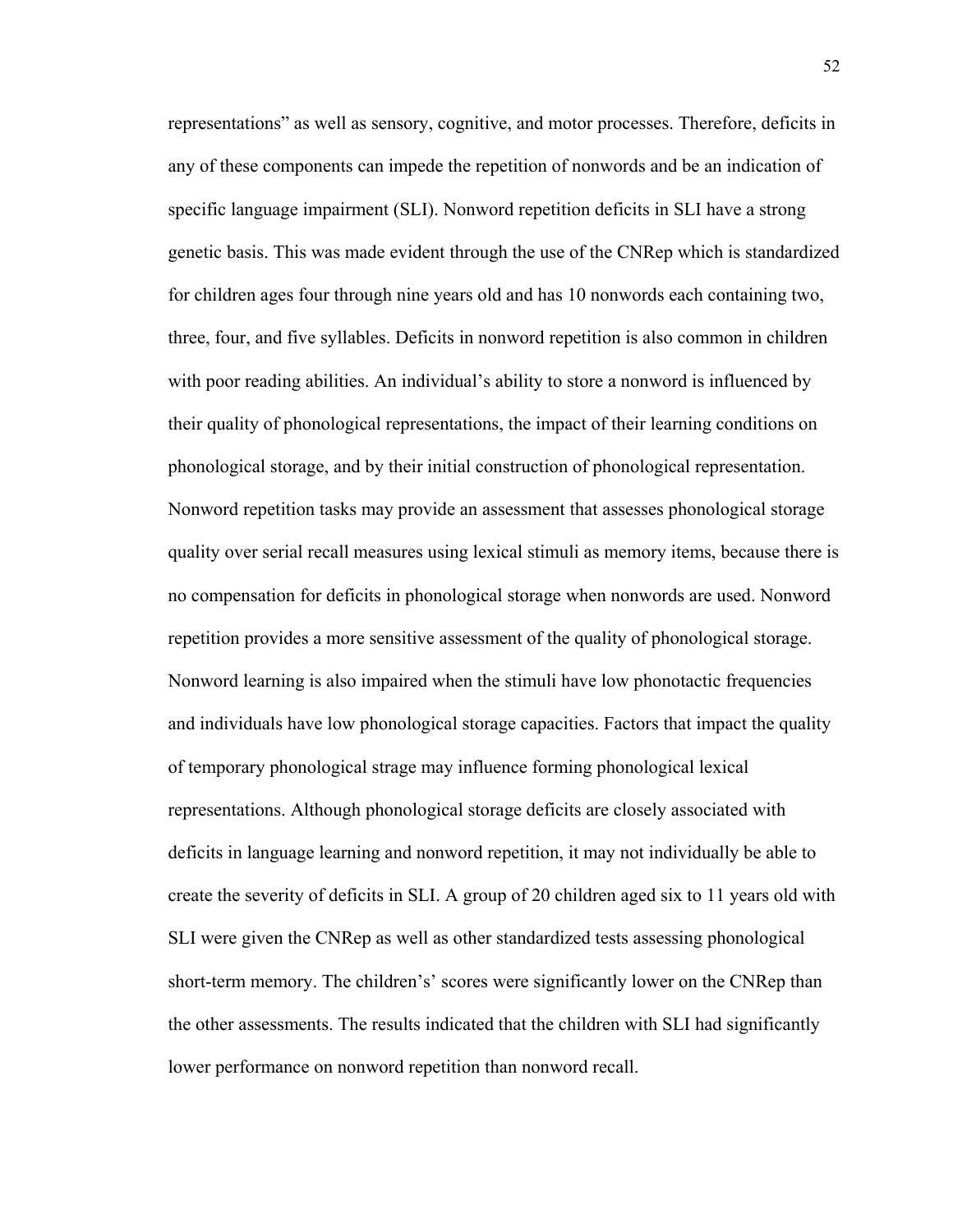representations" as well as sensory, cognitive, and motor processes. Therefore, deficits in any of these components can impede the repetition of nonwords and be an indication of specific language impairment (SLI). Nonword repetition deficits in SLI have a strong genetic basis. This was made evident through the use of the CNRep which is standardized for children ages four through nine years old and has 10 nonwords each containing two, three, four, and five syllables. Deficits in nonword repetition is also common in children with poor reading abilities. An individual's ability to store a nonword is influenced by their quality of phonological representations, the impact of their learning conditions on phonological storage, and by their initial construction of phonological representation. Nonword repetition tasks may provide an assessment that assesses phonological storage quality over serial recall measures using lexical stimuli as memory items, because there is no compensation for deficits in phonological storage when nonwords are used. Nonword repetition provides a more sensitive assessment of the quality of phonological storage. Nonword learning is also impaired when the stimuli have low phonotactic frequencies and individuals have low phonological storage capacities. Factors that impact the quality of temporary phonological strage may influence forming phonological lexical representations. Although phonological storage deficits are closely associated with deficits in language learning and nonword repetition, it may not individually be able to create the severity of deficits in SLI. A group of 20 children aged six to 11 years old with SLI were given the CNRep as well as other standardized tests assessing phonological short-term memory. The children's' scores were significantly lower on the CNRep than the other assessments. The results indicated that the children with SLI had significantly lower performance on nonword repetition than nonword recall.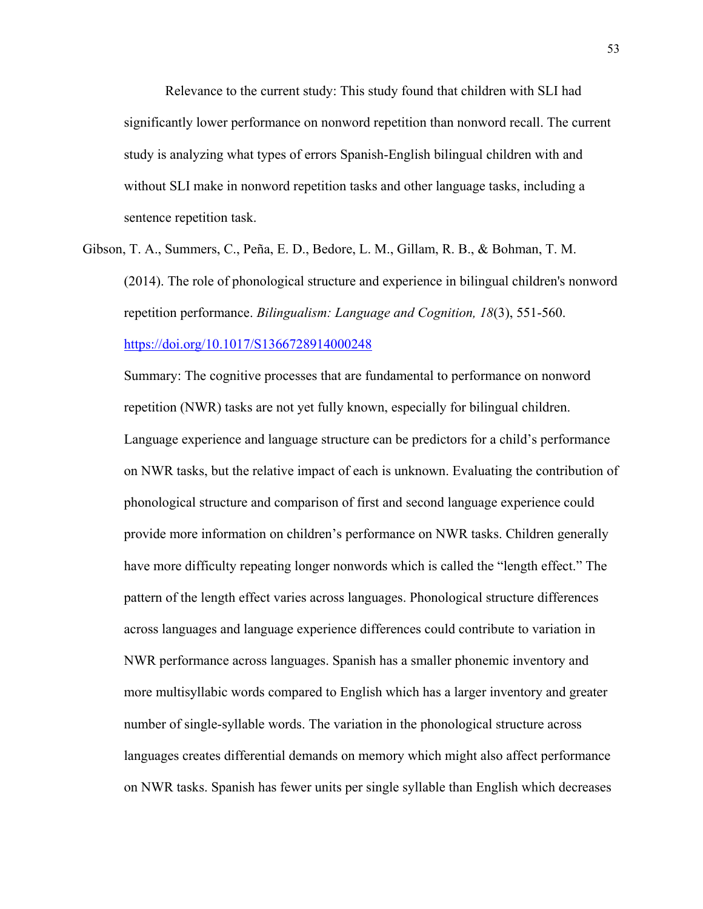Relevance to the current study: This study found that children with SLI had significantly lower performance on nonword repetition than nonword recall. The current study is analyzing what types of errors Spanish-English bilingual children with and without SLI make in nonword repetition tasks and other language tasks, including a sentence repetition task.

Gibson, T. A., Summers, C., Peña, E. D., Bedore, L. M., Gillam, R. B., & Bohman, T. M. (2014). The role of phonological structure and experience in bilingual children's nonword repetition performance. *Bilingualism: Language and Cognition, 18*(3), 551-560. https://doi.org/10.1017/S1366728914000248

Summary: The cognitive processes that are fundamental to performance on nonword repetition (NWR) tasks are not yet fully known, especially for bilingual children. Language experience and language structure can be predictors for a child's performance on NWR tasks, but the relative impact of each is unknown. Evaluating the contribution of phonological structure and comparison of first and second language experience could provide more information on children's performance on NWR tasks. Children generally have more difficulty repeating longer nonwords which is called the "length effect." The pattern of the length effect varies across languages. Phonological structure differences across languages and language experience differences could contribute to variation in NWR performance across languages. Spanish has a smaller phonemic inventory and more multisyllabic words compared to English which has a larger inventory and greater number of single-syllable words. The variation in the phonological structure across languages creates differential demands on memory which might also affect performance on NWR tasks. Spanish has fewer units per single syllable than English which decreases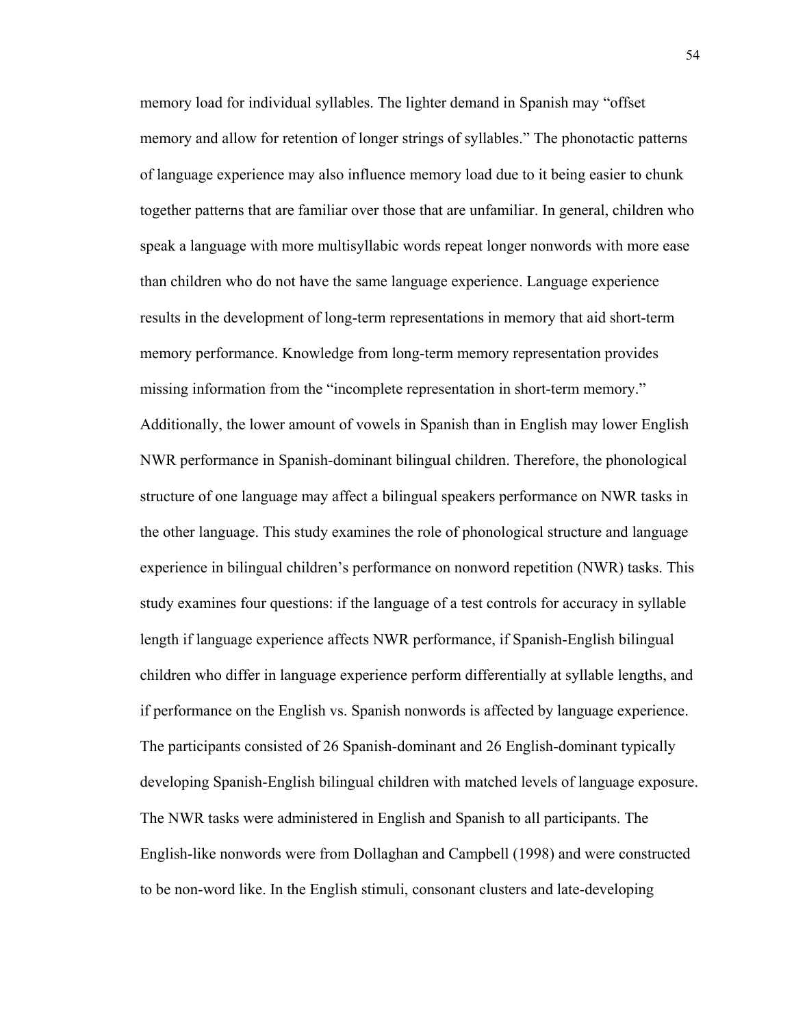memory load for individual syllables. The lighter demand in Spanish may "offset memory and allow for retention of longer strings of syllables." The phonotactic patterns of language experience may also influence memory load due to it being easier to chunk together patterns that are familiar over those that are unfamiliar. In general, children who speak a language with more multisyllabic words repeat longer nonwords with more ease than children who do not have the same language experience. Language experience results in the development of long-term representations in memory that aid short-term memory performance. Knowledge from long-term memory representation provides missing information from the "incomplete representation in short-term memory." Additionally, the lower amount of vowels in Spanish than in English may lower English NWR performance in Spanish-dominant bilingual children. Therefore, the phonological structure of one language may affect a bilingual speakers performance on NWR tasks in the other language. This study examines the role of phonological structure and language experience in bilingual children's performance on nonword repetition (NWR) tasks. This study examines four questions: if the language of a test controls for accuracy in syllable length if language experience affects NWR performance, if Spanish-English bilingual children who differ in language experience perform differentially at syllable lengths, and if performance on the English vs. Spanish nonwords is affected by language experience. The participants consisted of 26 Spanish-dominant and 26 English-dominant typically developing Spanish-English bilingual children with matched levels of language exposure. The NWR tasks were administered in English and Spanish to all participants. The English-like nonwords were from Dollaghan and Campbell (1998) and were constructed to be non-word like. In the English stimuli, consonant clusters and late-developing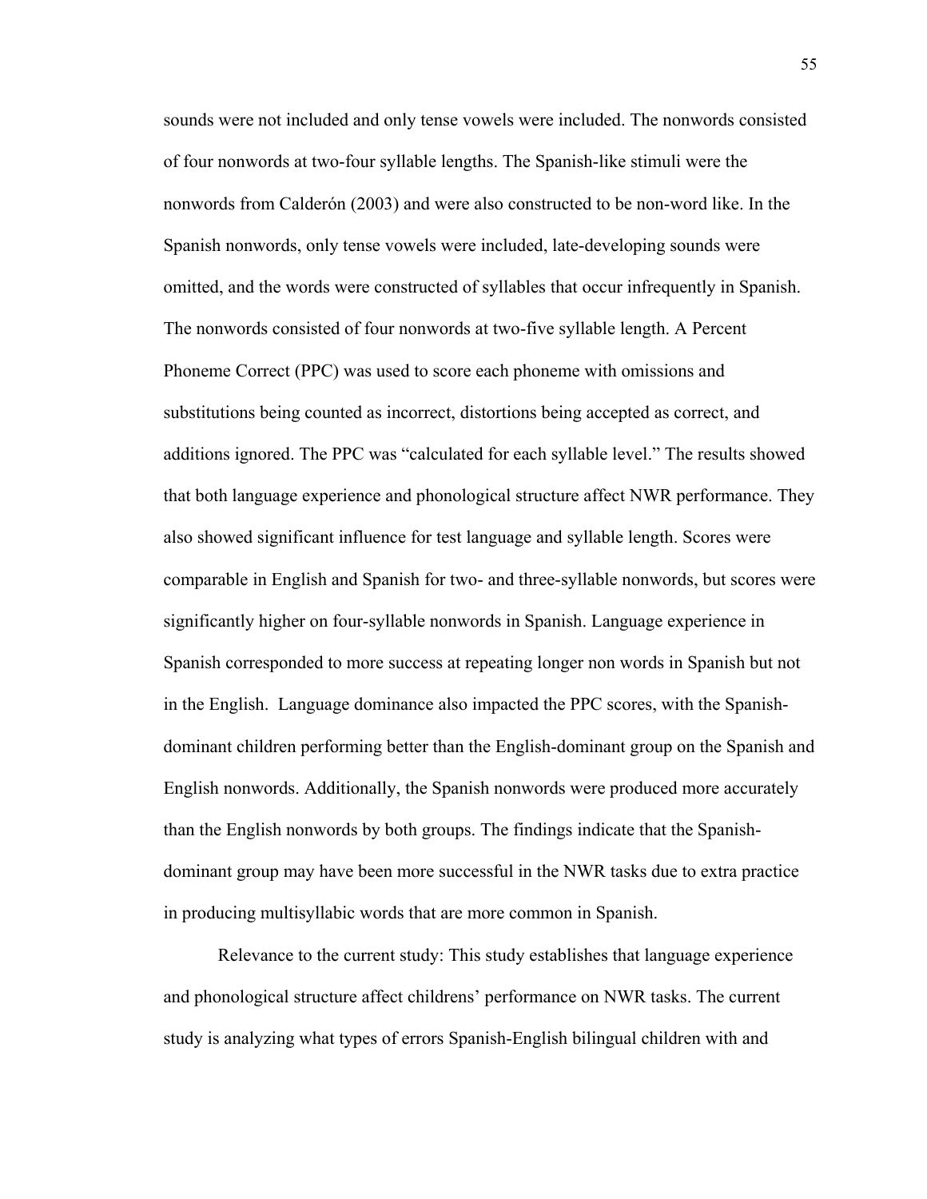sounds were not included and only tense vowels were included. The nonwords consisted of four nonwords at two-four syllable lengths. The Spanish-like stimuli were the nonwords from Calderón (2003) and were also constructed to be non-word like. In the Spanish nonwords, only tense vowels were included, late-developing sounds were omitted, and the words were constructed of syllables that occur infrequently in Spanish. The nonwords consisted of four nonwords at two-five syllable length. A Percent Phoneme Correct (PPC) was used to score each phoneme with omissions and substitutions being counted as incorrect, distortions being accepted as correct, and additions ignored. The PPC was "calculated for each syllable level." The results showed that both language experience and phonological structure affect NWR performance. They also showed significant influence for test language and syllable length. Scores were comparable in English and Spanish for two- and three-syllable nonwords, but scores were significantly higher on four-syllable nonwords in Spanish. Language experience in Spanish corresponded to more success at repeating longer non words in Spanish but not in the English. Language dominance also impacted the PPC scores, with the Spanish-dominant children performing better than the English-dominant group on the Spanish and English nonwords. Additionally, the Spanish nonwords were produced more accurately than the English nonwords by both groups. The findings indicate that the Spanish-dominant group may have been more successful in the NWR tasks due to extra practice in producing multisyllabic words that are more common in Spanish.

Relevance to the current study: This study establishes that language experience and phonological structure affect childrens' performance on NWR tasks. The current study is analyzing what types of errors Spanish-English bilingual children with and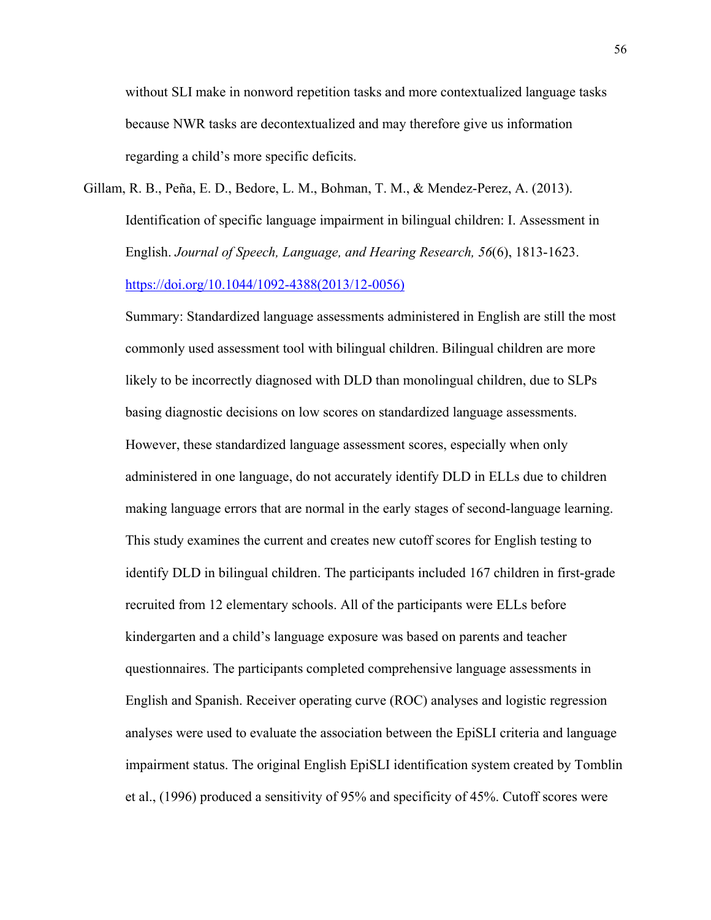without SLI make in nonword repetition tasks and more contextualized language tasks because NWR tasks are decontextualized and may therefore give us information regarding a child's more specific deficits.

Gillam, R. B., Peña, E. D., Bedore, L. M., Bohman, T. M., & Mendez-Perez, A. (2013). Identification of specific language impairment in bilingual children: I. Assessment in English. *Journal of Speech, Language, and Hearing Research, 56*(6), 1813-1623. https://doi.org/10.1044/1092-4388(2013/12-0056)

Summary: Standardized language assessments administered in English are still the most commonly used assessment tool with bilingual children. Bilingual children are more likely to be incorrectly diagnosed with DLD than monolingual children, due to SLPs basing diagnostic decisions on low scores on standardized language assessments. However, these standardized language assessment scores, especially when only administered in one language, do not accurately identify DLD in ELLs due to children making language errors that are normal in the early stages of second-language learning. This study examines the current and creates new cutoff scores for English testing to identify DLD in bilingual children. The participants included 167 children in first-grade recruited from 12 elementary schools. All of the participants were ELLs before kindergarten and a child's language exposure was based on parents and teacher questionnaires. The participants completed comprehensive language assessments in English and Spanish. Receiver operating curve (ROC) analyses and logistic regression analyses were used to evaluate the association between the EpiSLI criteria and language impairment status. The original English EpiSLI identification system created by Tomblin et al., (1996) produced a sensitivity of 95% and specificity of 45%. Cutoff scores were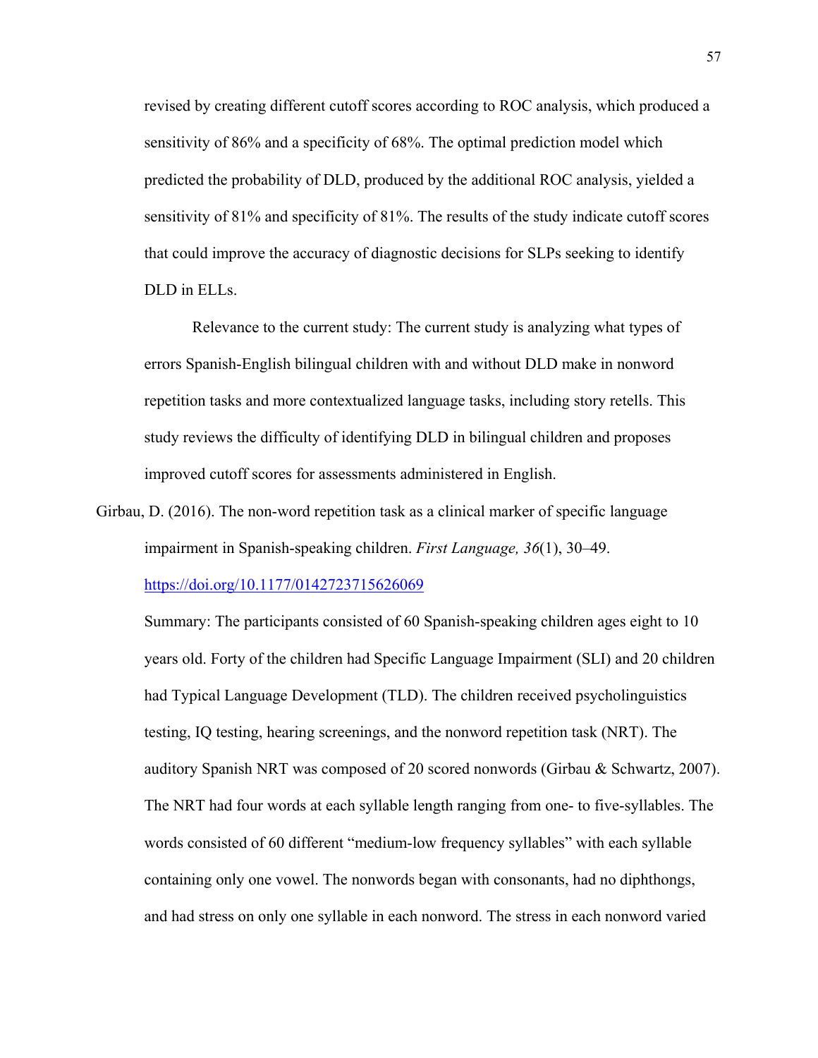revised by creating different cutoff scores according to ROC analysis, which produced a sensitivity of 86% and a specificity of 68%. The optimal prediction model which predicted the probability of DLD, produced by the additional ROC analysis, yielded a sensitivity of 81% and specificity of 81%. The results of the study indicate cutoff scores that could improve the accuracy of diagnostic decisions for SLPs seeking to identify DLD in ELLs.

Relevance to the current study: The current study is analyzing what types of errors Spanish-English bilingual children with and without DLD make in nonword repetition tasks and more contextualized language tasks, including story retells. This study reviews the difficulty of identifying DLD in bilingual children and proposes improved cutoff scores for assessments administered in English.

Girbau, D. (2016). The non-word repetition task as a clinical marker of specific language impairment in Spanish-speaking children. *First Language, 36*(1), 30–49. https://doi.org/10.1177/0142723715626069

Summary: The participants consisted of 60 Spanish-speaking children ages eight to 10 years old. Forty of the children had Specific Language Impairment (SLI) and 20 children had Typical Language Development (TLD). The children received psycholinguistics testing, IQ testing, hearing screenings, and the nonword repetition task (NRT). The auditory Spanish NRT was composed of 20 scored nonwords (Girbau & Schwartz, 2007). The NRT had four words at each syllable length ranging from one- to five-syllables. The words consisted of 60 different "medium-low frequency syllables" with each syllable containing only one vowel. The nonwords began with consonants, had no diphthongs, and had stress on only one syllable in each nonword. The stress in each nonword varied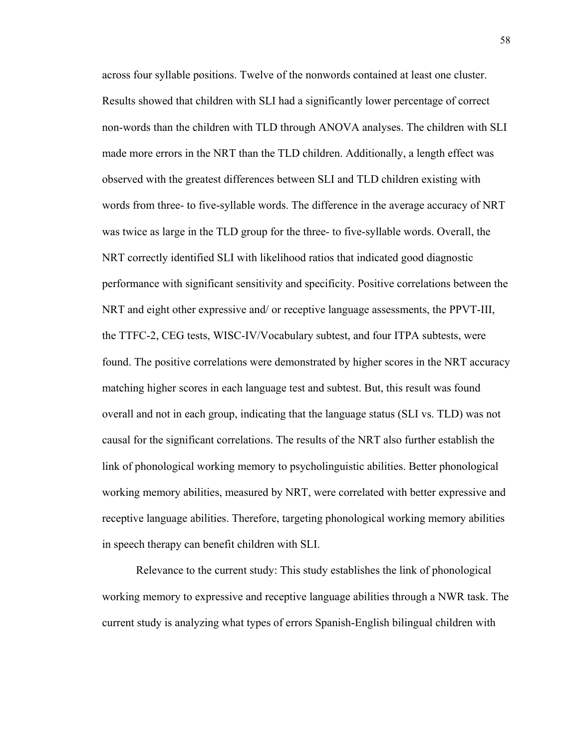across four syllable positions. Twelve of the nonwords contained at least one cluster. Results showed that children with SLI had a significantly lower percentage of correct non-words than the children with TLD through ANOVA analyses. The children with SLI made more errors in the NRT than the TLD children. Additionally, a length effect was observed with the greatest differences between SLI and TLD children existing with words from three- to five-syllable words. The difference in the average accuracy of NRT was twice as large in the TLD group for the three- to five-syllable words. Overall, the NRT correctly identified SLI with likelihood ratios that indicated good diagnostic performance with significant sensitivity and specificity. Positive correlations between the NRT and eight other expressive and/ or receptive language assessments, the PPVT-III, the TTFC-2, CEG tests, WISC-IV/Vocabulary subtest, and four ITPA subtests, were found. The positive correlations were demonstrated by higher scores in the NRT accuracy matching higher scores in each language test and subtest. But, this result was found overall and not in each group, indicating that the language status (SLI vs. TLD) was not causal for the significant correlations. The results of the NRT also further establish the link of phonological working memory to psycholinguistic abilities. Better phonological working memory abilities, measured by NRT, were correlated with better expressive and receptive language abilities. Therefore, targeting phonological working memory abilities in speech therapy can benefit children with SLI.

Relevance to the current study: This study establishes the link of phonological working memory to expressive and receptive language abilities through a NWR task. The current study is analyzing what types of errors Spanish-English bilingual children with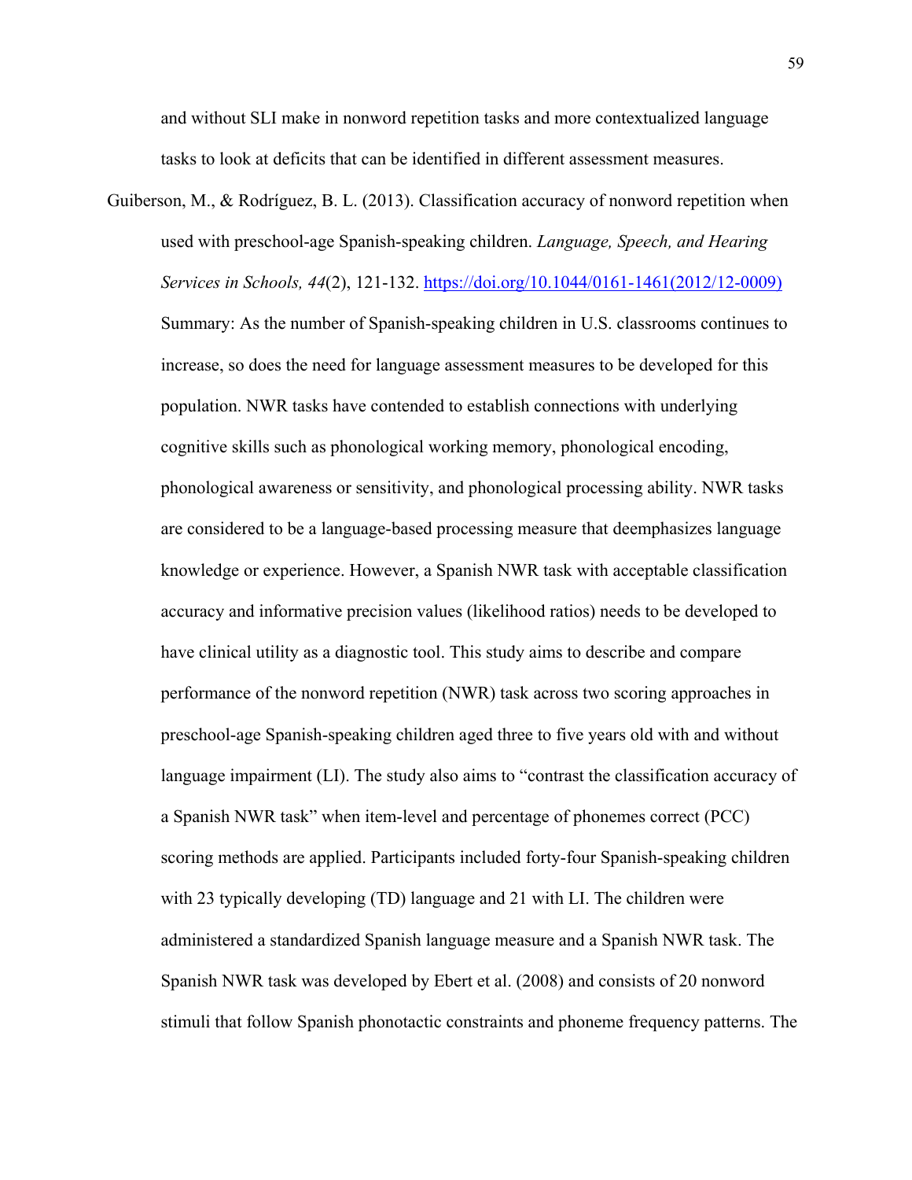and without SLI make in nonword repetition tasks and more contextualized language tasks to look at deficits that can be identified in different assessment measures.

Guiberson, M., & Rodríguez, B. L. (2013). Classification accuracy of nonword repetition when used with preschool-age Spanish-speaking children. *Language, Speech, and Hearing Services in Schools, 44*(2), 121-132. https://doi.org/10.1044/0161-1461(2012/12-0009)

Summary: As the number of Spanish-speaking children in U.S. classrooms continues to increase, so does the need for language assessment measures to be developed for this population. NWR tasks have contended to establish connections with underlying cognitive skills such as phonological working memory, phonological encoding, phonological awareness or sensitivity, and phonological processing ability. NWR tasks are considered to be a language-based processing measure that deemphasizes language knowledge or experience. However, a Spanish NWR task with acceptable classification accuracy and informative precision values (likelihood ratios) needs to be developed to have clinical utility as a diagnostic tool. This study aims to describe and compare performance of the nonword repetition (NWR) task across two scoring approaches in preschool-age Spanish-speaking children aged three to five years old with and without language impairment (LI). The study also aims to "contrast the classification accuracy of a Spanish NWR task" when item-level and percentage of phonemes correct (PCC) scoring methods are applied. Participants included forty-four Spanish-speaking children with 23 typically developing (TD) language and 21 with LI. The children were administered a standardized Spanish language measure and a Spanish NWR task. The Spanish NWR task was developed by Ebert et al. (2008) and consists of 20 nonword stimuli that follow Spanish phonotactic constraints and phoneme frequency patterns. The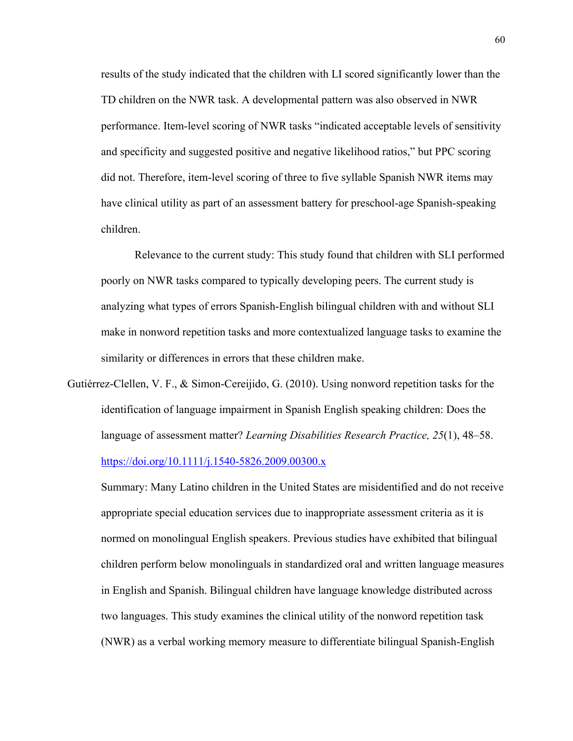results of the study indicated that the children with LI scored significantly lower than the TD children on the NWR task. A developmental pattern was also observed in NWR performance. Item-level scoring of NWR tasks "indicated acceptable levels of sensitivity and specificity and suggested positive and negative likelihood ratios," but PPC scoring did not. Therefore, item-level scoring of three to five syllable Spanish NWR items may have clinical utility as part of an assessment battery for preschool-age Spanish-speaking children.

Relevance to the current study: This study found that children with SLI performed poorly on NWR tasks compared to typically developing peers. The current study is analyzing what types of errors Spanish-English bilingual children with and without SLI make in nonword repetition tasks and more contextualized language tasks to examine the similarity or differences in errors that these children make.

Gutiérrez-Clellen, V. F., & Simon-Cereijido, G. (2010). Using nonword repetition tasks for the identification of language impairment in Spanish English speaking children: Does the language of assessment matter? *Learning Disabilities Research Practice, 25*(1), 48–58. https://doi.org/10.1111/j.1540-5826.2009.00300.x

Summary: Many Latino children in the United States are misidentified and do not receive appropriate special education services due to inappropriate assessment criteria as it is normed on monolingual English speakers. Previous studies have exhibited that bilingual children perform below monolinguals in standardized oral and written language measures in English and Spanish. Bilingual children have language knowledge distributed across two languages. This study examines the clinical utility of the nonword repetition task (NWR) as a verbal working memory measure to differentiate bilingual Spanish-English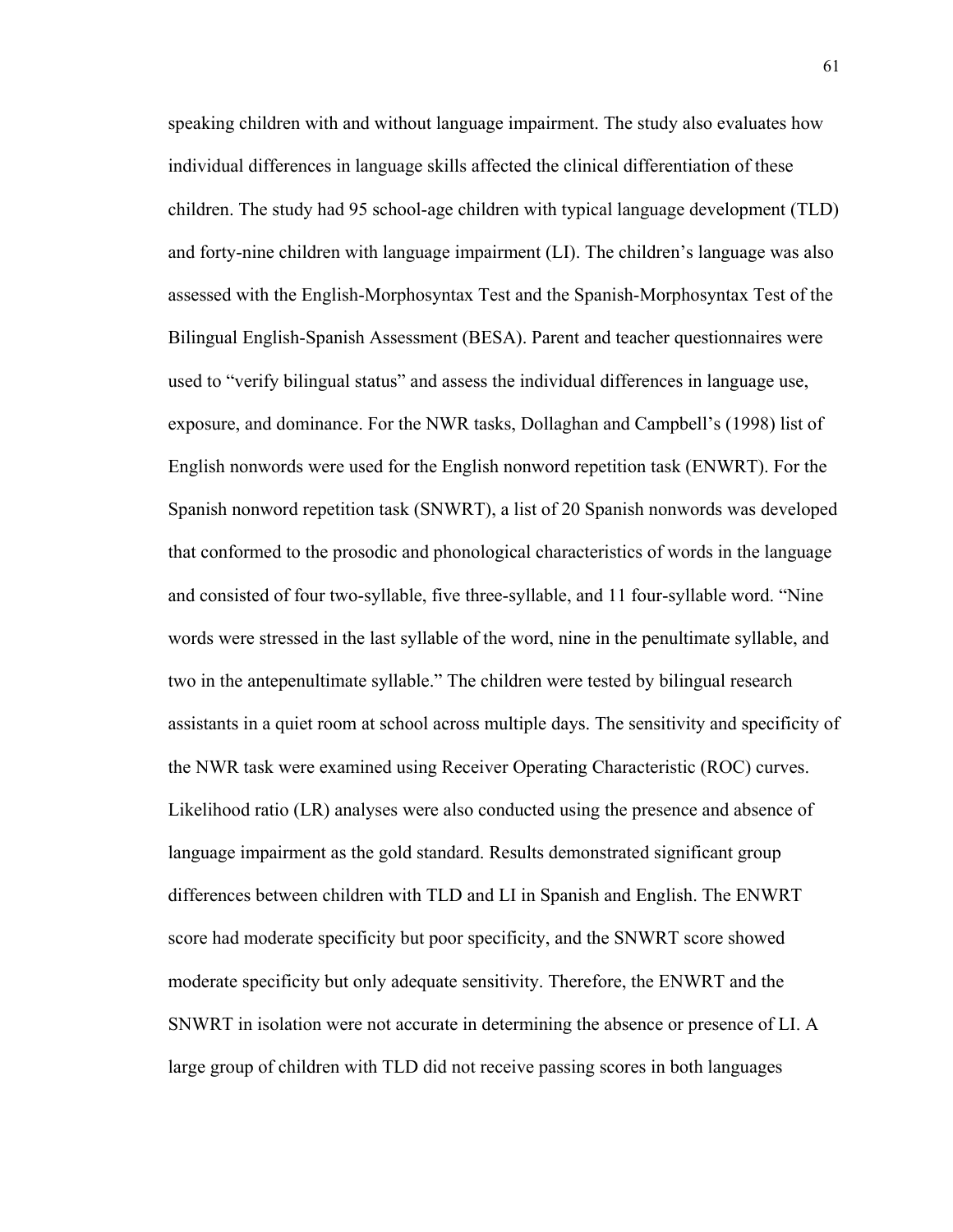speaking children with and without language impairment. The study also evaluates how individual differences in language skills affected the clinical differentiation of these children. The study had 95 school-age children with typical language development (TLD) and forty-nine children with language impairment (LI). The children's language was also assessed with the English-Morphosyntax Test and the Spanish-Morphosyntax Test of the Bilingual English-Spanish Assessment (BESA). Parent and teacher questionnaires were used to "verify bilingual status" and assess the individual differences in language use, exposure, and dominance. For the NWR tasks, Dollaghan and Campbell's (1998) list of English nonwords were used for the English nonword repetition task (ENWRT). For the Spanish nonword repetition task (SNWRT), a list of 20 Spanish nonwords was developed that conformed to the prosodic and phonological characteristics of words in the language and consisted of four two-syllable, five three-syllable, and 11 four-syllable word. "Nine words were stressed in the last syllable of the word, nine in the penultimate syllable, and two in the antepenultimate syllable." The children were tested by bilingual research assistants in a quiet room at school across multiple days. The sensitivity and specificity of the NWR task were examined using Receiver Operating Characteristic (ROC) curves. Likelihood ratio (LR) analyses were also conducted using the presence and absence of language impairment as the gold standard. Results demonstrated significant group differences between children with TLD and LI in Spanish and English. The ENWRT score had moderate specificity but poor specificity, and the SNWRT score showed moderate specificity but only adequate sensitivity. Therefore, the ENWRT and the SNWRT in isolation were not accurate in determining the absence or presence of LI. A large group of children with TLD did not receive passing scores in both languages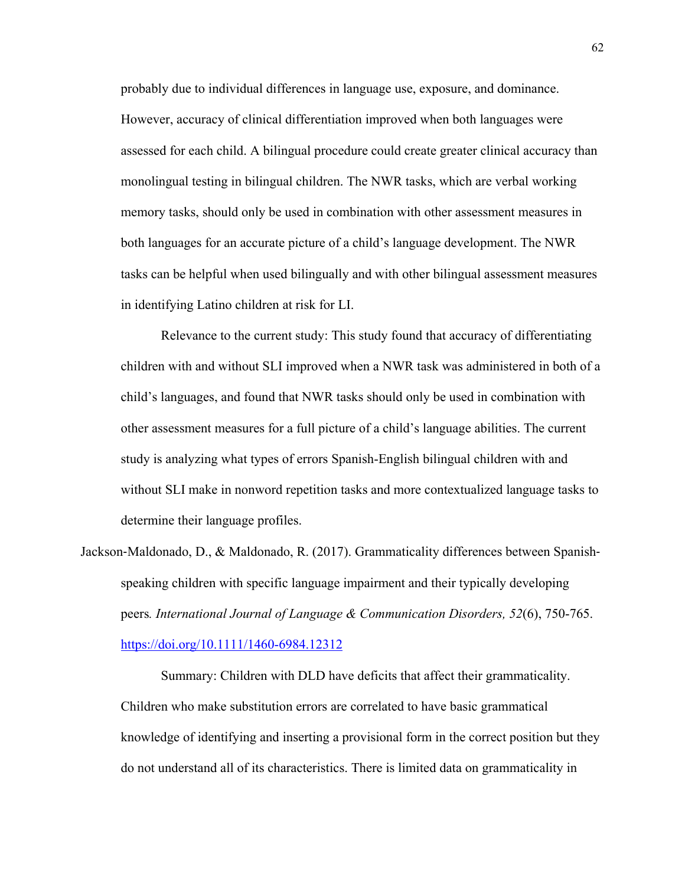probably due to individual differences in language use, exposure, and dominance. However, accuracy of clinical differentiation improved when both languages were assessed for each child. A bilingual procedure could create greater clinical accuracy than monolingual testing in bilingual children. The NWR tasks, which are verbal working memory tasks, should only be used in combination with other assessment measures in both languages for an accurate picture of a child's language development. The NWR tasks can be helpful when used bilingually and with other bilingual assessment measures in identifying Latino children at risk for LI.

Relevance to the current study: This study found that accuracy of differentiating children with and without SLI improved when a NWR task was administered in both of a child's languages, and found that NWR tasks should only be used in combination with other assessment measures for a full picture of a child's language abilities. The current study is analyzing what types of errors Spanish-English bilingual children with and without SLI make in nonword repetition tasks and more contextualized language tasks to determine their language profiles.

Jackson-Maldonado, D., & Maldonado, R. (2017). Grammaticality differences between Spanish-speaking children with specific language impairment and their typically developing peers*. International Journal of Language & Communication Disorders, 52*(6), 750-765. https://doi.org/10.1111/1460-6984.12312

Summary: Children with DLD have deficits that affect their grammaticality. Children who make substitution errors are correlated to have basic grammatical knowledge of identifying and inserting a provisional form in the correct position but they do not understand all of its characteristics. There is limited data on grammaticality in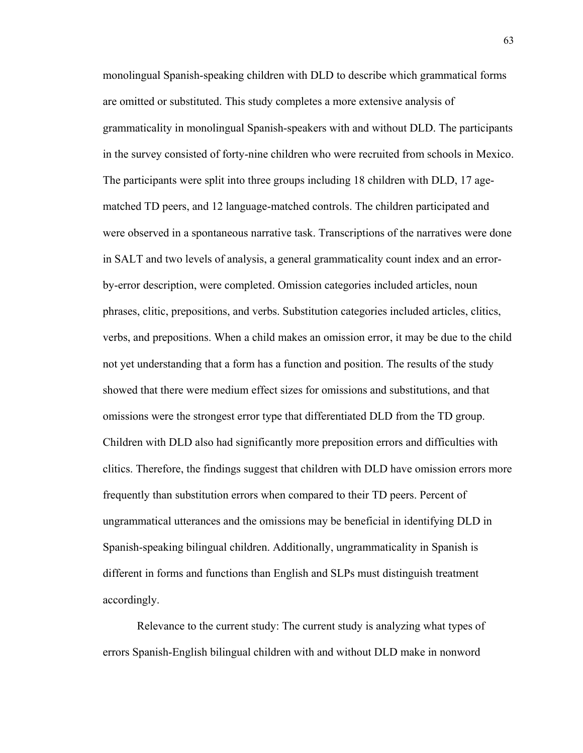monolingual Spanish-speaking children with DLD to describe which grammatical forms are omitted or substituted. This study completes a more extensive analysis of grammaticality in monolingual Spanish-speakers with and without DLD. The participants in the survey consisted of forty-nine children who were recruited from schools in Mexico. The participants were split into three groups including 18 children with DLD, 17 age-matched TD peers, and 12 language-matched controls. The children participated and were observed in a spontaneous narrative task. Transcriptions of the narratives were done in SALT and two levels of analysis, a general grammaticality count index and an error-by-error description, were completed. Omission categories included articles, noun phrases, clitic, prepositions, and verbs. Substitution categories included articles, clitics, verbs, and prepositions. When a child makes an omission error, it may be due to the child not yet understanding that a form has a function and position. The results of the study showed that there were medium effect sizes for omissions and substitutions, and that omissions were the strongest error type that differentiated DLD from the TD group. Children with DLD also had significantly more preposition errors and difficulties with clitics. Therefore, the findings suggest that children with DLD have omission errors more frequently than substitution errors when compared to their TD peers. Percent of ungrammatical utterances and the omissions may be beneficial in identifying DLD in Spanish-speaking bilingual children. Additionally, ungrammaticality in Spanish is different in forms and functions than English and SLPs must distinguish treatment accordingly.

Relevance to the current study: The current study is analyzing what types of errors Spanish-English bilingual children with and without DLD make in nonword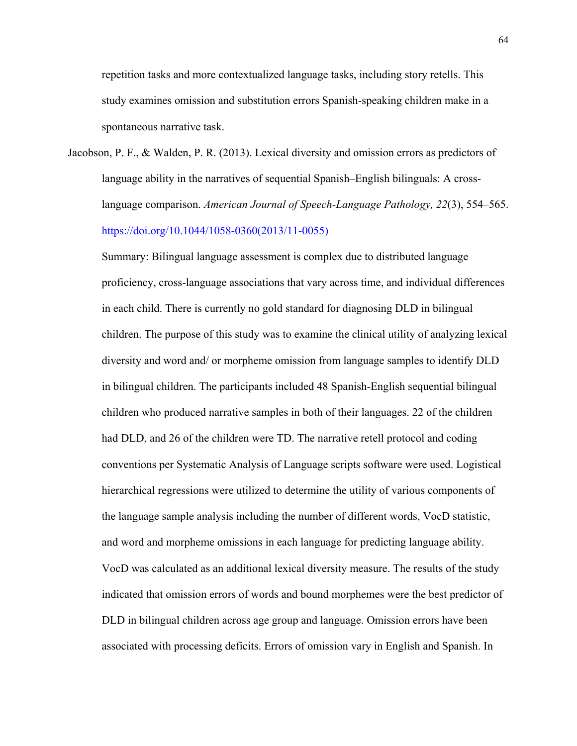repetition tasks and more contextualized language tasks, including story retells. This study examines omission and substitution errors Spanish-speaking children make in a spontaneous narrative task.

Jacobson, P. F., & Walden, P. R. (2013). Lexical diversity and omission errors as predictors of language ability in the narratives of sequential Spanish–English bilinguals: A cross-language comparison. *American Journal of Speech-Language Pathology, 22*(3), 554–565. https://doi.org/10.1044/1058-0360(2013/11-0055)

Summary: Bilingual language assessment is complex due to distributed language proficiency, cross-language associations that vary across time, and individual differences in each child. There is currently no gold standard for diagnosing DLD in bilingual children. The purpose of this study was to examine the clinical utility of analyzing lexical diversity and word and/ or morpheme omission from language samples to identify DLD in bilingual children. The participants included 48 Spanish-English sequential bilingual children who produced narrative samples in both of their languages. 22 of the children had DLD, and 26 of the children were TD. The narrative retell protocol and coding conventions per Systematic Analysis of Language scripts software were used. Logistical hierarchical regressions were utilized to determine the utility of various components of the language sample analysis including the number of different words, VocD statistic, and word and morpheme omissions in each language for predicting language ability. VocD was calculated as an additional lexical diversity measure. The results of the study indicated that omission errors of words and bound morphemes were the best predictor of DLD in bilingual children across age group and language. Omission errors have been associated with processing deficits. Errors of omission vary in English and Spanish. In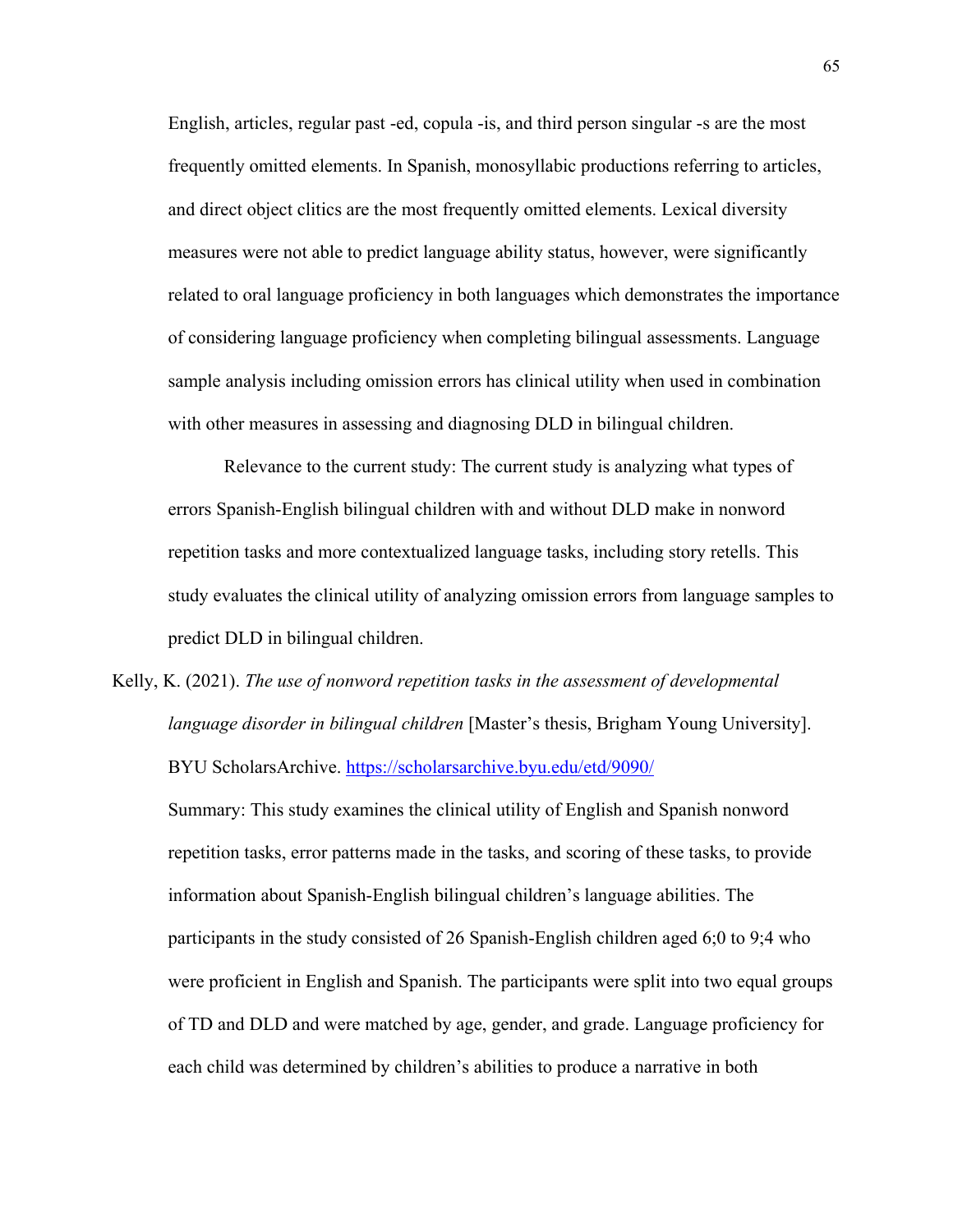English, articles, regular past -ed, copula -is, and third person singular -s are the most frequently omitted elements. In Spanish, monosyllabic productions referring to articles, and direct object clitics are the most frequently omitted elements. Lexical diversity measures were not able to predict language ability status, however, were significantly related to oral language proficiency in both languages which demonstrates the importance of considering language proficiency when completing bilingual assessments. Language sample analysis including omission errors has clinical utility when used in combination with other measures in assessing and diagnosing DLD in bilingual children.

Relevance to the current study: The current study is analyzing what types of errors Spanish-English bilingual children with and without DLD make in nonword repetition tasks and more contextualized language tasks, including story retells. This study evaluates the clinical utility of analyzing omission errors from language samples to predict DLD in bilingual children.

Kelly, K. (2021). *The use of nonword repetition tasks in the assessment of developmental language disorder in bilingual children* [Master's thesis, Brigham Young University]. BYU ScholarsArchive. https://scholarsarchive.byu.edu/etd/9090/

Summary: This study examines the clinical utility of English and Spanish nonword repetition tasks, error patterns made in the tasks, and scoring of these tasks, to provide information about Spanish-English bilingual children's language abilities. The participants in the study consisted of 26 Spanish-English children aged 6;0 to 9;4 who were proficient in English and Spanish. The participants were split into two equal groups of TD and DLD and were matched by age, gender, and grade. Language proficiency for each child was determined by children's abilities to produce a narrative in both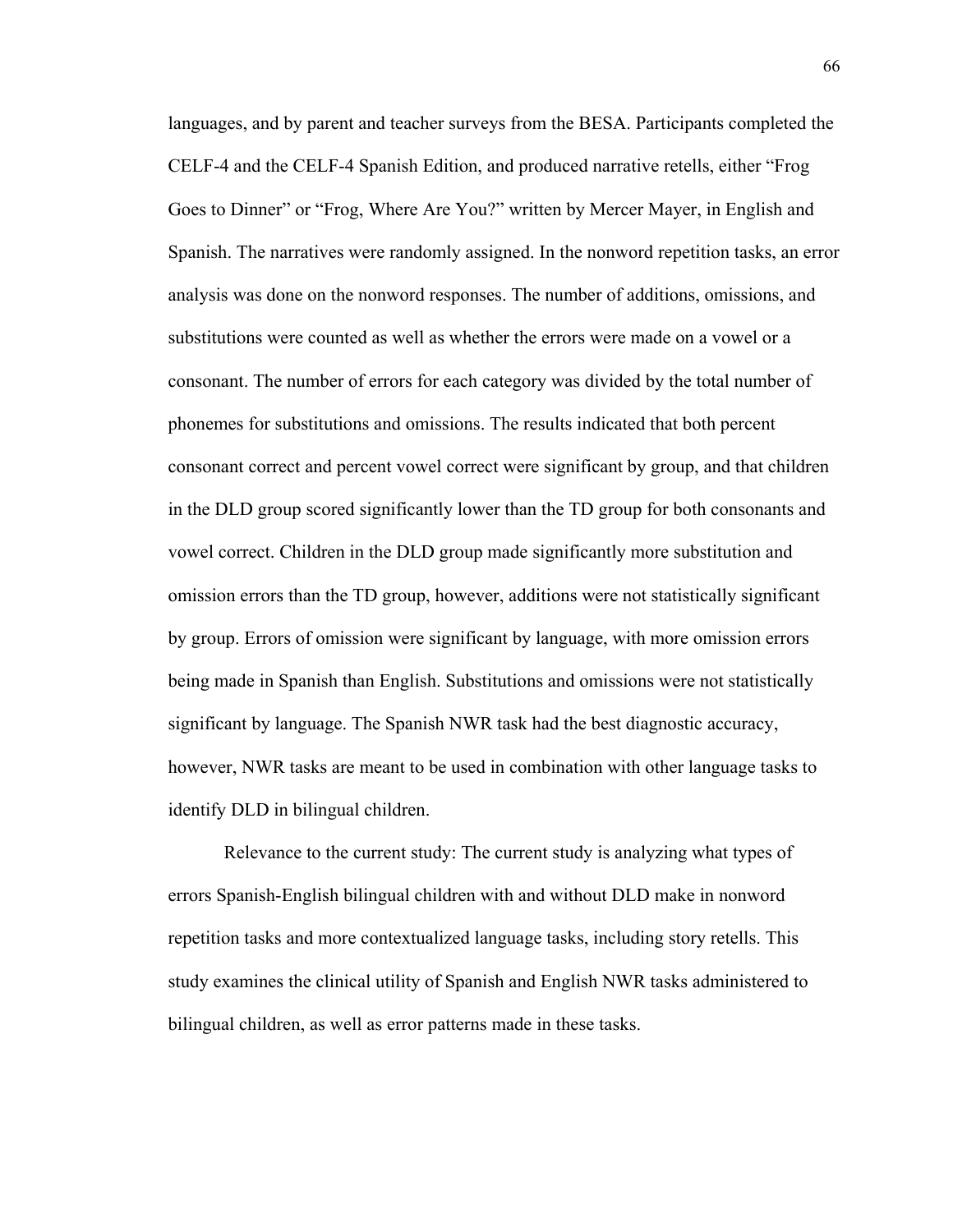languages, and by parent and teacher surveys from the BESA. Participants completed the CELF-4 and the CELF-4 Spanish Edition, and produced narrative retells, either "Frog Goes to Dinner" or "Frog, Where Are You?" written by Mercer Mayer, in English and Spanish. The narratives were randomly assigned. In the nonword repetition tasks, an error analysis was done on the nonword responses. The number of additions, omissions, and substitutions were counted as well as whether the errors were made on a vowel or a consonant. The number of errors for each category was divided by the total number of phonemes for substitutions and omissions. The results indicated that both percent consonant correct and percent vowel correct were significant by group, and that children in the DLD group scored significantly lower than the TD group for both consonants and vowel correct. Children in the DLD group made significantly more substitution and omission errors than the TD group, however, additions were not statistically significant by group. Errors of omission were significant by language, with more omission errors being made in Spanish than English. Substitutions and omissions were not statistically significant by language. The Spanish NWR task had the best diagnostic accuracy, however, NWR tasks are meant to be used in combination with other language tasks to identify DLD in bilingual children.

Relevance to the current study: The current study is analyzing what types of errors Spanish-English bilingual children with and without DLD make in nonword repetition tasks and more contextualized language tasks, including story retells. This study examines the clinical utility of Spanish and English NWR tasks administered to bilingual children, as well as error patterns made in these tasks.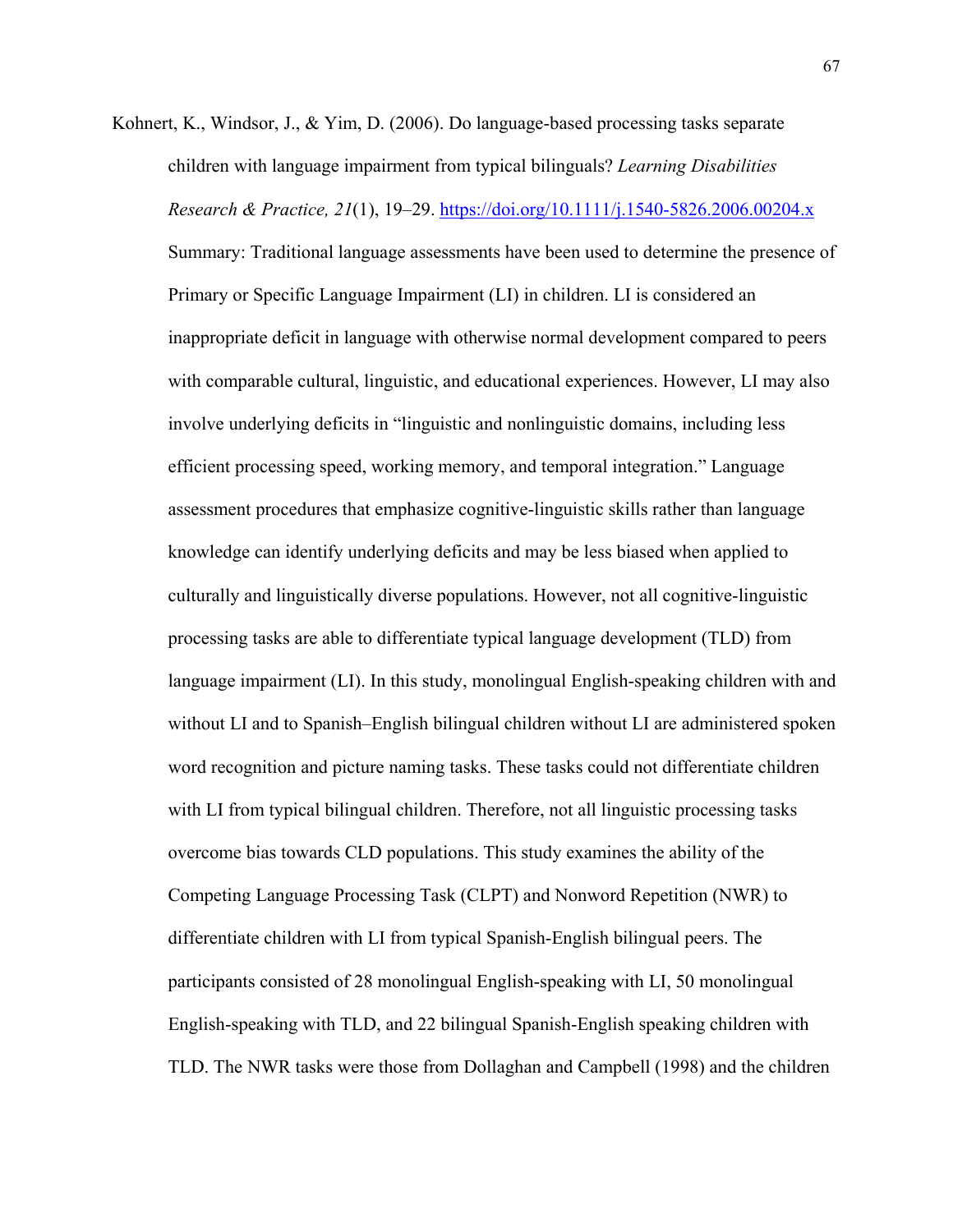Kohnert, K., Windsor, J., & Yim, D. (2006). Do language-based processing tasks separate children with language impairment from typical bilinguals? *Learning Disabilities Research & Practice, 21*(1), 19–29. https://doi.org/10.1111/j.1540-5826.2006.00204.x

Summary: Traditional language assessments have been used to determine the presence of Primary or Specific Language Impairment (LI) in children. LI is considered an inappropriate deficit in language with otherwise normal development compared to peers with comparable cultural, linguistic, and educational experiences. However, LI may also involve underlying deficits in "linguistic and nonlinguistic domains, including less efficient processing speed, working memory, and temporal integration." Language assessment procedures that emphasize cognitive-linguistic skills rather than language knowledge can identify underlying deficits and may be less biased when applied to culturally and linguistically diverse populations. However, not all cognitive-linguistic processing tasks are able to differentiate typical language development (TLD) from language impairment (LI). In this study, monolingual English-speaking children with and without LI and to Spanish–English bilingual children without LI are administered spoken word recognition and picture naming tasks. These tasks could not differentiate children with LI from typical bilingual children. Therefore, not all linguistic processing tasks overcome bias towards CLD populations. This study examines the ability of the Competing Language Processing Task (CLPT) and Nonword Repetition (NWR) to differentiate children with LI from typical Spanish-English bilingual peers. The participants consisted of 28 monolingual English-speaking with LI, 50 monolingual English-speaking with TLD, and 22 bilingual Spanish-English speaking children with TLD. The NWR tasks were those from Dollaghan and Campbell (1998) and the children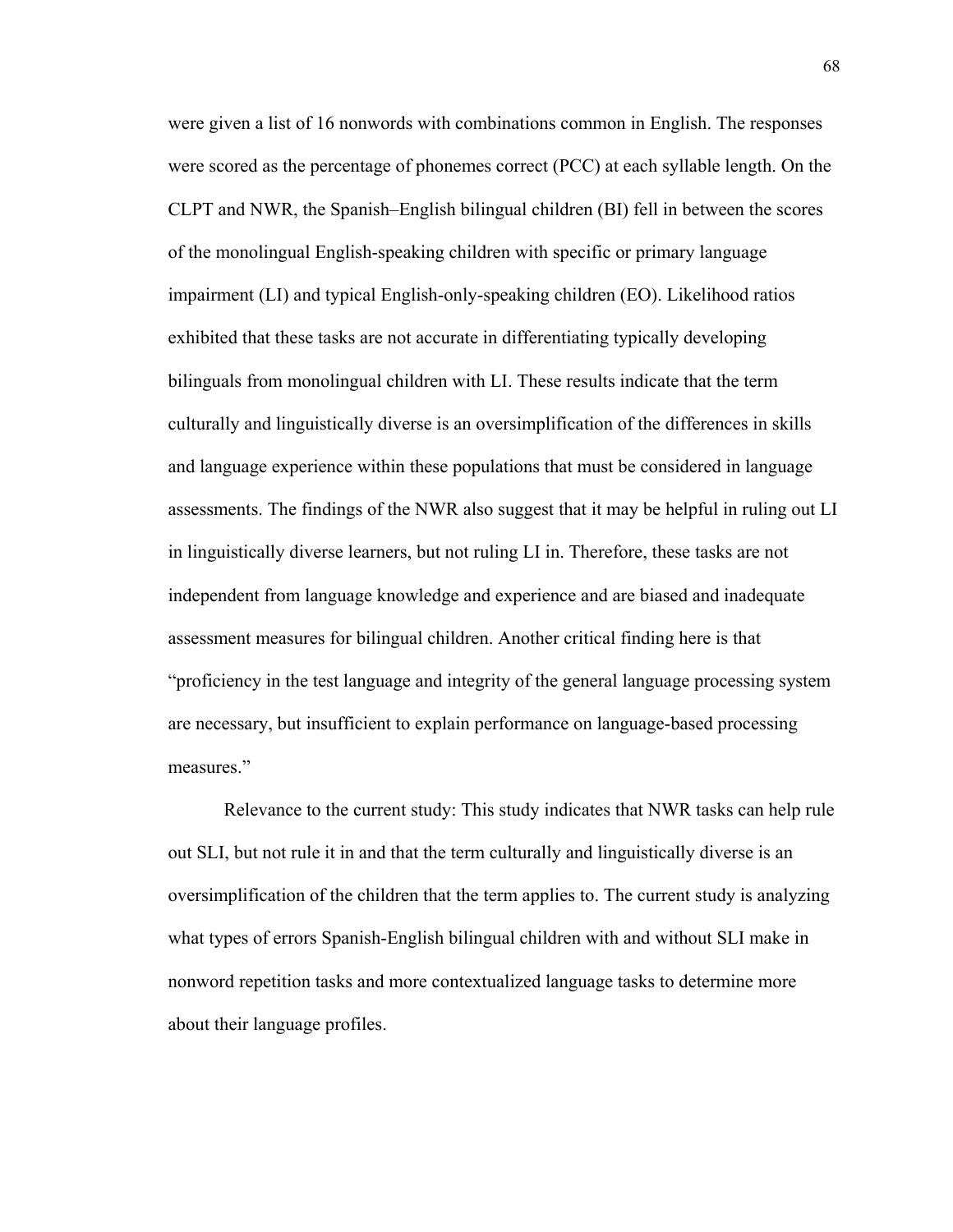were given a list of 16 nonwords with combinations common in English. The responses were scored as the percentage of phonemes correct (PCC) at each syllable length. On the CLPT and NWR, the Spanish–English bilingual children (BI) fell in between the scores of the monolingual English-speaking children with specific or primary language impairment (LI) and typical English-only-speaking children (EO). Likelihood ratios exhibited that these tasks are not accurate in differentiating typically developing bilinguals from monolingual children with LI. These results indicate that the term culturally and linguistically diverse is an oversimplification of the differences in skills and language experience within these populations that must be considered in language assessments. The findings of the NWR also suggest that it may be helpful in ruling out LI in linguistically diverse learners, but not ruling LI in. Therefore, these tasks are not independent from language knowledge and experience and are biased and inadequate assessment measures for bilingual children. Another critical finding here is that "proficiency in the test language and integrity of the general language processing system are necessary, but insufficient to explain performance on language-based processing measures."

Relevance to the current study: This study indicates that NWR tasks can help rule out SLI, but not rule it in and that the term culturally and linguistically diverse is an oversimplification of the children that the term applies to. The current study is analyzing what types of errors Spanish-English bilingual children with and without SLI make in nonword repetition tasks and more contextualized language tasks to determine more about their language profiles.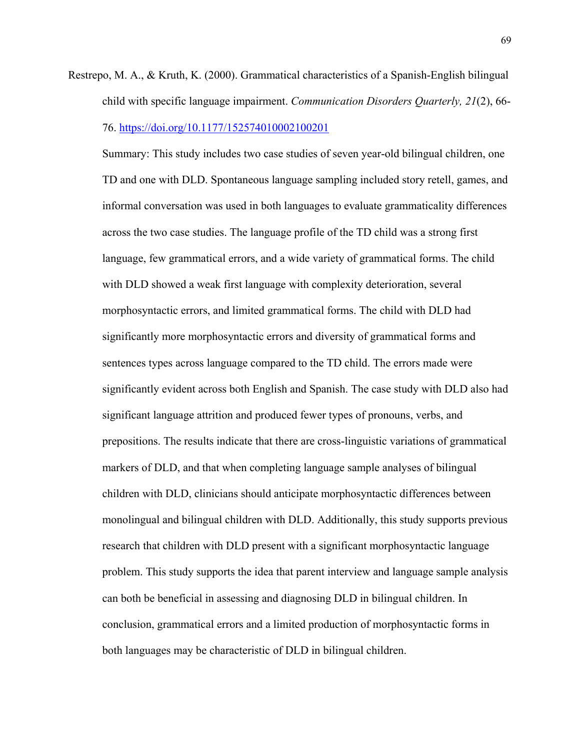Restrepo, M. A., & Kruth, K. (2000). Grammatical characteristics of a Spanish-English bilingual child with specific language impairment. *Communication Disorders Quarterly, 21*(2), 66-76. https://doi.org/10.1177/152574010002100201

Summary: This study includes two case studies of seven year-old bilingual children, one TD and one with DLD. Spontaneous language sampling included story retell, games, and informal conversation was used in both languages to evaluate grammaticality differences across the two case studies. The language profile of the TD child was a strong first language, few grammatical errors, and a wide variety of grammatical forms. The child with DLD showed a weak first language with complexity deterioration, several morphosyntactic errors, and limited grammatical forms. The child with DLD had significantly more morphosyntactic errors and diversity of grammatical forms and sentences types across language compared to the TD child. The errors made were significantly evident across both English and Spanish. The case study with DLD also had significant language attrition and produced fewer types of pronouns, verbs, and prepositions. The results indicate that there are cross-linguistic variations of grammatical markers of DLD, and that when completing language sample analyses of bilingual children with DLD, clinicians should anticipate morphosyntactic differences between monolingual and bilingual children with DLD. Additionally, this study supports previous research that children with DLD present with a significant morphosyntactic language problem. This study supports the idea that parent interview and language sample analysis can both be beneficial in assessing and diagnosing DLD in bilingual children. In conclusion, grammatical errors and a limited production of morphosyntactic forms in both languages may be characteristic of DLD in bilingual children.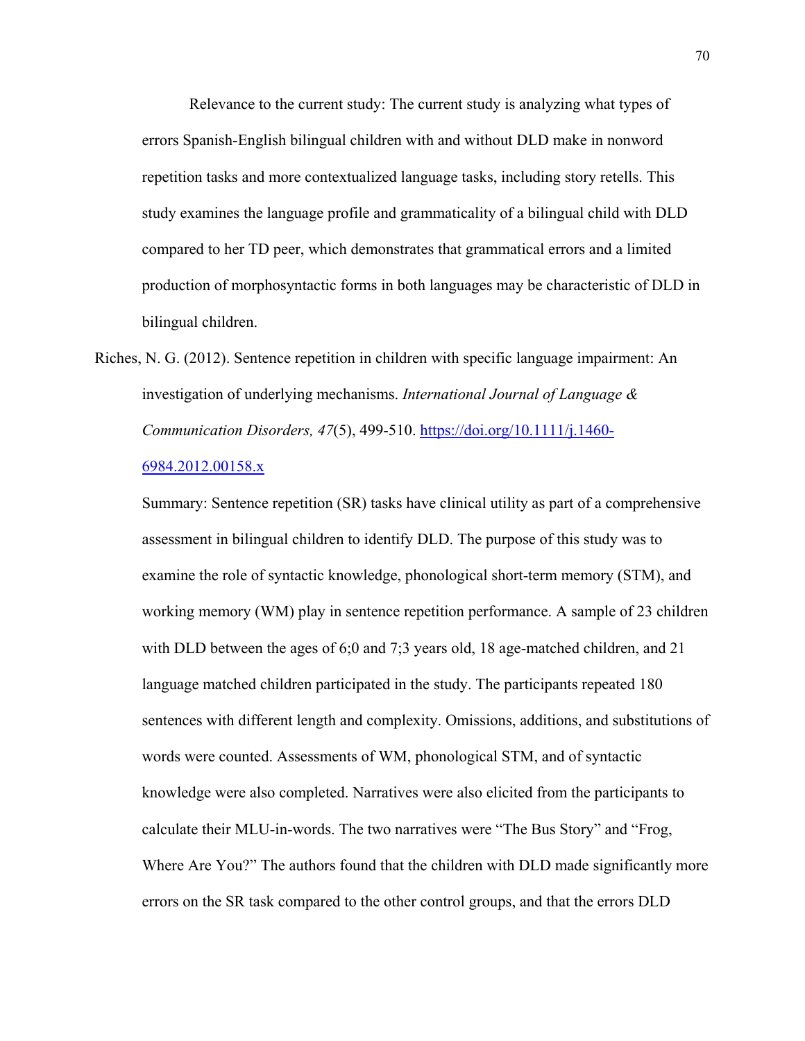Relevance to the current study: The current study is analyzing what types of errors Spanish-English bilingual children with and without DLD make in nonword repetition tasks and more contextualized language tasks, including story retells. This study examines the language profile and grammaticality of a bilingual child with DLD compared to her TD peer, which demonstrates that grammatical errors and a limited production of morphosyntactic forms in both languages may be characteristic of DLD in bilingual children.

Riches, N. G. (2012). Sentence repetition in children with specific language impairment: An investigation of underlying mechanisms. *International Journal of Language & Communication Disorders, 47*(5), 499-510. https://doi.org/10.1111/j.1460-6984.2012.00158.x

Summary: Sentence repetition (SR) tasks have clinical utility as part of a comprehensive assessment in bilingual children to identify DLD. The purpose of this study was to examine the role of syntactic knowledge, phonological short-term memory (STM), and working memory (WM) play in sentence repetition performance. A sample of 23 children with DLD between the ages of 6;0 and 7;3 years old, 18 age-matched children, and 21 language matched children participated in the study. The participants repeated 180 sentences with different length and complexity. Omissions, additions, and substitutions of words were counted. Assessments of WM, phonological STM, and of syntactic knowledge were also completed. Narratives were also elicited from the participants to calculate their MLU-in-words. The two narratives were "The Bus Story" and "Frog, Where Are You?" The authors found that the children with DLD made significantly more errors on the SR task compared to the other control groups, and that the errors DLD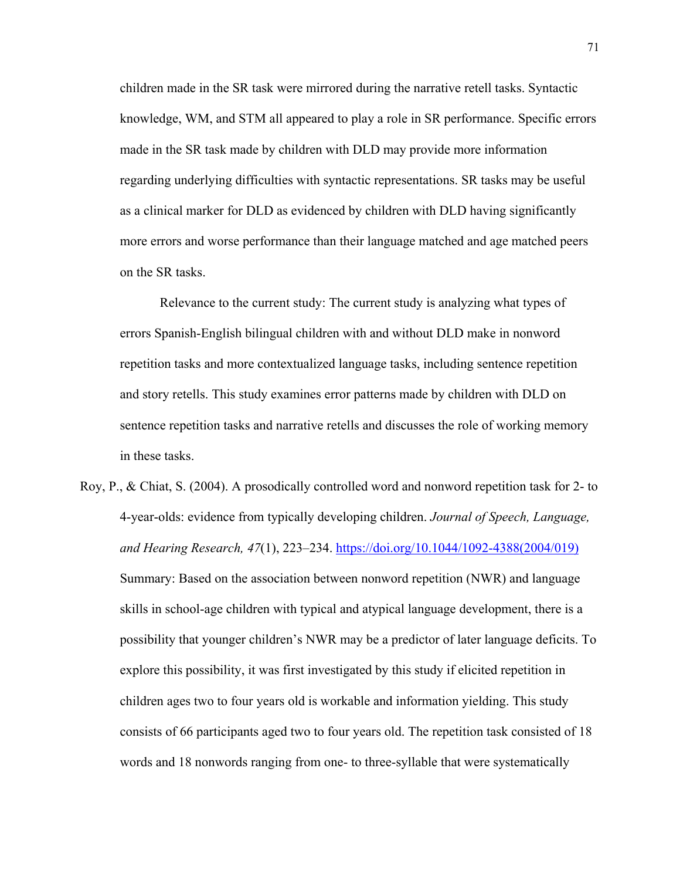children made in the SR task were mirrored during the narrative retell tasks. Syntactic knowledge, WM, and STM all appeared to play a role in SR performance. Specific errors made in the SR task made by children with DLD may provide more information regarding underlying difficulties with syntactic representations. SR tasks may be useful as a clinical marker for DLD as evidenced by children with DLD having significantly more errors and worse performance than their language matched and age matched peers on the SR tasks.

Relevance to the current study: The current study is analyzing what types of errors Spanish-English bilingual children with and without DLD make in nonword repetition tasks and more contextualized language tasks, including sentence repetition and story retells. This study examines error patterns made by children with DLD on sentence repetition tasks and narrative retells and discusses the role of working memory in these tasks.

Roy, P., & Chiat, S. (2004). A prosodically controlled word and nonword repetition task for 2- to 4-year-olds: evidence from typically developing children. *Journal of Speech, Language, and Hearing Research, 47*(1), 223–234. [https://doi.org/10.1044/1092-4388(2004/019)](https://doi.org/10.1044/1092-4388(2004/019))

Summary: Based on the association between nonword repetition (NWR) and language skills in school-age children with typical and atypical language development, there is a possibility that younger children's NWR may be a predictor of later language deficits. To explore this possibility, it was first investigated by this study if elicited repetition in children ages two to four years old is workable and information yielding. This study consists of 66 participants aged two to four years old. The repetition task consisted of 18 words and 18 nonwords ranging from one- to three-syllable that were systematically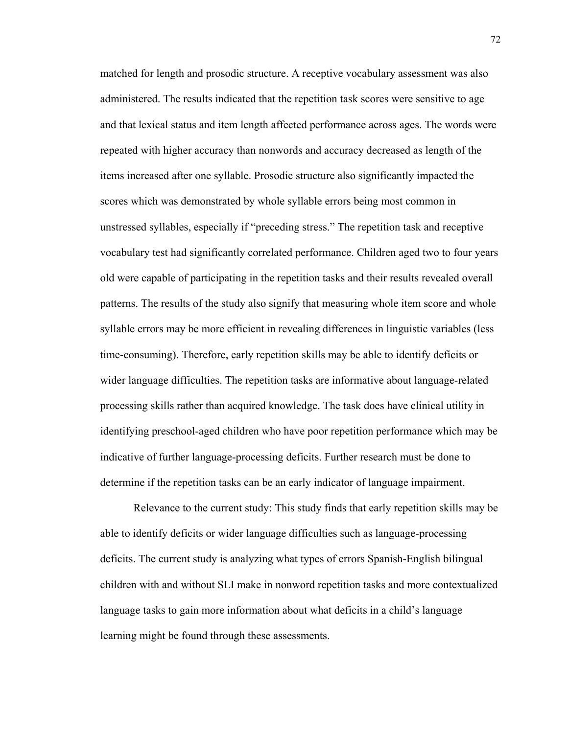matched for length and prosodic structure. A receptive vocabulary assessment was also administered. The results indicated that the repetition task scores were sensitive to age and that lexical status and item length affected performance across ages. The words were repeated with higher accuracy than nonwords and accuracy decreased as length of the items increased after one syllable. Prosodic structure also significantly impacted the scores which was demonstrated by whole syllable errors being most common in unstressed syllables, especially if "preceding stress." The repetition task and receptive vocabulary test had significantly correlated performance. Children aged two to four years old were capable of participating in the repetition tasks and their results revealed overall patterns. The results of the study also signify that measuring whole item score and whole syllable errors may be more efficient in revealing differences in linguistic variables (less time-consuming). Therefore, early repetition skills may be able to identify deficits or wider language difficulties. The repetition tasks are informative about language-related processing skills rather than acquired knowledge. The task does have clinical utility in identifying preschool-aged children who have poor repetition performance which may be indicative of further language-processing deficits. Further research must be done to determine if the repetition tasks can be an early indicator of language impairment.

Relevance to the current study: This study finds that early repetition skills may be able to identify deficits or wider language difficulties such as language-processing deficits. The current study is analyzing what types of errors Spanish-English bilingual children with and without SLI make in nonword repetition tasks and more contextualized language tasks to gain more information about what deficits in a child's language learning might be found through these assessments.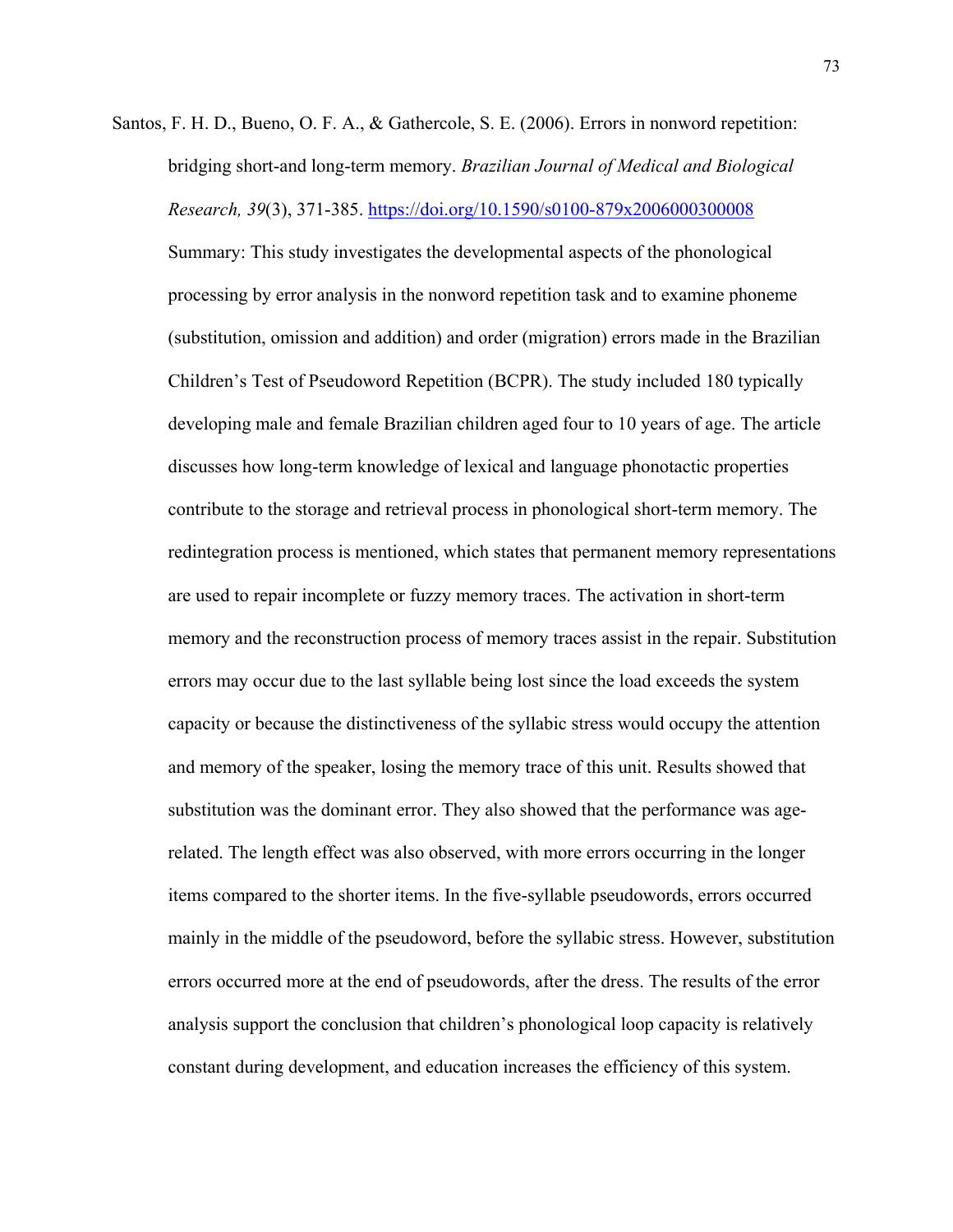Santos, F. H. D., Bueno, O. F. A., & Gathercole, S. E. (2006). Errors in nonword repetition: bridging short-and long-term memory. *Brazilian Journal of Medical and Biological Research, 39*(3), 371-385. https://doi.org/10.1590/s0100-879x2006000300008

Summary: This study investigates the developmental aspects of the phonological processing by error analysis in the nonword repetition task and to examine phoneme (substitution, omission and addition) and order (migration) errors made in the Brazilian Children's Test of Pseudoword Repetition (BCPR). The study included 180 typically developing male and female Brazilian children aged four to 10 years of age. The article discusses how long-term knowledge of lexical and language phonotactic properties contribute to the storage and retrieval process in phonological short-term memory. The redintegration process is mentioned, which states that permanent memory representations are used to repair incomplete or fuzzy memory traces. The activation in short-term memory and the reconstruction process of memory traces assist in the repair. Substitution errors may occur due to the last syllable being lost since the load exceeds the system capacity or because the distinctiveness of the syllabic stress would occupy the attention and memory of the speaker, losing the memory trace of this unit. Results showed that substitution was the dominant error. They also showed that the performance was age-related. The length effect was also observed, with more errors occurring in the longer items compared to the shorter items. In the five-syllable pseudowords, errors occurred mainly in the middle of the pseudoword, before the syllabic stress. However, substitution errors occurred more at the end of pseudowords, after the dress. The results of the error analysis support the conclusion that children's phonological loop capacity is relatively constant during development, and education increases the efficiency of this system.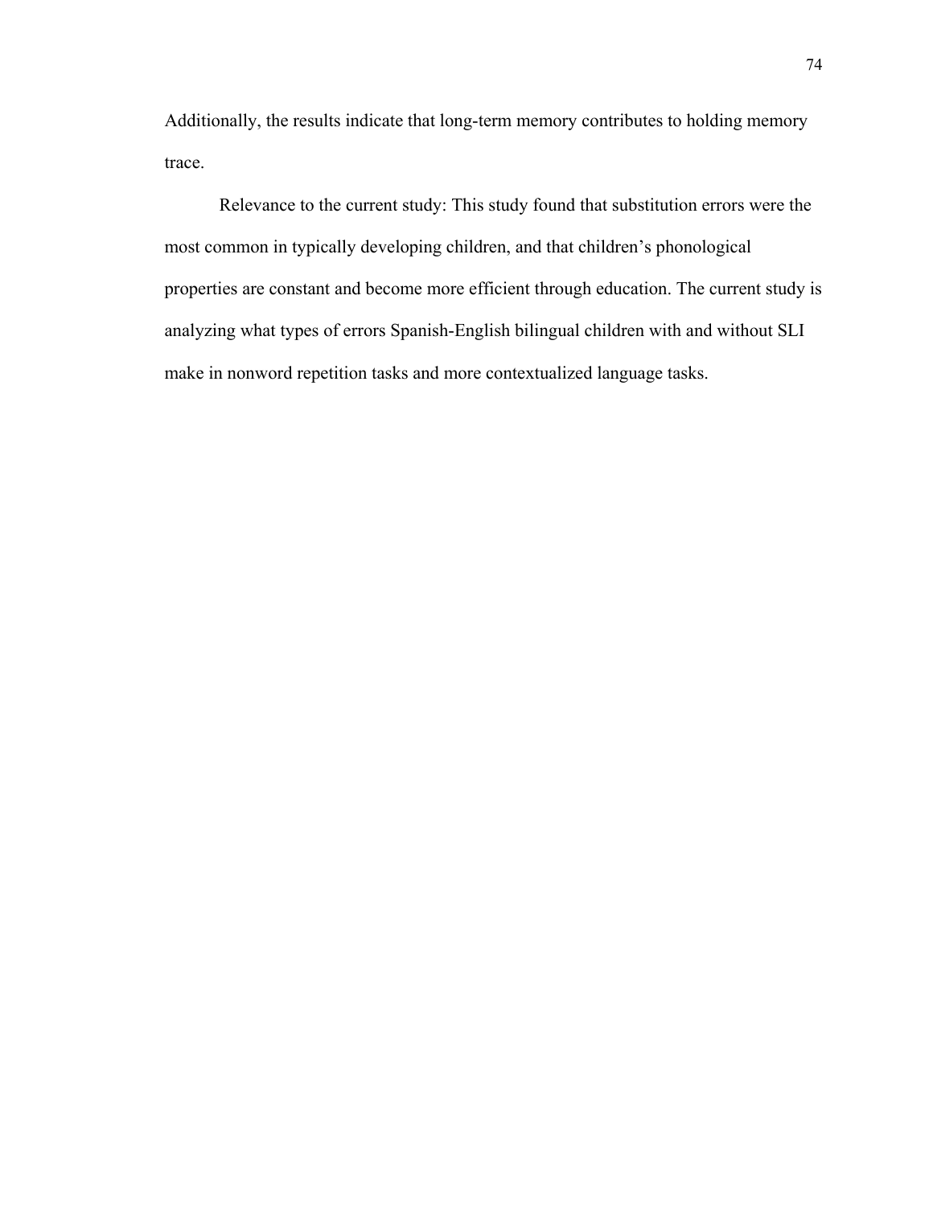Additionally, the results indicate that long-term memory contributes to holding memory trace.

Relevance to the current study: This study found that substitution errors were the most common in typically developing children, and that children's phonological properties are constant and become more efficient through education. The current study is analyzing what types of errors Spanish-English bilingual children with and without SLI make in nonword repetition tasks and more contextualized language tasks.